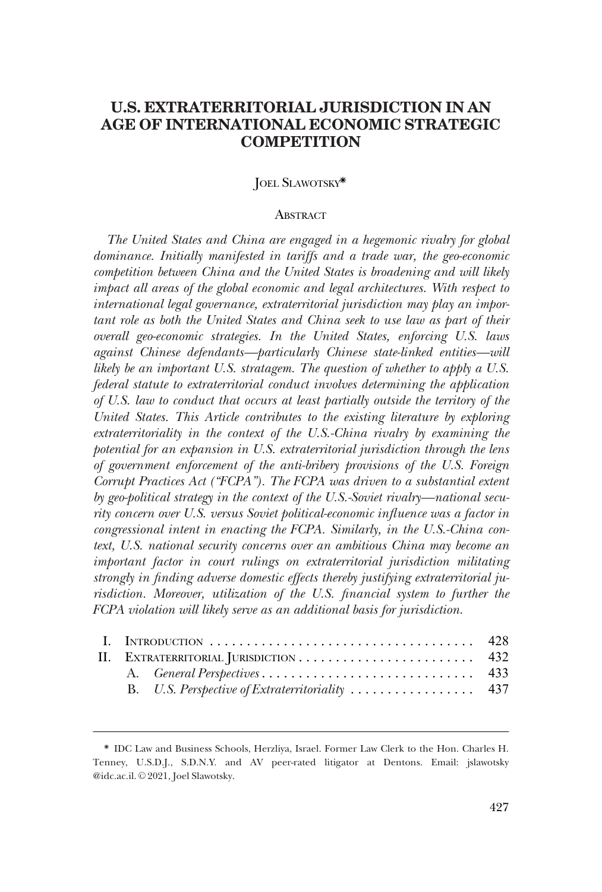# U.S. EXTRATERRITORIAL JURISDICTION IN AN AGE OF INTERNATIONAL ECONOMIC STRATEGIC COMPETITION

JOEL SLAWOTSKY*

## ABSTRACT

*The United States and China are engaged in a hegemonic rivalry for global dominance. Initially manifested in tariffs and a trade war, the geo-economic competition between China and the United States is broadening and will likely impact all areas of the global economic and legal architectures. With respect to international legal governance, extraterritorial jurisdiction may play an important role as both the United States and China seek to use law as part of their overall geo-economic strategies. In the United States, enforcing U.S. laws against Chinese defendants—particularly Chinese state-linked entities—will likely be an important U.S. stratagem. The question of whether to apply a U.S. federal statute to extraterritorial conduct involves determining the application of U.S. law to conduct that occurs at least partially outside the territory of the United States. This Article contributes to the existing literature by exploring extraterritoriality in the context of the U.S.-China rivalry by examining the potential for an expansion in U.S. extraterritorial jurisdiction through the lens of government enforcement of the anti-bribery provisions of the U.S. Foreign Corrupt Practices Act ("FCPA"). The FCPA was driven to a substantial extent by geo-political strategy in the context of the U.S.-Soviet rivalry—national security concern over U.S. versus Soviet political-economic influence was a factor in congressional intent in enacting the FCPA. Similarly, in the U.S.-China context, U.S. national security concerns over an ambitious China may become an important factor in court rulings on extraterritorial jurisdiction militating strongly in finding adverse domestic effects thereby justifying extraterritorial jurisdiction. Moreover, utilization of the U.S. financial system to further the FCPA violation will likely serve as an additional basis for jurisdiction.*

| | | |
|---|---|---|
| I. | INTRODUCTION | 428 |
| II. | EXTRATERRITORIAL JURISDICTION | 432 |
| | A. *General Perspectives* | 433 |
| | B. *U.S. Perspective of Extraterritoriality* | 437 |

---

\* IDC Law and Business Schools, Herzliya, Israel. Former Law Clerk to the Hon. Charles H. Tenney, U.S.D.J., S.D.N.Y. and AV peer-rated litigator at Dentons. Email: jslawotsky@idc.ac.il. © 2021, Joel Slawotsky.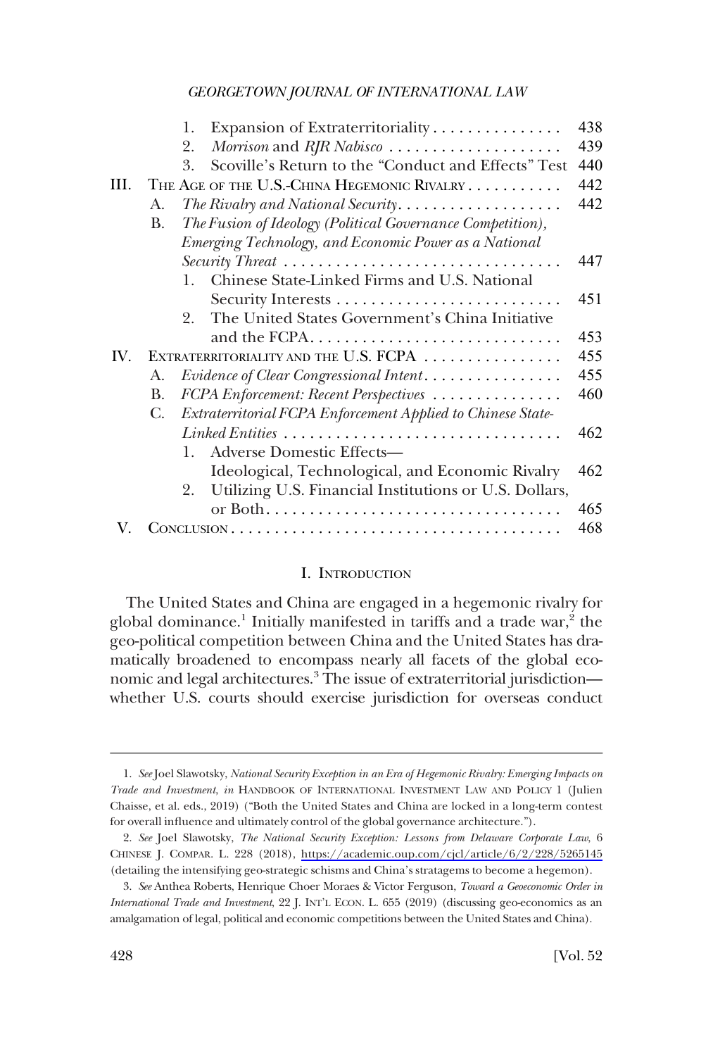1. Expansion of Extraterritoriality . . . . . . . . . . . . . . . 438
2. *Morrison* and *RJR Nabisco* . . . . . . . . . . . . . . . . . . . . 439
3. Scoville's Return to the "Conduct and Effects" Test 440

III. The Age of the U.S.-China Hegemonic Rivalry . . . . . . . . . . . 442
 A. *The Rivalry and National Security* . . . . . . . . . . . . . . . . . . . 442
 B. *The Fusion of Ideology (Political Governance Competition), Emerging Technology, and Economic Power as a National Security Threat* . . . . . . . . . . . . . . . . . . . . . . . . . . . . . . . . 447
 1. Chinese State-Linked Firms and U.S. National Security Interests . . . . . . . . . . . . . . . . . . . . . . . . . . 451
 2. The United States Government's China Initiative and the FCPA . . . . . . . . . . . . . . . . . . . . . . . . . . . . . 453

IV. Extraterritoriality and the U.S. FCPA . . . . . . . . . . . . . . . . 455
 A. *Evidence of Clear Congressional Intent* . . . . . . . . . . . . . . . . 455
 B. *FCPA Enforcement: Recent Perspectives* . . . . . . . . . . . . . . . 460
 C. *Extraterritorial FCPA Enforcement Applied to Chinese State-Linked Entities* . . . . . . . . . . . . . . . . . . . . . . . . . . . . . . . . . 462
 1. Adverse Domestic Effects—Ideological, Technological, and Economic Rivalry 462
 2. Utilizing U.S. Financial Institutions or U.S. Dollars, or Both . . . . . . . . . . . . . . . . . . . . . . . . . . . . . . . . . . 465

V. Conclusion . . . . . . . . . . . . . . . . . . . . . . . . . . . . . . . . . . . . . . . 468

## I. Introduction

The United States and China are engaged in a hegemonic rivalry for global dominance.[1] Initially manifested in tariffs and a trade war,[2] the geo-political competition between China and the United States has dramatically broadened to encompass nearly all facets of the global economic and legal architectures.[3] The issue of extraterritorial jurisdiction—whether U.S. courts should exercise jurisdiction for overseas conduct

---

1. *See* Joel Slawotsky, *National Security Exception in an Era of Hegemonic Rivalry: Emerging Impacts on Trade and Investment*, *in* Handbook of International Investment Law and Policy 1 (Julien Chaisse, et al. eds., 2019) ("Both the United States and China are locked in a long-term contest for overall influence and ultimately control of the global governance architecture.").

2. *See* Joel Slawotsky, *The National Security Exception: Lessons from Delaware Corporate Law*, 6 Chinese J. Compar. L. 228 (2018), https://academic.oup.com/cjcl/article/6/2/228/5265145 (detailing the intensifying geo-strategic schisms and China's stratagems to become a hegemon).

3. *See* Anthea Roberts, Henrique Choer Moraes & Victor Ferguson, *Toward a Geoeconomic Order in International Trade and Investment*, 22 J. Int'l Econ. L. 655 (2019) (discussing geo-economics as an amalgamation of legal, political and economic competitions between the United States and China).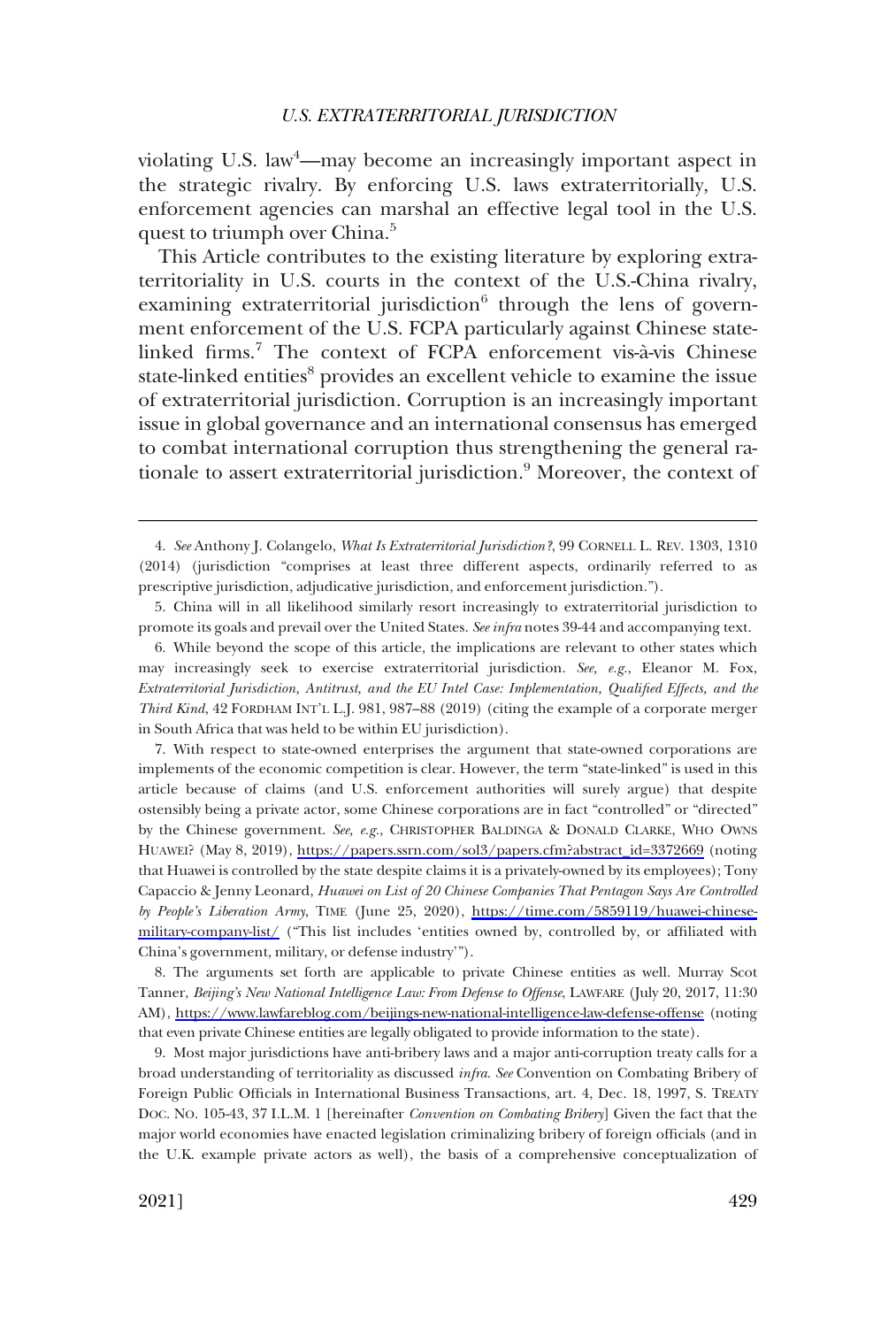violating U.S. law[4]—may become an increasingly important aspect in the strategic rivalry. By enforcing U.S. laws extraterritorially, U.S. enforcement agencies can marshal an effective legal tool in the U.S. quest to triumph over China.[5]

This Article contributes to the existing literature by exploring extraterritoriality in U.S. courts in the context of the U.S.-China rivalry, examining extraterritorial jurisdiction[6] through the lens of government enforcement of the U.S. FCPA particularly against Chinese state-linked firms.[7] The context of FCPA enforcement vis-à-vis Chinese state-linked entities[8] provides an excellent vehicle to examine the issue of extraterritorial jurisdiction. Corruption is an increasingly important issue in global governance and an international consensus has emerged to combat international corruption thus strengthening the general rationale to assert extraterritorial jurisdiction.[9] Moreover, the context of

---

4. *See* Anthony J. Colangelo, *What Is Extraterritorial Jurisdiction?*, 99 CORNELL L. REV. 1303, 1310 (2014) (jurisdiction "comprises at least three different aspects, ordinarily referred to as prescriptive jurisdiction, adjudicative jurisdiction, and enforcement jurisdiction.").

5. China will in all likelihood similarly resort increasingly to extraterritorial jurisdiction to promote its goals and prevail over the United States. *See infra* notes 39-44 and accompanying text.

6. While beyond the scope of this article, the implications are relevant to other states which may increasingly seek to exercise extraterritorial jurisdiction. *See, e.g.*, Eleanor M. Fox, *Extraterritorial Jurisdiction, Antitrust, and the EU Intel Case: Implementation, Qualified Effects, and the Third Kind*, 42 FORDHAM INT'L L.J. 981, 987–88 (2019) (citing the example of a corporate merger in South Africa that was held to be within EU jurisdiction).

7. With respect to state-owned enterprises the argument that state-owned corporations are implements of the economic competition is clear. However, the term "state-linked" is used in this article because of claims (and U.S. enforcement authorities will surely argue) that despite ostensibly being a private actor, some Chinese corporations are in fact "controlled" or "directed" by the Chinese government. *See, e.g.*, CHRISTOPHER BALDINGA & DONALD CLARKE, WHO OWNS HUAWEI? (May 8, 2019), https://papers.ssrn.com/sol3/papers.cfm?abstract_id=3372669 (noting that Huawei is controlled by the state despite claims it is a privately-owned by its employees); Tony Capaccio & Jenny Leonard, *Huawei on List of 20 Chinese Companies That Pentagon Says Are Controlled by People's Liberation Army*, TIME (June 25, 2020), https://time.com/5859119/huawei-chinese-military-company-list/ ("This list includes 'entities owned by, controlled by, or affiliated with China's government, military, or defense industry'").

8. The arguments set forth are applicable to private Chinese entities as well. Murray Scot Tanner, *Beijing's New National Intelligence Law: From Defense to Offense*, LAWFARE (July 20, 2017, 11:30 AM), https://www.lawfareblog.com/beijings-new-national-intelligence-law-defense-offense (noting that even private Chinese entities are legally obligated to provide information to the state).

9. Most major jurisdictions have anti-bribery laws and a major anti-corruption treaty calls for a broad understanding of territoriality as discussed *infra*. *See* Convention on Combating Bribery of Foreign Public Officials in International Business Transactions, art. 4, Dec. 18, 1997, S. TREATY DOC. NO. 105-43, 37 I.L.M. 1 [hereinafter *Convention on Combating Bribery*] Given the fact that the major world economies have enacted legislation criminalizing bribery of foreign officials (and in the U.K. example private actors as well), the basis of a comprehensive conceptualization of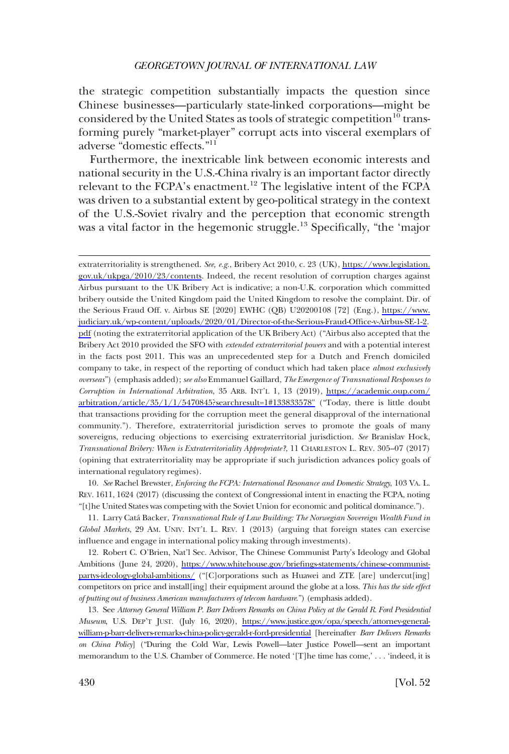the strategic competition substantially impacts the question since Chinese businesses—particularly state-linked corporations—might be considered by the United States as tools of strategic competition[10] transforming purely "market-player" corrupt acts into visceral exemplars of adverse "domestic effects."[11]

Furthermore, the inextricable link between economic interests and national security in the U.S.-China rivalry is an important factor directly relevant to the FCPA's enactment.[12] The legislative intent of the FCPA was driven to a substantial extent by geo-political strategy in the context of the U.S.-Soviet rivalry and the perception that economic strength was a vital factor in the hegemonic struggle.[13] Specifically, "the 'major

---

extraterritoriality is strengthened. *See, e.g.*, Bribery Act 2010, c. 23 (UK), https://www.legislation.gov.uk/ukpga/2010/23/contents. Indeed, the recent resolution of corruption charges against Airbus pursuant to the UK Bribery Act is indicative; a non-U.K. corporation which committed bribery outside the United Kingdom paid the United Kingdom to resolve the complaint. Dir. of the Serious Fraud Off. v. Airbus SE [2020] EWHC (QB) U20200108 [72] (Eng.), https://www.judiciary.uk/wp-content/uploads/2020/01/Director-of-the-Serious-Fraud-Office-v-Airbus-SE-1-2.pdf (noting the extraterritorial application of the UK Bribery Act) ("Airbus also accepted that the Bribery Act 2010 provided the SFO with *extended extraterritorial powers* and with a potential interest in the facts post 2011. This was an unprecedented step for a Dutch and French domiciled company to take, in respect of the reporting of conduct which had taken place *almost exclusively overseas*") (emphasis added); *see also* Emmanuel Gaillard, *The Emergence of Transnational Responses to Corruption in International Arbitration*, 35 ARB. INT'L 1, 13 (2019), https://academic.oup.com/arbitration/article/35/1/1/5470845?searchresult=1#133833578" ("Today, there is little doubt that transactions providing for the corruption meet the general disapproval of the international community."). Therefore, extraterritorial jurisdiction serves to promote the goals of many sovereigns, reducing objections to exercising extraterritorial jurisdiction. *See* Branislav Hock, *Transnational Bribery: When is Extraterritoriality Appropriate?*, 11 CHARLESTON L. REV. 305–07 (2017) (opining that extraterritoriality may be appropriate if such jurisdiction advances policy goals of international regulatory regimes).

10. *See* Rachel Brewster, *Enforcing the FCPA: International Resonance and Domestic Strategy*, 103 VA. L. REV. 1611, 1624 (2017) (discussing the context of Congressional intent in enacting the FCPA, noting "[t]he United States was competing with the Soviet Union for economic and political dominance.").

11. Larry Catá Backer, *Transnational Rule of Law Building: The Norwegian Sovereign Wealth Fund in Global Markets*, 29 AM. UNIV. INT'L L. REV. 1 (2013) (arguing that foreign states can exercise influence and engage in international policy making through investments).

12. Robert C. O'Brien, Nat'l Sec. Advisor, The Chinese Communist Party's Ideology and Global Ambitions (June 24, 2020), https://www.whitehouse.gov/briefings-statements/chinese-communist-partys-ideology-global-ambitions/ ("[C]orporations such as Huawei and ZTE [are] undercut[ing] competitors on price and install[ing] their equipment around the globe at a loss. *This has the side effect of putting out of business American manufacturers of telecom hardware.*") (emphasis added).

13. See *Attorney General William P. Barr Delivers Remarks on China Policy at the Gerald R. Ford Presidential Museum*, U.S. DEP'T JUST. (July 16, 2020), https://www.justice.gov/opa/speech/attorney-general-william-p-barr-delivers-remarks-china-policy-gerald-r-ford-presidential [hereinafter *Barr Delivers Remarks on China Policy*] ("During the Cold War, Lewis Powell—later Justice Powell—sent an important memorandum to the U.S. Chamber of Commerce. He noted '[T]he time has come,' . . . 'indeed, it is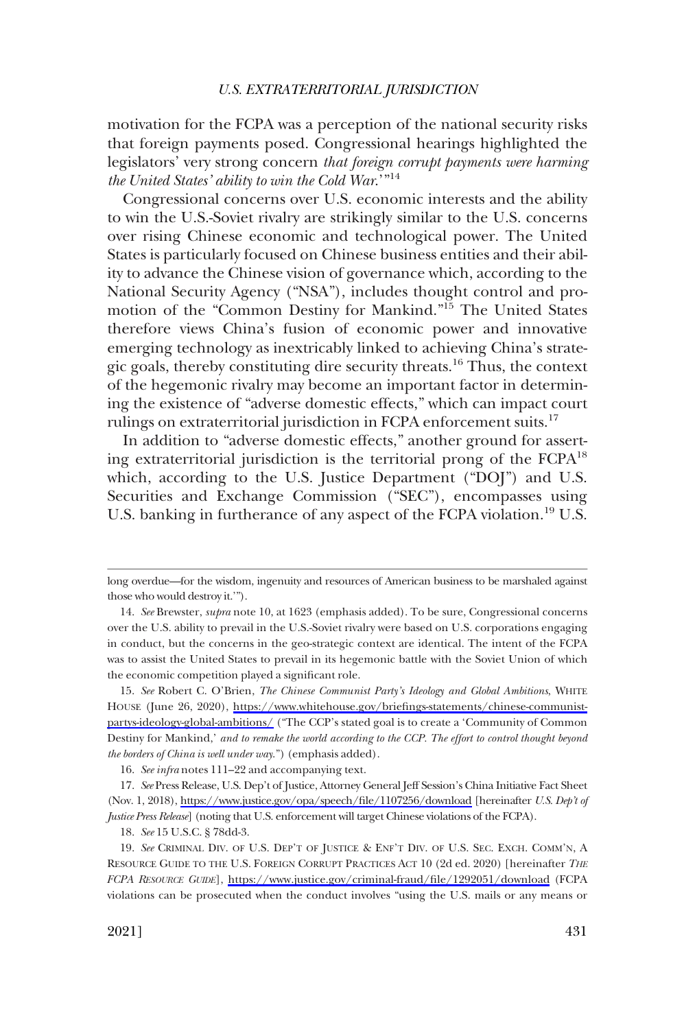motivation for the FCPA was a perception of the national security risks that foreign payments posed. Congressional hearings highlighted the legislators' very strong concern *that foreign corrupt payments were harming the United States' ability to win the Cold War*.'"[14]

Congressional concerns over U.S. economic interests and the ability to win the U.S.-Soviet rivalry are strikingly similar to the U.S. concerns over rising Chinese economic and technological power. The United States is particularly focused on Chinese business entities and their ability to advance the Chinese vision of governance which, according to the National Security Agency ("NSA"), includes thought control and promotion of the "Common Destiny for Mankind."[15] The United States therefore views China's fusion of economic power and innovative emerging technology as inextricably linked to achieving China's strategic goals, thereby constituting dire security threats.[16] Thus, the context of the hegemonic rivalry may become an important factor in determining the existence of "adverse domestic effects," which can impact court rulings on extraterritorial jurisdiction in FCPA enforcement suits.[17]

In addition to "adverse domestic effects," another ground for asserting extraterritorial jurisdiction is the territorial prong of the FCPA[18] which, according to the U.S. Justice Department ("DOJ") and U.S. Securities and Exchange Commission ("SEC"), encompasses using U.S. banking in furtherance of any aspect of the FCPA violation.[19] U.S.

---

long overdue—for the wisdom, ingenuity and resources of American business to be marshaled against those who would destroy it.'").

14. *See* Brewster, *supra* note 10, at 1623 (emphasis added). To be sure, Congressional concerns over the U.S. ability to prevail in the U.S.-Soviet rivalry were based on U.S. corporations engaging in conduct, but the concerns in the geo-strategic context are identical. The intent of the FCPA was to assist the United States to prevail in its hegemonic battle with the Soviet Union of which the economic competition played a significant role.

15. *See* Robert C. O'Brien, *The Chinese Communist Party's Ideology and Global Ambitions*, WHITE HOUSE (June 26, 2020), https://www.whitehouse.gov/briefings-statements/chinese-communist-partys-ideology-global-ambitions/ ("The CCP's stated goal is to create a 'Community of Common Destiny for Mankind,' *and to remake the world according to the CCP. The effort to control thought beyond the borders of China is well under way*.") (emphasis added).

16. *See infra* notes 111–22 and accompanying text.

17. *See* Press Release, U.S. Dep't of Justice, Attorney General Jeff Session's China Initiative Fact Sheet (Nov. 1, 2018), https://www.justice.gov/opa/speech/file/1107256/download [hereinafter *U.S. Dep't of Justice Press Release*] (noting that U.S. enforcement will target Chinese violations of the FCPA).

18. *See* 15 U.S.C. § 78dd-3.

19. *See* CRIMINAL DIV. OF U.S. DEP'T OF JUSTICE & ENF'T DIV. OF U.S. SEC. EXCH. COMM'N, A RESOURCE GUIDE TO THE U.S. FOREIGN CORRUPT PRACTICES ACT 10 (2d ed. 2020) [hereinafter *THE FCPA RESOURCE GUIDE*], https://www.justice.gov/criminal-fraud/file/1292051/download (FCPA violations can be prosecuted when the conduct involves "using the U.S. mails or any means or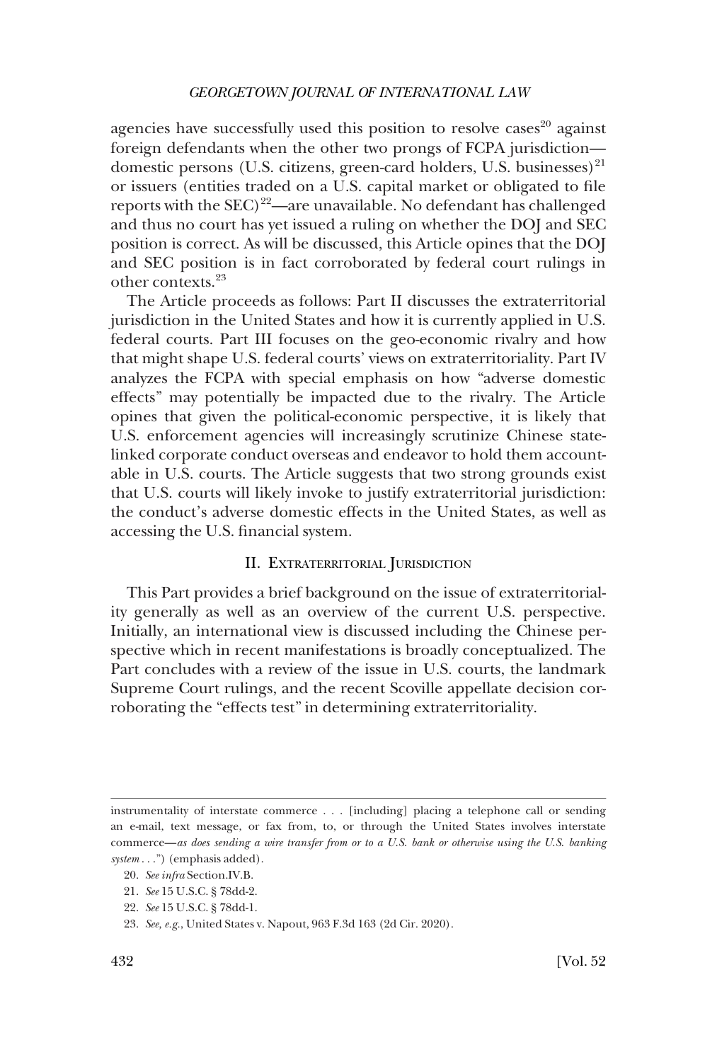agencies have successfully used this position to resolve cases[20] against foreign defendants when the other two prongs of FCPA jurisdiction—domestic persons (U.S. citizens, green-card holders, U.S. businesses)[21] or issuers (entities traded on a U.S. capital market or obligated to file reports with the SEC)[22]—are unavailable. No defendant has challenged and thus no court has yet issued a ruling on whether the DOJ and SEC position is correct. As will be discussed, this Article opines that the DOJ and SEC position is in fact corroborated by federal court rulings in other contexts.[23]

The Article proceeds as follows: Part II discusses the extraterritorial jurisdiction in the United States and how it is currently applied in U.S. federal courts. Part III focuses on the geo-economic rivalry and how that might shape U.S. federal courts' views on extraterritoriality. Part IV analyzes the FCPA with special emphasis on how "adverse domestic effects" may potentially be impacted due to the rivalry. The Article opines that given the political-economic perspective, it is likely that U.S. enforcement agencies will increasingly scrutinize Chinese state-linked corporate conduct overseas and endeavor to hold them accountable in U.S. courts. The Article suggests that two strong grounds exist that U.S. courts will likely invoke to justify extraterritorial jurisdiction: the conduct's adverse domestic effects in the United States, as well as accessing the U.S. financial system.

## II. Extraterritorial Jurisdiction

This Part provides a brief background on the issue of extraterritoriality generally as well as an overview of the current U.S. perspective. Initially, an international view is discussed including the Chinese perspective which in recent manifestations is broadly conceptualized. The Part concludes with a review of the issue in U.S. courts, the landmark Supreme Court rulings, and the recent Scoville appellate decision corroborating the "effects test" in determining extraterritoriality.

---

instrumentality of interstate commerce . . . [including] placing a telephone call or sending an e-mail, text message, or fax from, to, or through the United States involves interstate commerce—*as does sending a wire transfer from or to a U.S. bank or otherwise using the U.S. banking system . . .*") (emphasis added).

20. *See infra* Section.IV.B.

21. *See* 15 U.S.C. § 78dd-2.

22. *See* 15 U.S.C. § 78dd-1.

23. *See, e.g.*, United States v. Napout, 963 F.3d 163 (2d Cir. 2020).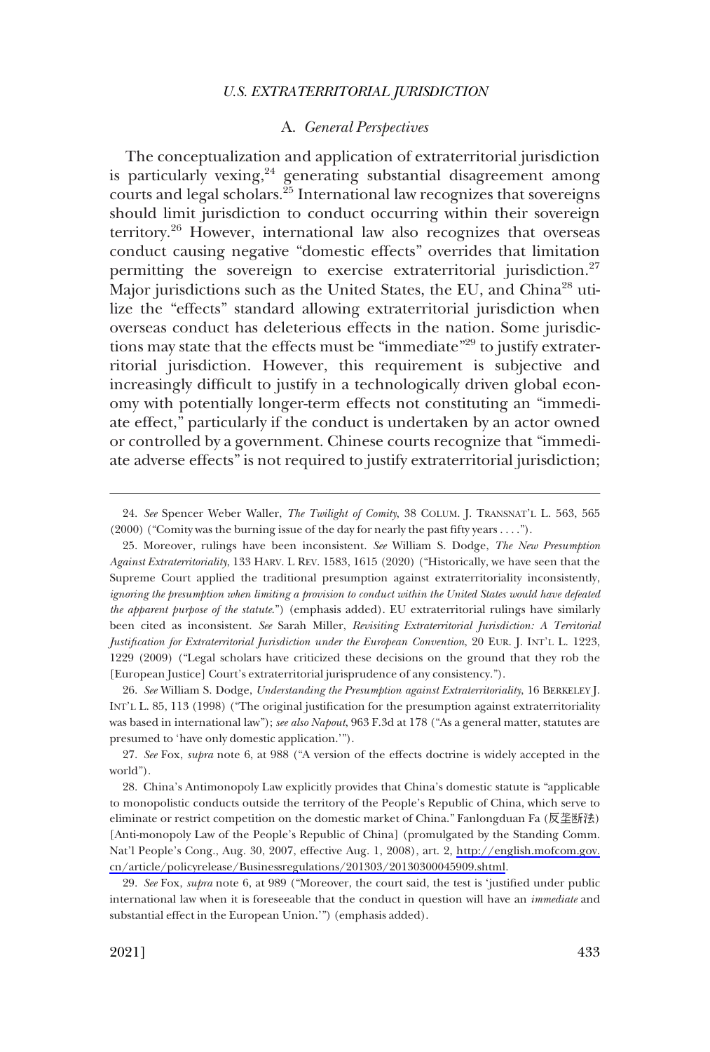### A. *General Perspectives*

The conceptualization and application of extraterritorial jurisdiction is particularly vexing,[24] generating substantial disagreement among courts and legal scholars.[25] International law recognizes that sovereigns should limit jurisdiction to conduct occurring within their sovereign territory.[26] However, international law also recognizes that overseas conduct causing negative "domestic effects" overrides that limitation permitting the sovereign to exercise extraterritorial jurisdiction.[27] Major jurisdictions such as the United States, the EU, and China[28] utilize the "effects" standard allowing extraterritorial jurisdiction when overseas conduct has deleterious effects in the nation. Some jurisdictions may state that the effects must be "immediate"[29] to justify extraterritorial jurisdiction. However, this requirement is subjective and increasingly difficult to justify in a technologically driven global economy with potentially longer-term effects not constituting an "immediate effect," particularly if the conduct is undertaken by an actor owned or controlled by a government. Chinese courts recognize that "immediate adverse effects" is not required to justify extraterritorial jurisdiction;

---

24. *See* Spencer Weber Waller, *The Twilight of Comity*, 38 COLUM. J. TRANSNAT'L L. 563, 565 (2000) ("Comity was the burning issue of the day for nearly the past fifty years . . . .").

25. Moreover, rulings have been inconsistent. *See* William S. Dodge, *The New Presumption Against Extraterritoriality*, 133 HARV. L REV. 1583, 1615 (2020) ("Historically, we have seen that the Supreme Court applied the traditional presumption against extraterritoriality inconsistently, *ignoring the presumption when limiting a provision to conduct within the United States would have defeated the apparent purpose of the statute*.") (emphasis added). EU extraterritorial rulings have similarly been cited as inconsistent. *See* Sarah Miller, *Revisiting Extraterritorial Jurisdiction: A Territorial Justification for Extraterritorial Jurisdiction under the European Convention*, 20 EUR. J. INT'L L. 1223, 1229 (2009) ("Legal scholars have criticized these decisions on the ground that they rob the [European Justice] Court's extraterritorial jurisprudence of any consistency.").

26. *See* William S. Dodge, *Understanding the Presumption against Extraterritoriality*, 16 BERKELEY J. INT'L L. 85, 113 (1998) ("The original justification for the presumption against extraterritoriality was based in international law"); *see also Napout*, 963 F.3d at 178 ("As a general matter, statutes are presumed to 'have only domestic application.'").

27. *See* Fox, *supra* note 6, at 988 ("A version of the effects doctrine is widely accepted in the world").

28. China's Antimonopoly Law explicitly provides that China's domestic statute is "applicable to monopolistic conducts outside the territory of the People's Republic of China, which serve to eliminate or restrict competition on the domestic market of China." Fanlongduan Fa (反垄断法) [Anti-monopoly Law of the People's Republic of China] (promulgated by the Standing Comm. Nat'l People's Cong., Aug. 30, 2007, effective Aug. 1, 2008), art. 2, http://english.mofcom.gov.cn/article/policyrelease/Businessregulations/201303/20130300045909.shtml.

29. *See* Fox, *supra* note 6, at 989 ("Moreover, the court said, the test is 'justified under public international law when it is foreseeable that the conduct in question will have an *immediate* and substantial effect in the European Union.'") (emphasis added).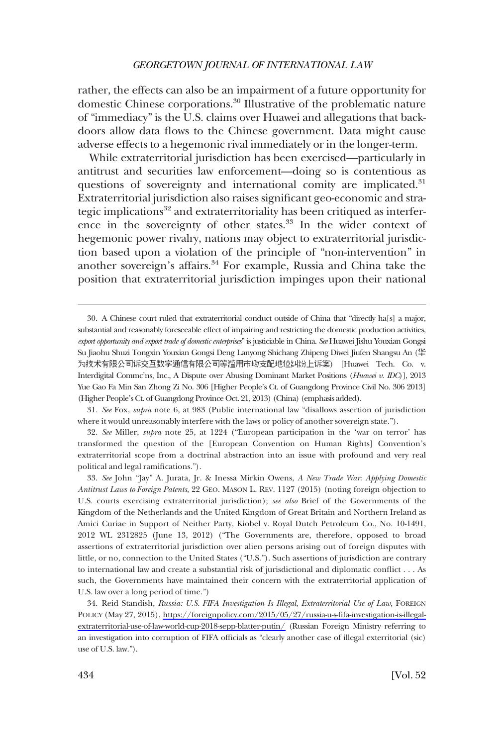rather, the effects can also be an impairment of a future opportunity for domestic Chinese corporations.[30] Illustrative of the problematic nature of "immediacy" is the U.S. claims over Huawei and allegations that backdoors allow data flows to the Chinese government. Data might cause adverse effects to a hegemonic rival immediately or in the longer-term.

While extraterritorial jurisdiction has been exercised—particularly in antitrust and securities law enforcement—doing so is contentious as questions of sovereignty and international comity are implicated.[31] Extraterritorial jurisdiction also raises significant geo-economic and strategic implications[32] and extraterritoriality has been critiqued as interference in the sovereignty of other states.[33] In the wider context of hegemonic power rivalry, nations may object to extraterritorial jurisdiction based upon a violation of the principle of "non-intervention" in another sovereign's affairs.[34] For example, Russia and China take the position that extraterritorial jurisdiction impinges upon their national

---

30. A Chinese court ruled that extraterritorial conduct outside of China that "directly ha[s] a major, substantial and reasonably foreseeable effect of impairing and restricting the domestic production activities, *export opportunity and export trade of domestic enterprises*" is justiciable in China. *See* Huawei Jishu Youxian Gongsi Su Jiaohu Shuzi Tongxin Youxian Gongsi Deng Lanyong Shichang Zhipeng Diwei Jiufen Shangsu An (华为技术有限公司诉交互数字通信有限公司等滥用市场支配地位纠纷上诉案) [Huawei Tech. Co. v. Interdigital Commc'ns, Inc., A Dispute over Abusing Dominant Market Positions (*Huawei v. IDC*)], 2013 Yue Gao Fa Min San Zhong Zi No. 306 [Higher People's Ct. of Guangdong Province Civil No. 306 2013] (Higher People's Ct. of Guangdong Province Oct. 21, 2013) (China) (emphasis added).

31. *See* Fox, *supra* note 6, at 983 (Public international law "disallows assertion of jurisdiction where it would unreasonably interfere with the laws or policy of another sovereign state.").

32. *See* Miller, *supra* note 25, at 1224 ("European participation in the 'war on terror' has transformed the question of the [European Convention on Human Rights] Convention's extraterritorial scope from a doctrinal abstraction into an issue with profound and very real political and legal ramifications.").

33. *See* John "Jay" A. Jurata, Jr. & Inessa Mirkin Owens, *A New Trade War: Applying Domestic Antitrust Laws to Foreign Patents*, 22 GEO. MASON L. REV. 1127 (2015) (noting foreign objection to U.S. courts exercising extraterritorial jurisdiction); *see also* Brief of the Governments of the Kingdom of the Netherlands and the United Kingdom of Great Britain and Northern Ireland as Amici Curiae in Support of Neither Party, Kiobel v. Royal Dutch Petroleum Co., No. 10-1491, 2012 WL 2312825 (June 13, 2012) ("The Governments are, therefore, opposed to broad assertions of extraterritorial jurisdiction over alien persons arising out of foreign disputes with little, or no, connection to the United States ("U.S."). Such assertions of jurisdiction are contrary to international law and create a substantial risk of jurisdictional and diplomatic conflict . . . As such, the Governments have maintained their concern with the extraterritorial application of U.S. law over a long period of time.")

34. Reid Standish, *Russia: U.S. FIFA Investigation Is Illegal, Extraterritorial Use of Law*, FOREIGN POLICY (May 27, 2015), https://foreignpolicy.com/2015/05/27/russia-u-s-fifa-investigation-is-illegal-extraterritorial-use-of-law-world-cup-2018-sepp-blatter-putin/ (Russian Foreign Ministry referring to an investigation into corruption of FIFA officials as "clearly another case of illegal exterritorial (sic) use of U.S. law.").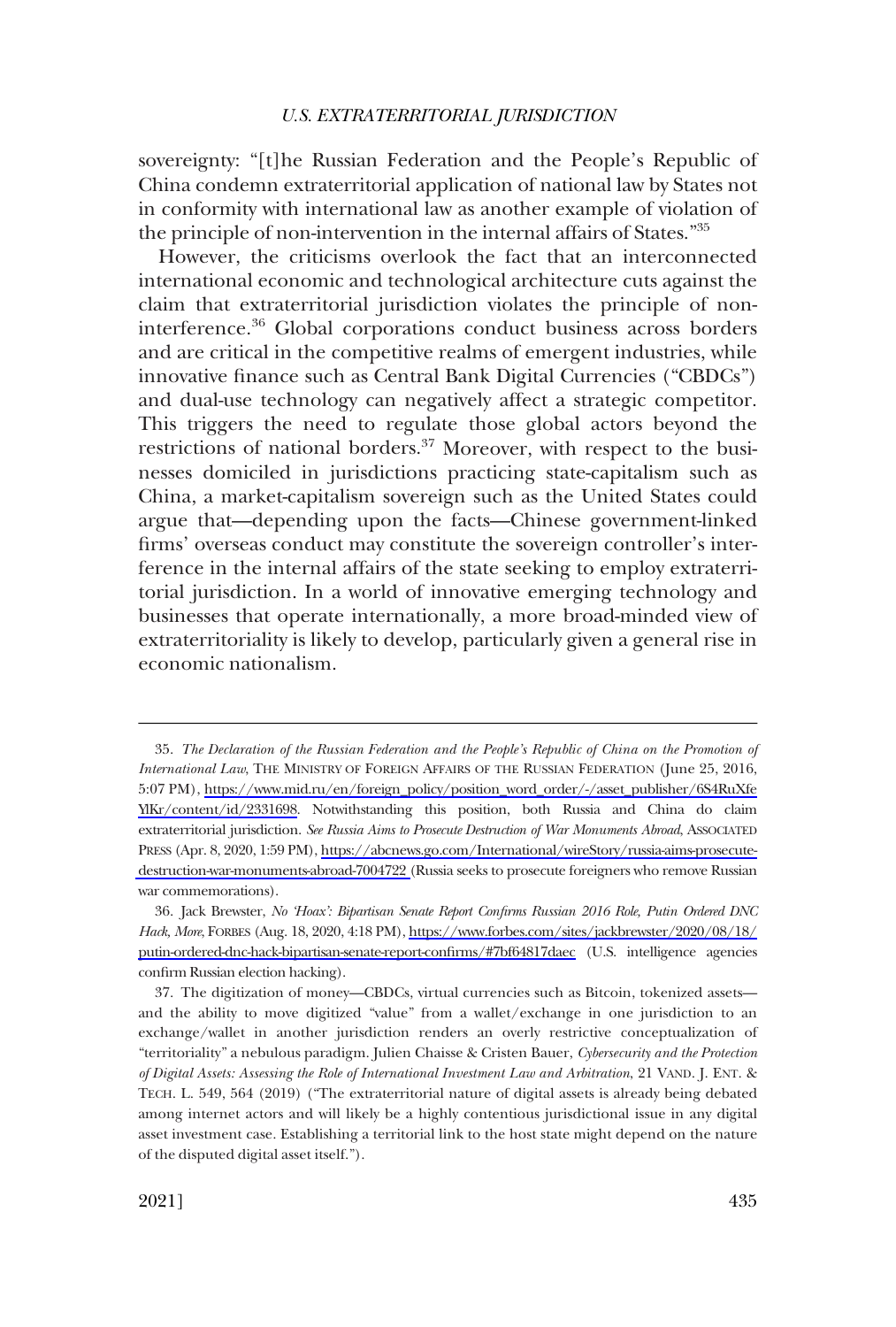sovereignty: "[t]he Russian Federation and the People's Republic of China condemn extraterritorial application of national law by States not in conformity with international law as another example of violation of the principle of non-intervention in the internal affairs of States."[35]

However, the criticisms overlook the fact that an interconnected international economic and technological architecture cuts against the claim that extraterritorial jurisdiction violates the principle of non-interference.[36] Global corporations conduct business across borders and are critical in the competitive realms of emergent industries, while innovative finance such as Central Bank Digital Currencies ("CBDCs") and dual-use technology can negatively affect a strategic competitor. This triggers the need to regulate those global actors beyond the restrictions of national borders.[37] Moreover, with respect to the businesses domiciled in jurisdictions practicing state-capitalism such as China, a market-capitalism sovereign such as the United States could argue that—depending upon the facts—Chinese government-linked firms' overseas conduct may constitute the sovereign controller's interference in the internal affairs of the state seeking to employ extraterritorial jurisdiction. In a world of innovative emerging technology and businesses that operate internationally, a more broad-minded view of extraterritoriality is likely to develop, particularly given a general rise in economic nationalism.

---

35. *The Declaration of the Russian Federation and the People's Republic of China on the Promotion of International Law*, THE MINISTRY OF FOREIGN AFFAIRS OF THE RUSSIAN FEDERATION (June 25, 2016, 5:07 PM), https://www.mid.ru/en/foreign_policy/position_word_order/-/asset_publisher/6S4RuXfeYlKr/content/id/2331698. Notwithstanding this position, both Russia and China do claim extraterritorial jurisdiction. *See Russia Aims to Prosecute Destruction of War Monuments Abroad*, ASSOCIATED PRESS (Apr. 8, 2020, 1:59 PM), https://abcnews.go.com/International/wireStory/russia-aims-prosecute-destruction-war-monuments-abroad-7004722 (Russia seeks to prosecute foreigners who remove Russian war commemorations).

36. Jack Brewster, *No 'Hoax': Bipartisan Senate Report Confirms Russian 2016 Role, Putin Ordered DNC Hack, More*, FORBES (Aug. 18, 2020, 4:18 PM), https://www.forbes.com/sites/jackbrewster/2020/08/18/putin-ordered-dnc-hack-bipartisan-senate-report-confirms/#7bf64817daec (U.S. intelligence agencies confirm Russian election hacking).

37. The digitization of money—CBDCs, virtual currencies such as Bitcoin, tokenized assets—and the ability to move digitized "value" from a wallet/exchange in one jurisdiction to an exchange/wallet in another jurisdiction renders an overly restrictive conceptualization of "territoriality" a nebulous paradigm. Julien Chaisse & Cristen Bauer, *Cybersecurity and the Protection of Digital Assets: Assessing the Role of International Investment Law and Arbitration*, 21 VAND. J. ENT. & TECH. L. 549, 564 (2019) ("The extraterritorial nature of digital assets is already being debated among internet actors and will likely be a highly contentious jurisdictional issue in any digital asset investment case. Establishing a territorial link to the host state might depend on the nature of the disputed digital asset itself.").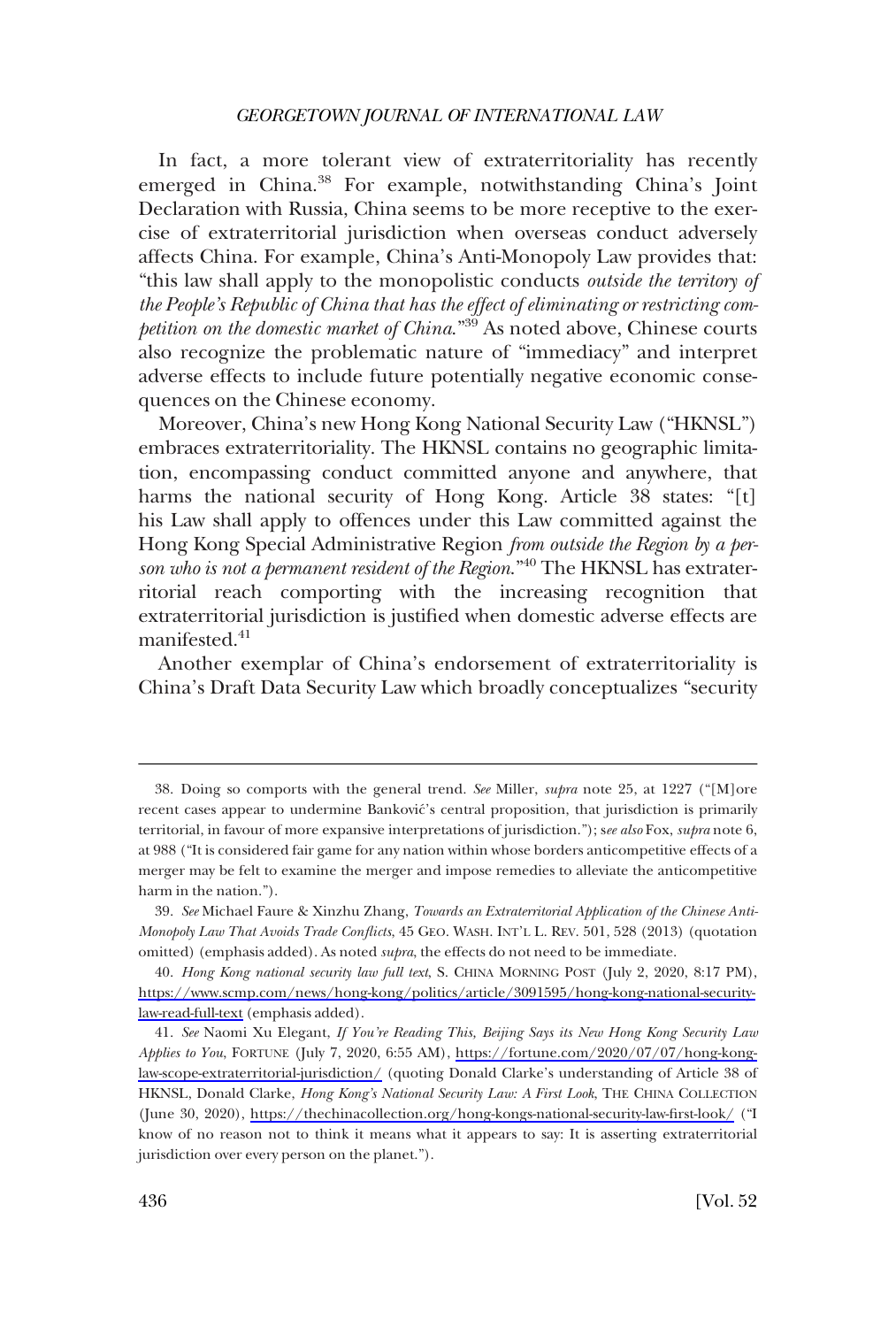In fact, a more tolerant view of extraterritoriality has recently emerged in China.[38] For example, notwithstanding China's Joint Declaration with Russia, China seems to be more receptive to the exercise of extraterritorial jurisdiction when overseas conduct adversely affects China. For example, China's Anti-Monopoly Law provides that: "this law shall apply to the monopolistic conducts *outside the territory of the People's Republic of China that has the effect of eliminating or restricting competition on the domestic market of China*."[39] As noted above, Chinese courts also recognize the problematic nature of "immediacy" and interpret adverse effects to include future potentially negative economic consequences on the Chinese economy.

Moreover, China's new Hong Kong National Security Law ("HKNSL") embraces extraterritoriality. The HKNSL contains no geographic limitation, encompassing conduct committed anyone and anywhere, that harms the national security of Hong Kong. Article 38 states: "[t]his Law shall apply to offences under this Law committed against the Hong Kong Special Administrative Region *from outside the Region by a person who is not a permanent resident of the Region*."[40] The HKNSL has extraterritorial reach comporting with the increasing recognition that extraterritorial jurisdiction is justified when domestic adverse effects are manifested.[41]

Another exemplar of China's endorsement of extraterritoriality is China's Draft Data Security Law which broadly conceptualizes "security

---

38. Doing so comports with the general trend. *See* Miller, *supra* note 25, at 1227 ("[M]ore recent cases appear to undermine Banković's central proposition, that jurisdiction is primarily territorial, in favour of more expansive interpretations of jurisdiction."); s*ee also* Fox, *supra* note 6, at 988 ("It is considered fair game for any nation within whose borders anticompetitive effects of a merger may be felt to examine the merger and impose remedies to alleviate the anticompetitive harm in the nation.").

39. *See* Michael Faure & Xinzhu Zhang, *Towards an Extraterritorial Application of the Chinese Anti-Monopoly Law That Avoids Trade Conflicts*, 45 GEO. WASH. INT'L L. REV. 501, 528 (2013) (quotation omitted) (emphasis added). As noted *supra*, the effects do not need to be immediate.

40. *Hong Kong national security law full text*, S. CHINA MORNING POST (July 2, 2020, 8:17 PM), https://www.scmp.com/news/hong-kong/politics/article/3091595/hong-kong-national-security-law-read-full-text (emphasis added).

41. *See* Naomi Xu Elegant, *If You're Reading This, Beijing Says its New Hong Kong Security Law Applies to You*, FORTUNE (July 7, 2020, 6:55 AM), https://fortune.com/2020/07/07/hong-kong-law-scope-extraterritorial-jurisdiction/ (quoting Donald Clarke's understanding of Article 38 of HKNSL, Donald Clarke, *Hong Kong's National Security Law: A First Look*, THE CHINA COLLECTION (June 30, 2020), https://thechinacollection.org/hong-kongs-national-security-law-first-look/ ("I know of no reason not to think it means what it appears to say: It is asserting extraterritorial jurisdiction over every person on the planet.").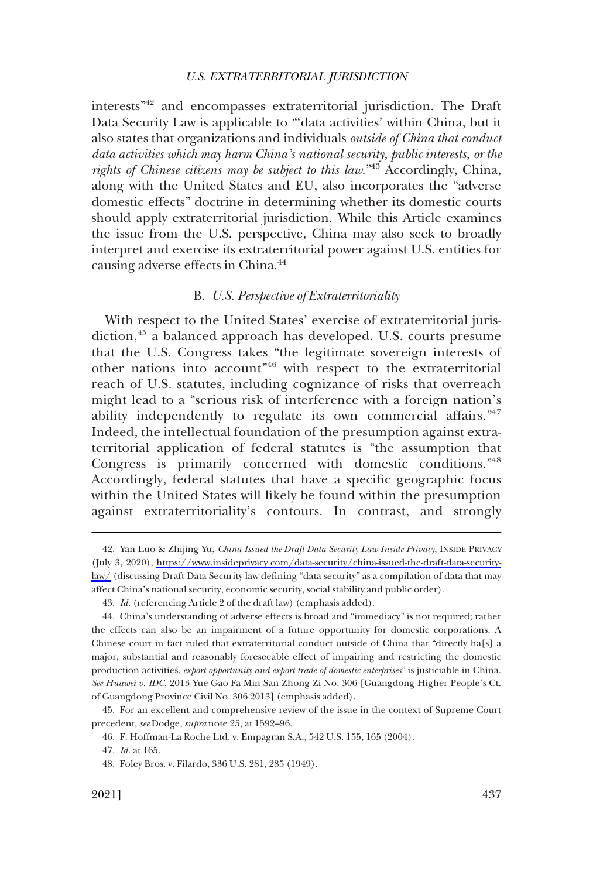interests"[42] and encompasses extraterritorial jurisdiction. The Draft Data Security Law is applicable to "'data activities' within China, but it also states that organizations and individuals *outside of China that conduct data activities which may harm China's national security, public interests, or the rights of Chinese citizens may be subject to this law.*"[43] Accordingly, China, along with the United States and EU, also incorporates the "adverse domestic effects" doctrine in determining whether its domestic courts should apply extraterritorial jurisdiction. While this Article examines the issue from the U.S. perspective, China may also seek to broadly interpret and exercise its extraterritorial power against U.S. entities for causing adverse effects in China.[44]

### B. *U.S. Perspective of Extraterritoriality*

With respect to the United States' exercise of extraterritorial jurisdiction,[45] a balanced approach has developed. U.S. courts presume that the U.S. Congress takes "the legitimate sovereign interests of other nations into account"[46] with respect to the extraterritorial reach of U.S. statutes, including cognizance of risks that overreach might lead to a "serious risk of interference with a foreign nation's ability independently to regulate its own commercial affairs."[47] Indeed, the intellectual foundation of the presumption against extraterritorial application of federal statutes is "the assumption that Congress is primarily concerned with domestic conditions."[48] Accordingly, federal statutes that have a specific geographic focus within the United States will likely be found within the presumption against extraterritoriality's contours. In contrast, and strongly

---

42. Yan Luo & Zhijing Yu, *China Issued the Draft Data Security Law Inside Privacy*, INSIDE PRIVACY (July 3, 2020), https://www.insideprivacy.com/data-security/china-issued-the-draft-data-security-law/ (discussing Draft Data Security law defining "data security" as a compilation of data that may affect China's national security, economic security, social stability and public order).

43. *Id.* (referencing Article 2 of the draft law) (emphasis added).

44. China's understanding of adverse effects is broad and "immediacy" is not required; rather the effects can also be an impairment of a future opportunity for domestic corporations. A Chinese court in fact ruled that extraterritorial conduct outside of China that "directly ha[s] a major, substantial and reasonably foreseeable effect of impairing and restricting the domestic production activities, *export opportunity and export trade of domestic enterprises*" is justiciable in China. *See Huawei v. IDC*, 2013 Yue Gao Fa Min San Zhong Zi No. 306 [Guangdong Higher People's Ct. of Guangdong Province Civil No. 306 2013] (emphasis added).

45. For an excellent and comprehensive review of the issue in the context of Supreme Court precedent, *see* Dodge, *supra* note 25, at 1592–96.

46. F. Hoffman-La Roche Ltd. v. Empagran S.A., 542 U.S. 155, 165 (2004).

47. *Id.* at 165.

48. Foley Bros. v. Filardo, 336 U.S. 281, 285 (1949).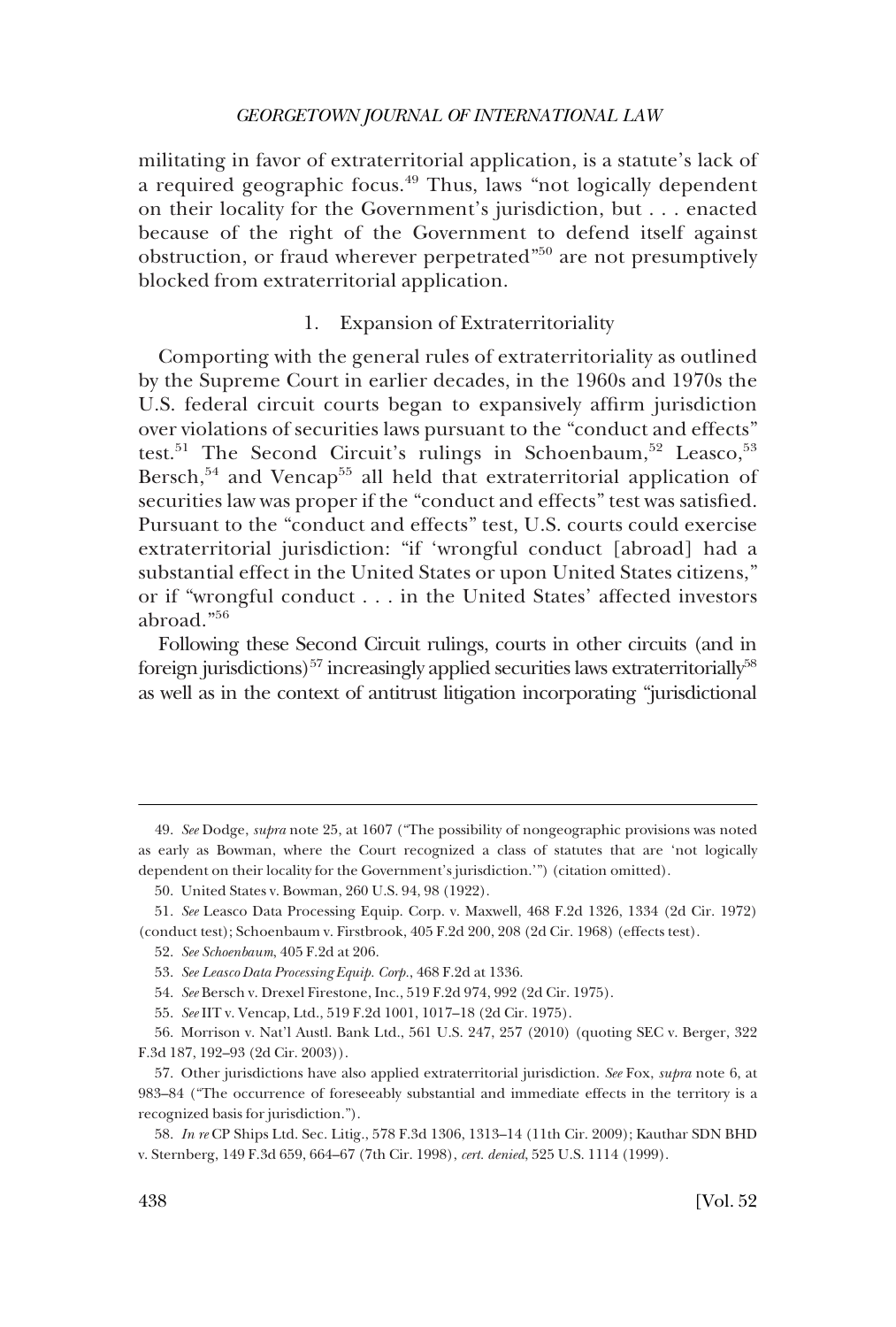militating in favor of extraterritorial application, is a statute's lack of a required geographic focus.[49] Thus, laws "not logically dependent on their locality for the Government's jurisdiction, but . . . enacted because of the right of the Government to defend itself against obstruction, or fraud wherever perpetrated"[50] are not presumptively blocked from extraterritorial application.

### 1. Expansion of Extraterritoriality

Comporting with the general rules of extraterritoriality as outlined by the Supreme Court in earlier decades, in the 1960s and 1970s the U.S. federal circuit courts began to expansively affirm jurisdiction over violations of securities laws pursuant to the "conduct and effects" test.[51] The Second Circuit's rulings in Schoenbaum,[52] Leasco,[53] Bersch,[54] and Vencap[55] all held that extraterritorial application of securities law was proper if the "conduct and effects" test was satisfied. Pursuant to the "conduct and effects" test, U.S. courts could exercise extraterritorial jurisdiction: "if 'wrongful conduct [abroad] had a substantial effect in the United States or upon United States citizens," or if "wrongful conduct . . . in the United States' affected investors abroad."[56]

Following these Second Circuit rulings, courts in other circuits (and in foreign jurisdictions)[57] increasingly applied securities laws extraterritorially[58] as well as in the context of antitrust litigation incorporating "jurisdictional

---

49. *See* Dodge, *supra* note 25, at 1607 ("The possibility of nongeographic provisions was noted as early as Bowman, where the Court recognized a class of statutes that are 'not logically dependent on their locality for the Government's jurisdiction.'") (citation omitted).

50. United States v. Bowman, 260 U.S. 94, 98 (1922).

51. *See* Leasco Data Processing Equip. Corp. v. Maxwell, 468 F.2d 1326, 1334 (2d Cir. 1972) (conduct test); Schoenbaum v. Firstbrook, 405 F.2d 200, 208 (2d Cir. 1968) (effects test).

52. *See Schoenbaum*, 405 F.2d at 206.

53. *See Leasco Data Processing Equip. Corp.*, 468 F.2d at 1336.

54. *See* Bersch v. Drexel Firestone, Inc., 519 F.2d 974, 992 (2d Cir. 1975).

55. *See* IIT v. Vencap, Ltd., 519 F.2d 1001, 1017–18 (2d Cir. 1975).

56. Morrison v. Nat'l Austl. Bank Ltd., 561 U.S. 247, 257 (2010) (quoting SEC v. Berger, 322 F.3d 187, 192–93 (2d Cir. 2003)).

57. Other jurisdictions have also applied extraterritorial jurisdiction. *See* Fox, *supra* note 6, at 983–84 ("The occurrence of foreseeably substantial and immediate effects in the territory is a recognized basis for jurisdiction.").

58. *In re* CP Ships Ltd. Sec. Litig., 578 F.3d 1306, 1313–14 (11th Cir. 2009); Kauthar SDN BHD v. Sternberg, 149 F.3d 659, 664–67 (7th Cir. 1998), *cert. denied*, 525 U.S. 1114 (1999).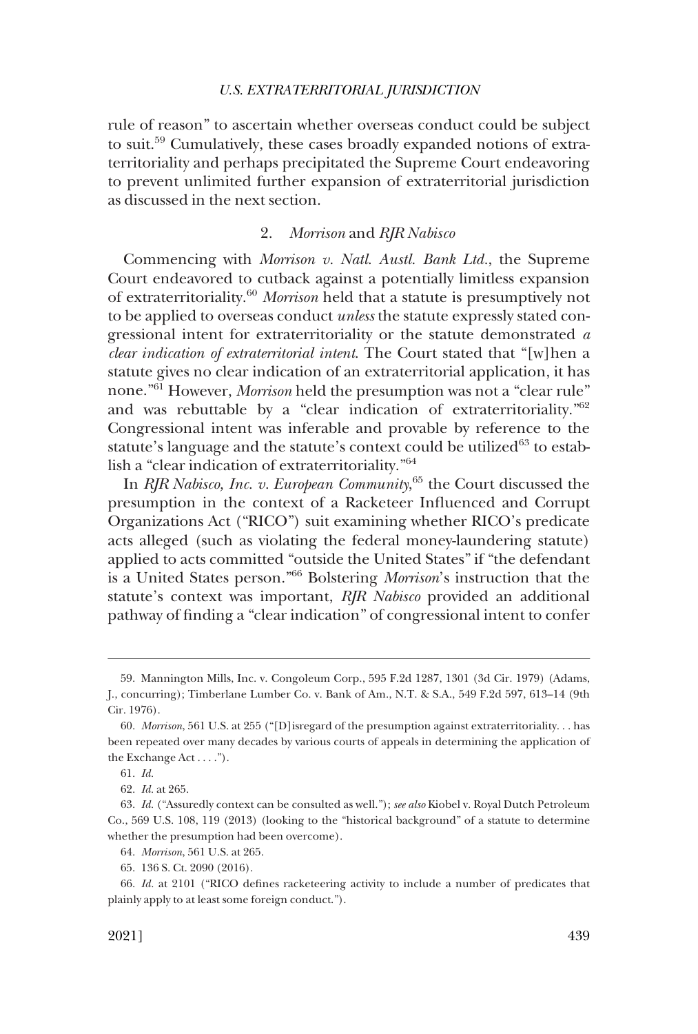rule of reason" to ascertain whether overseas conduct could be subject to suit.[59] Cumulatively, these cases broadly expanded notions of extraterritoriality and perhaps precipitated the Supreme Court endeavoring to prevent unlimited further expansion of extraterritorial jurisdiction as discussed in the next section.

### 2. *Morrison* and *RJR Nabisco*

Commencing with *Morrison v. Natl. Austl. Bank Ltd.*, the Supreme Court endeavored to cutback against a potentially limitless expansion of extraterritoriality.[60] *Morrison* held that a statute is presumptively not to be applied to overseas conduct *unless* the statute expressly stated congressional intent for extraterritoriality or the statute demonstrated *a clear indication of extraterritorial intent*. The Court stated that "[w]hen a statute gives no clear indication of an extraterritorial application, it has none."[61] However, *Morrison* held the presumption was not a "clear rule" and was rebuttable by a "clear indication of extraterritoriality."[62] Congressional intent was inferable and provable by reference to the statute's language and the statute's context could be utilized[63] to establish a "clear indication of extraterritoriality."[64]

In *RJR Nabisco, Inc. v. European Community*,[65] the Court discussed the presumption in the context of a Racketeer Influenced and Corrupt Organizations Act ("RICO") suit examining whether RICO's predicate acts alleged (such as violating the federal money-laundering statute) applied to acts committed "outside the United States" if "the defendant is a United States person."[66] Bolstering *Morrison*'s instruction that the statute's context was important, *RJR Nabisco* provided an additional pathway of finding a "clear indication" of congressional intent to confer

---

59. Mannington Mills, Inc. v. Congoleum Corp., 595 F.2d 1287, 1301 (3d Cir. 1979) (Adams, J., concurring); Timberlane Lumber Co. v. Bank of Am., N.T. & S.A., 549 F.2d 597, 613–14 (9th Cir. 1976).

60. *Morrison*, 561 U.S. at 255 ("[D]isregard of the presumption against extraterritoriality. . . has been repeated over many decades by various courts of appeals in determining the application of the Exchange Act . . . .").

61. *Id.*

62. *Id.* at 265.

63. *Id.* ("Assuredly context can be consulted as well."); *see also* Kiobel v. Royal Dutch Petroleum Co., 569 U.S. 108, 119 (2013) (looking to the "historical background" of a statute to determine whether the presumption had been overcome).

64. *Morrison*, 561 U.S. at 265.

65. 136 S. Ct. 2090 (2016).

66. *Id.* at 2101 ("RICO defines racketeering activity to include a number of predicates that plainly apply to at least some foreign conduct.").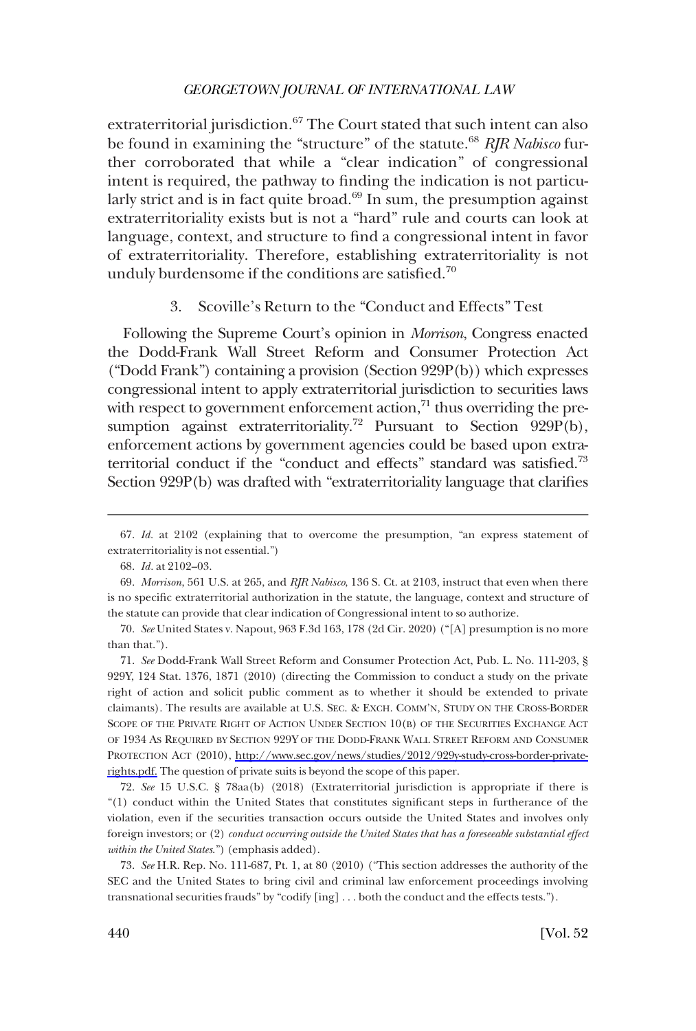extraterritorial jurisdiction.[67] The Court stated that such intent can also be found in examining the "structure" of the statute.[68] *RJR Nabisco* further corroborated that while a "clear indication" of congressional intent is required, the pathway to finding the indication is not particularly strict and is in fact quite broad.[69] In sum, the presumption against extraterritoriality exists but is not a "hard" rule and courts can look at language, context, and structure to find a congressional intent in favor of extraterritoriality. Therefore, establishing extraterritoriality is not unduly burdensome if the conditions are satisfied.[70]

### 3. Scoville's Return to the "Conduct and Effects" Test

Following the Supreme Court's opinion in *Morrison*, Congress enacted the Dodd-Frank Wall Street Reform and Consumer Protection Act ("Dodd Frank") containing a provision (Section 929P(b)) which expresses congressional intent to apply extraterritorial jurisdiction to securities laws with respect to government enforcement action,[71] thus overriding the presumption against extraterritoriality.[72] Pursuant to Section 929P(b), enforcement actions by government agencies could be based upon extraterritorial conduct if the "conduct and effects" standard was satisfied.[73] Section 929P(b) was drafted with "extraterritoriality language that clarifies

---

67. *Id.* at 2102 (explaining that to overcome the presumption, "an express statement of extraterritoriality is not essential.")

68. *Id.* at 2102–03.

69. *Morrison*, 561 U.S. at 265, and *RJR Nabisco*, 136 S. Ct. at 2103, instruct that even when there is no specific extraterritorial authorization in the statute, the language, context and structure of the statute can provide that clear indication of Congressional intent to so authorize.

70. *See* United States v. Napout, 963 F.3d 163, 178 (2d Cir. 2020) ("[A] presumption is no more than that.").

71. *See* Dodd-Frank Wall Street Reform and Consumer Protection Act, Pub. L. No. 111-203, § 929Y, 124 Stat. 1376, 1871 (2010) (directing the Commission to conduct a study on the private right of action and solicit public comment as to whether it should be extended to private claimants). The results are available at U.S. SEC. & EXCH. COMM'N, STUDY ON THE CROSS-BORDER SCOPE OF THE PRIVATE RIGHT OF ACTION UNDER SECTION 10(B) OF THE SECURITIES EXCHANGE ACT OF 1934 AS REQUIRED BY SECTION 929Y OF THE DODD-FRANK WALL STREET REFORM AND CONSUMER PROTECTION ACT (2010), http://www.sec.gov/news/studies/2012/929y-study-cross-border-private-rights.pdf. The question of private suits is beyond the scope of this paper.

72. *See* 15 U.S.C. § 78aa(b) (2018) (Extraterritorial jurisdiction is appropriate if there is "(1) conduct within the United States that constitutes significant steps in furtherance of the violation, even if the securities transaction occurs outside the United States and involves only foreign investors; or (2) *conduct occurring outside the United States that has a foreseeable substantial effect within the United States*.") (emphasis added).

73. *See* H.R. Rep. No. 111-687, Pt. 1, at 80 (2010) ("This section addresses the authority of the SEC and the United States to bring civil and criminal law enforcement proceedings involving transnational securities frauds" by "codify [ing] . . . both the conduct and the effects tests.").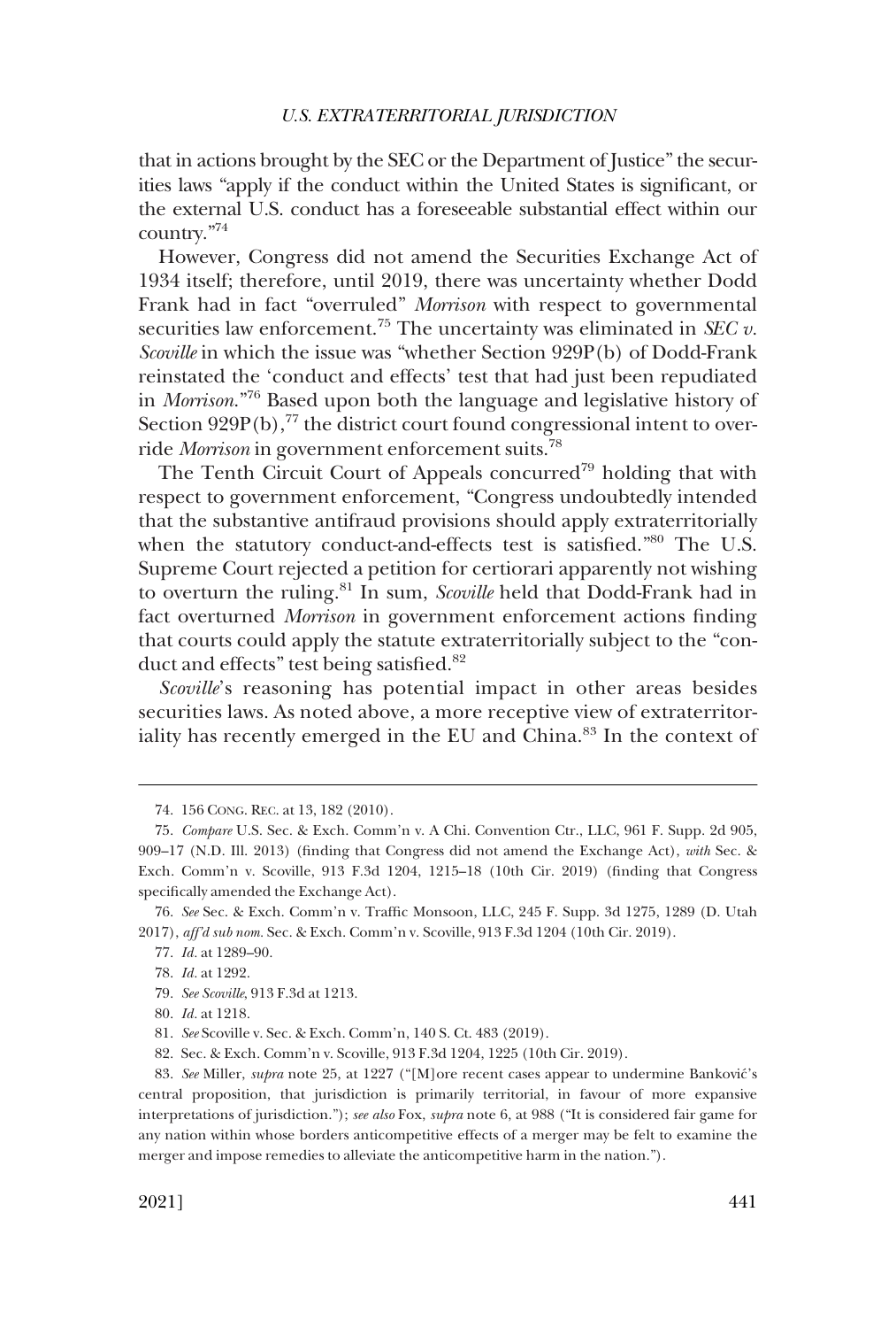that in actions brought by the SEC or the Department of Justice" the securities laws "apply if the conduct within the United States is significant, or the external U.S. conduct has a foreseeable substantial effect within our country."[74]

However, Congress did not amend the Securities Exchange Act of 1934 itself; therefore, until 2019, there was uncertainty whether Dodd Frank had in fact "overruled" *Morrison* with respect to governmental securities law enforcement.[75] The uncertainty was eliminated in *SEC v. Scoville* in which the issue was "whether Section 929P(b) of Dodd-Frank reinstated the 'conduct and effects' test that had just been repudiated in *Morrison*."[76] Based upon both the language and legislative history of Section 929P(b),[77] the district court found congressional intent to override *Morrison* in government enforcement suits.[78]

The Tenth Circuit Court of Appeals concurred[79] holding that with respect to government enforcement, "Congress undoubtedly intended that the substantive antifraud provisions should apply extraterritorially when the statutory conduct-and-effects test is satisfied."[80] The U.S. Supreme Court rejected a petition for certiorari apparently not wishing to overturn the ruling.[81] In sum, *Scoville* held that Dodd-Frank had in fact overturned *Morrison* in government enforcement actions finding that courts could apply the statute extraterritorially subject to the "conduct and effects" test being satisfied.[82]

*Scoville*'s reasoning has potential impact in other areas besides securities laws. As noted above, a more receptive view of extraterritoriality has recently emerged in the EU and China.[83] In the context of

---

74. 156 CONG. REC. at 13, 182 (2010).

75. *Compare* U.S. Sec. & Exch. Comm'n v. A Chi. Convention Ctr., LLC, 961 F. Supp. 2d 905, 909–17 (N.D. Ill. 2013) (finding that Congress did not amend the Exchange Act), *with* Sec. & Exch. Comm'n v. Scoville, 913 F.3d 1204, 1215–18 (10th Cir. 2019) (finding that Congress specifically amended the Exchange Act).

76. *See* Sec. & Exch. Comm'n v. Traffic Monsoon, LLC, 245 F. Supp. 3d 1275, 1289 (D. Utah 2017), *aff'd sub nom.* Sec. & Exch. Comm'n v. Scoville, 913 F.3d 1204 (10th Cir. 2019).

77. *Id.* at 1289–90.

78. *Id.* at 1292.

79. *See Scoville*, 913 F.3d at 1213.

80. *Id.* at 1218.

81. *See* Scoville v. Sec. & Exch. Comm'n, 140 S. Ct. 483 (2019).

82. Sec. & Exch. Comm'n v. Scoville, 913 F.3d 1204, 1225 (10th Cir. 2019).

83. *See* Miller, *supra* note 25, at 1227 ("[M]ore recent cases appear to undermine Banković's central proposition, that jurisdiction is primarily territorial, in favour of more expansive interpretations of jurisdiction."); *see also* Fox, *supra* note 6, at 988 ("It is considered fair game for any nation within whose borders anticompetitive effects of a merger may be felt to examine the merger and impose remedies to alleviate the anticompetitive harm in the nation.").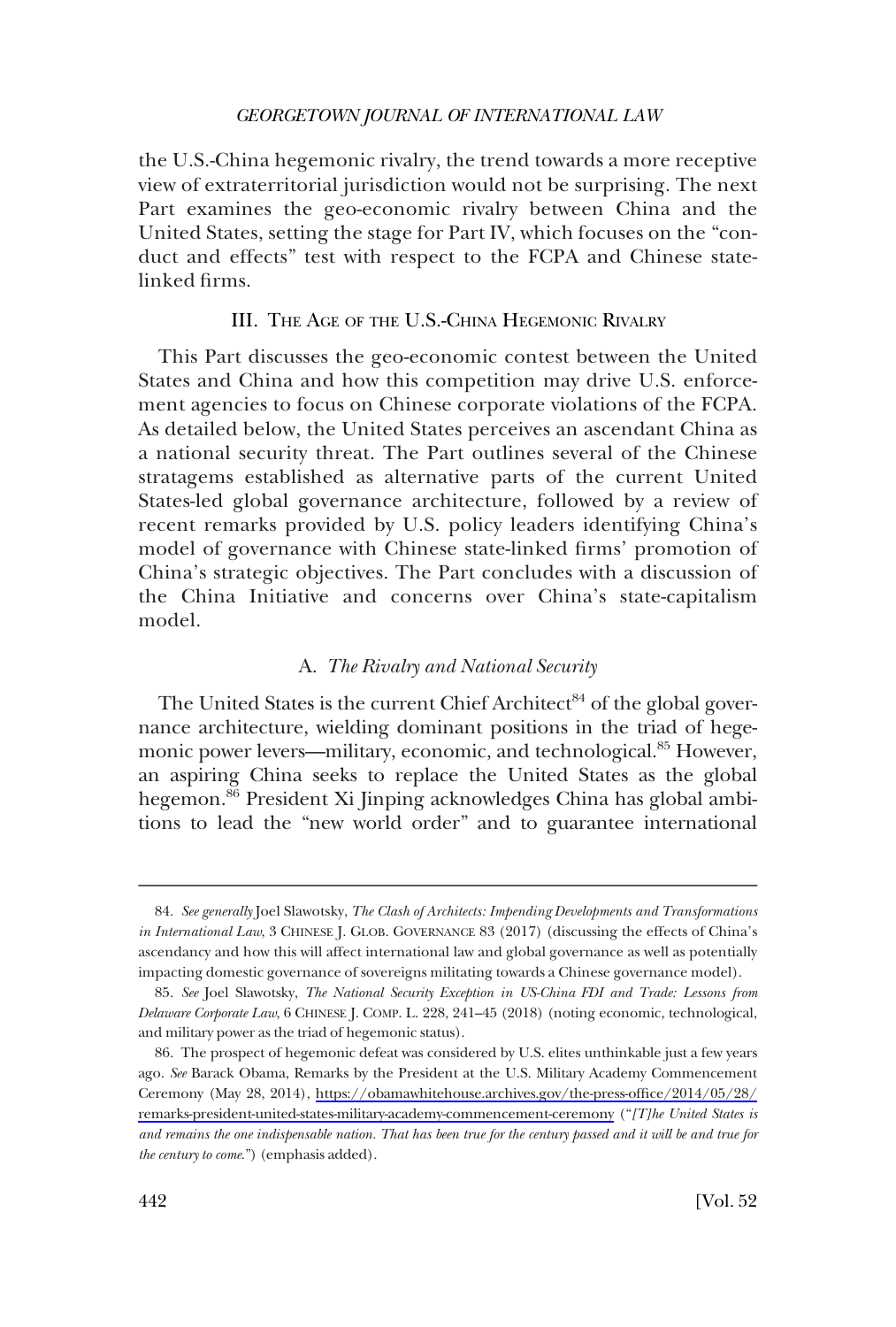the U.S.-China hegemonic rivalry, the trend towards a more receptive view of extraterritorial jurisdiction would not be surprising. The next Part examines the geo-economic rivalry between China and the United States, setting the stage for Part IV, which focuses on the "conduct and effects" test with respect to the FCPA and Chinese state-linked firms.

## III. The Age of the U.S.-China Hegemonic Rivalry

This Part discusses the geo-economic contest between the United States and China and how this competition may drive U.S. enforcement agencies to focus on Chinese corporate violations of the FCPA. As detailed below, the United States perceives an ascendant China as a national security threat. The Part outlines several of the Chinese stratagems established as alternative parts of the current United States-led global governance architecture, followed by a review of recent remarks provided by U.S. policy leaders identifying China's model of governance with Chinese state-linked firms' promotion of China's strategic objectives. The Part concludes with a discussion of the China Initiative and concerns over China's state-capitalism model.

### A. *The Rivalry and National Security*

The United States is the current Chief Architect[84] of the global governance architecture, wielding dominant positions in the triad of hegemonic power levers—military, economic, and technological.[85] However, an aspiring China seeks to replace the United States as the global hegemon.[86] President Xi Jinping acknowledges China has global ambitions to lead the "new world order" and to guarantee international

---

84. *See generally* Joel Slawotsky, *The Clash of Architects: Impending Developments and Transformations in International Law*, 3 CHINESE J. GLOB. GOVERNANCE 83 (2017) (discussing the effects of China's ascendancy and how this will affect international law and global governance as well as potentially impacting domestic governance of sovereigns militating towards a Chinese governance model).

85. *See* Joel Slawotsky, *The National Security Exception in US-China FDI and Trade: Lessons from Delaware Corporate Law*, 6 CHINESE J. COMP. L. 228, 241–45 (2018) (noting economic, technological, and military power as the triad of hegemonic status).

86. The prospect of hegemonic defeat was considered by U.S. elites unthinkable just a few years ago. *See* Barack Obama, Remarks by the President at the U.S. Military Academy Commencement Ceremony (May 28, 2014), https://obamawhitehouse.archives.gov/the-press-office/2014/05/28/remarks-president-united-states-military-academy-commencement-ceremony ("*[T]he United States is and remains the one indispensable nation. That has been true for the century passed and it will be and true for the century to come.*") (emphasis added).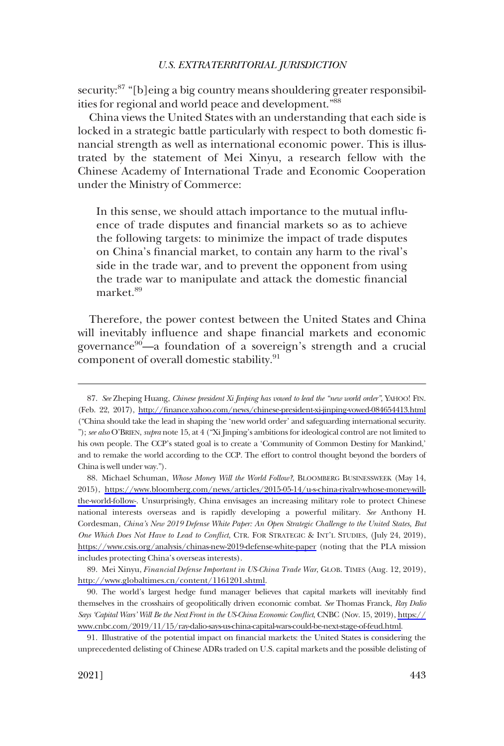security:[87] "[b]eing a big country means shouldering greater responsibilities for regional and world peace and development."[88]

China views the United States with an understanding that each side is locked in a strategic battle particularly with respect to both domestic financial strength as well as international economic power. This is illustrated by the statement of Mei Xinyu, a research fellow with the Chinese Academy of International Trade and Economic Cooperation under the Ministry of Commerce:

> In this sense, we should attach importance to the mutual influence of trade disputes and financial markets so as to achieve the following targets: to minimize the impact of trade disputes on China's financial market, to contain any harm to the rival's side in the trade war, and to prevent the opponent from using the trade war to manipulate and attack the domestic financial market.[89]

Therefore, the power contest between the United States and China will inevitably influence and shape financial markets and economic governance[90]—a foundation of a sovereign's strength and a crucial component of overall domestic stability.[91]

---

87. *See* Zheping Huang, *Chinese president Xi Jinping has vowed to lead the "new world order"*, YAHOO! FIN. (Feb. 22, 2017), http://finance.yahoo.com/news/chinese-president-xi-jinping-vowed-084654413.html ("China should take the lead in shaping the 'new world order' and safeguarding international security."); *see also* O'BRIEN, *supra* note 15, at 4 ("Xi Jinping's ambitions for ideological control are not limited to his own people. The CCP's stated goal is to create a 'Community of Common Destiny for Mankind,' and to remake the world according to the CCP. The effort to control thought beyond the borders of China is well under way.").

88. Michael Schuman, *Whose Money Will the World Follow?*, BLOOMBERG BUSINESSWEEK (May 14, 2015), https://www.bloomberg.com/news/articles/2015-05-14/u-s-china-rivalry-whose-money-will-the-world-follow-. Unsurprisingly, China envisages an increasing military role to protect Chinese national interests overseas and is rapidly developing a powerful military. *See* Anthony H. Cordesman, *China's New 2019 Defense White Paper: An Open Strategic Challenge to the United States, But One Which Does Not Have to Lead to Conflict*, CTR. FOR STRATEGIC & INT'L STUDIES, (July 24, 2019), https://www.csis.org/analysis/chinas-new-2019-defense-white-paper (noting that the PLA mission includes protecting China's overseas interests).

89. Mei Xinyu, *Financial Defense Important in US-China Trade War*, GLOB. TIMES (Aug. 12, 2019), http://www.globaltimes.cn/content/1161201.shtml.

90. The world's largest hedge fund manager believes that capital markets will inevitably find themselves in the crosshairs of geopolitically driven economic combat. *See* Thomas Franck, *Ray Dalio Says 'Capital Wars' Will Be the Next Front in the US-China Economic Conflict*, CNBC (Nov. 15, 2019), https://www.cnbc.com/2019/11/15/ray-dalio-says-us-china-capital-wars-could-be-next-stage-of-feud.html.

91. Illustrative of the potential impact on financial markets: the United States is considering the unprecedented delisting of Chinese ADRs traded on U.S. capital markets and the possible delisting of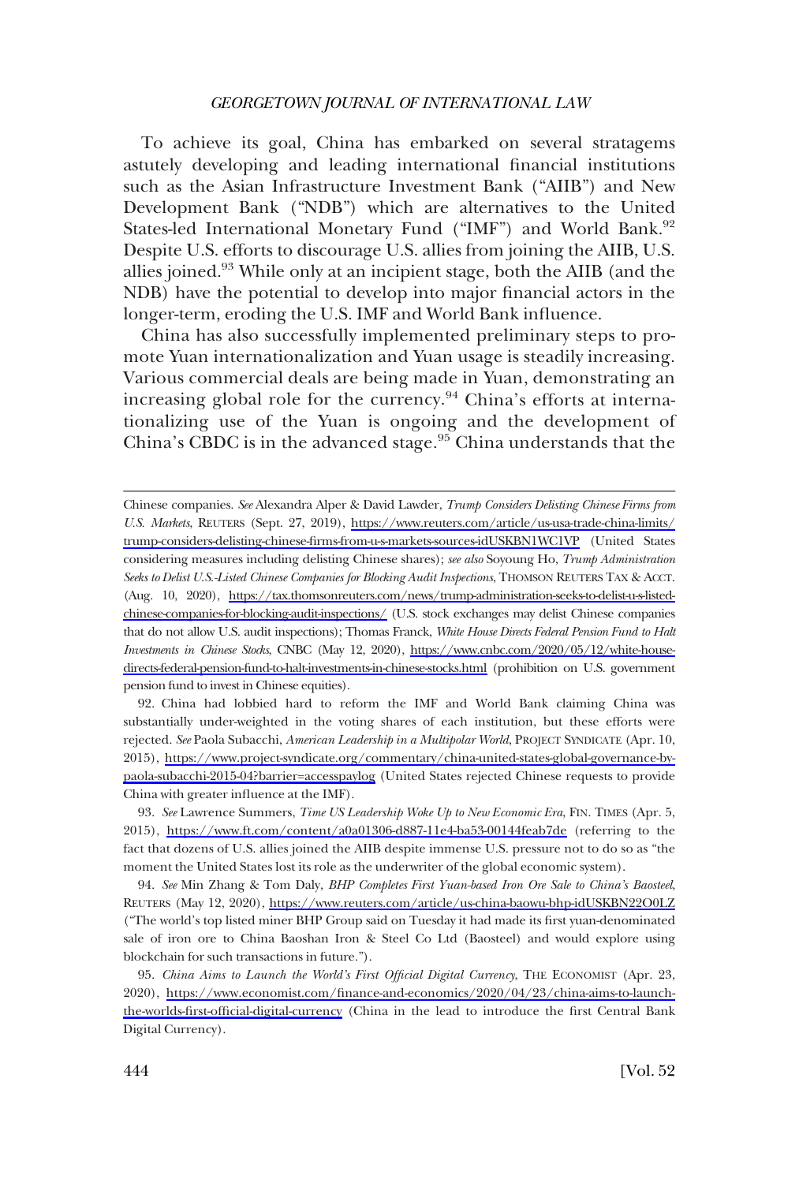To achieve its goal, China has embarked on several stratagems astutely developing and leading international financial institutions such as the Asian Infrastructure Investment Bank ("AIIB") and New Development Bank ("NDB") which are alternatives to the United States-led International Monetary Fund ("IMF") and World Bank.[92] Despite U.S. efforts to discourage U.S. allies from joining the AIIB, U.S. allies joined.[93] While only at an incipient stage, both the AIIB (and the NDB) have the potential to develop into major financial actors in the longer-term, eroding the U.S. IMF and World Bank influence.

China has also successfully implemented preliminary steps to promote Yuan internationalization and Yuan usage is steadily increasing. Various commercial deals are being made in Yuan, demonstrating an increasing global role for the currency.[94] China's efforts at internationalizing use of the Yuan is ongoing and the development of China's CBDC is in the advanced stage.[95] China understands that the

---

Chinese companies. *See* Alexandra Alper & David Lawder, *Trump Considers Delisting Chinese Firms from U.S. Markets*, REUTERS (Sept. 27, 2019), https://www.reuters.com/article/us-usa-trade-china-limits/trump-considers-delisting-chinese-firms-from-u-s-markets-sources-idUSKBN1WC1VP (United States considering measures including delisting Chinese shares); *see also* Soyoung Ho, *Trump Administration Seeks to Delist U.S.-Listed Chinese Companies for Blocking Audit Inspections*, THOMSON REUTERS TAX & ACCT. (Aug. 10, 2020), https://tax.thomsonreuters.com/news/trump-administration-seeks-to-delist-u-s-listed-chinese-companies-for-blocking-audit-inspections/ (U.S. stock exchanges may delist Chinese companies that do not allow U.S. audit inspections); Thomas Franck, *White House Directs Federal Pension Fund to Halt Investments in Chinese Stocks*, CNBC (May 12, 2020), https://www.cnbc.com/2020/05/12/white-house-directs-federal-pension-fund-to-halt-investments-in-chinese-stocks.html (prohibition on U.S. government pension fund to invest in Chinese equities).

92. China had lobbied hard to reform the IMF and World Bank claiming China was substantially under-weighted in the voting shares of each institution, but these efforts were rejected. *See* Paola Subacchi, *American Leadership in a Multipolar World*, PROJECT SYNDICATE (Apr. 10, 2015), https://www.project-syndicate.org/commentary/china-united-states-global-governance-by-paola-subacchi-2015-04?barrier=accesspaylog (United States rejected Chinese requests to provide China with greater influence at the IMF).

93. *See* Lawrence Summers, *Time US Leadership Woke Up to New Economic Era*, FIN. TIMES (Apr. 5, 2015), https://www.ft.com/content/a0a01306-d887-11e4-ba53-00144feab7de (referring to the fact that dozens of U.S. allies joined the AIIB despite immense U.S. pressure not to do so as "the moment the United States lost its role as the underwriter of the global economic system).

94. *See* Min Zhang & Tom Daly, *BHP Completes First Yuan-based Iron Ore Sale to China's Baosteel*, REUTERS (May 12, 2020), https://www.reuters.com/article/us-china-baowu-bhp-idUSKBN22O0LZ ("The world's top listed miner BHP Group said on Tuesday it had made its first yuan-denominated sale of iron ore to China Baoshan Iron & Steel Co Ltd (Baosteel) and would explore using blockchain for such transactions in future.").

95. *China Aims to Launch the World's First Official Digital Currency*, THE ECONOMIST (Apr. 23, 2020), https://www.economist.com/finance-and-economics/2020/04/23/china-aims-to-launch-the-worlds-first-official-digital-currency (China in the lead to introduce the first Central Bank Digital Currency).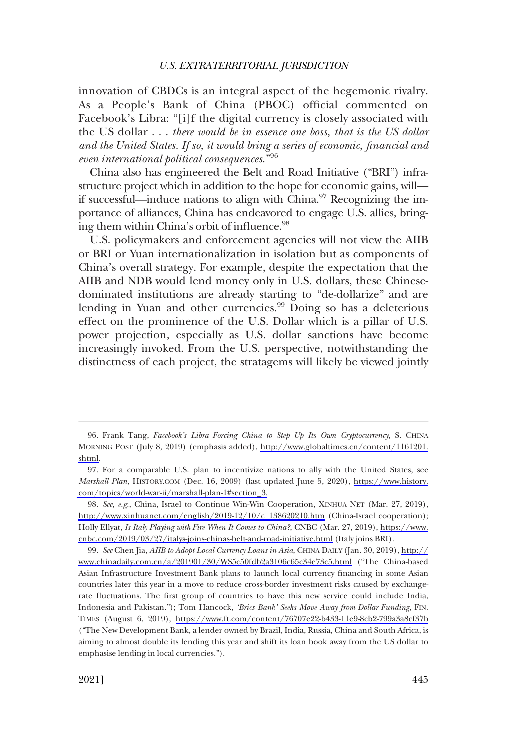innovation of CBDCs is an integral aspect of the hegemonic rivalry. As a People's Bank of China (PBOC) official commented on Facebook's Libra: "[i]f the digital currency is closely associated with the US dollar . . . *there would be in essence one boss, that is the US dollar and the United States. If so, it would bring a series of economic, financial and even international political consequences.*"[96]

China also has engineered the Belt and Road Initiative ("BRI") infrastructure project which in addition to the hope for economic gains, will—if successful—induce nations to align with China.[97] Recognizing the importance of alliances, China has endeavored to engage U.S. allies, bringing them within China's orbit of influence.[98]

U.S. policymakers and enforcement agencies will not view the AIIB or BRI or Yuan internationalization in isolation but as components of China's overall strategy. For example, despite the expectation that the AIIB and NDB would lend money only in U.S. dollars, these Chinese-dominated institutions are already starting to "de-dollarize" and are lending in Yuan and other currencies.[99] Doing so has a deleterious effect on the prominence of the U.S. Dollar which is a pillar of U.S. power projection, especially as U.S. dollar sanctions have become increasingly invoked. From the U.S. perspective, notwithstanding the distinctness of each project, the stratagems will likely be viewed jointly

---

96. Frank Tang, *Facebook's Libra Forcing China to Step Up Its Own Cryptocurrency*, S. CHINA MORNING POST (July 8, 2019) (emphasis added), http://www.globaltimes.cn/content/1161201.shtml.

97. For a comparable U.S. plan to incentivize nations to ally with the United States, see *Marshall Plan*, HISTORY.COM (Dec. 16, 2009) (last updated June 5, 2020), https://www.history.com/topics/world-war-ii/marshall-plan-1#section_3.

98. *See, e.g.*, China, Israel to Continue Win-Win Cooperation, XINHUA NET (Mar. 27, 2019), http://www.xinhuanet.com/english/2019-12/10/c_138620210.htm (China-Israel cooperation); Holly Ellyat, *Is Italy Playing with Fire When It Comes to China?*, CNBC (Mar. 27, 2019), https://www.cnbc.com/2019/03/27/italys-joins-chinas-belt-and-road-initiative.html (Italy joins BRI).

99. *See* Chen Jia, *AIIB to Adopt Local Currency Loans in Asia*, CHINA DAILY (Jan. 30, 2019), http://www.chinadaily.com.cn/a/201901/30/WS5c50fdb2a3106c65c34e73c5.html ("The China-based Asian Infrastructure Investment Bank plans to launch local currency financing in some Asian countries later this year in a move to reduce cross-border investment risks caused by exchange-rate fluctuations. The first group of countries to have this new service could include India, Indonesia and Pakistan."); Tom Hancock, *'Brics Bank' Seeks Move Away from Dollar Funding*, FIN. TIMES (August 6, 2019), https://www.ft.com/content/76707e22-b433-11e9-8cb2-799a3a8cf37b ("The New Development Bank, a lender owned by Brazil, India, Russia, China and South Africa, is aiming to almost double its lending this year and shift its loan book away from the US dollar to emphasise lending in local currencies.").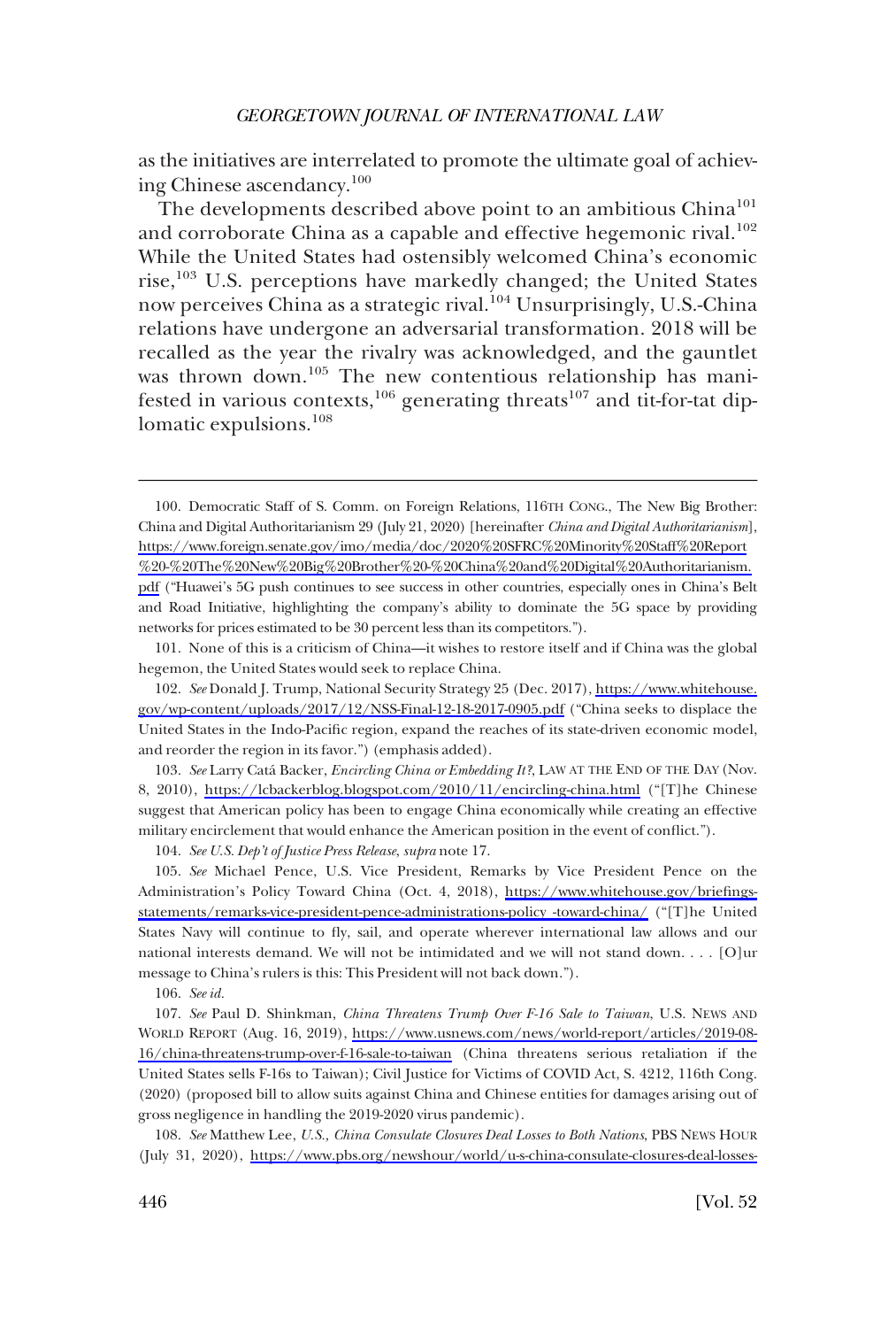as the initiatives are interrelated to promote the ultimate goal of achieving Chinese ascendancy.[100]

The developments described above point to an ambitious China[101] and corroborate China as a capable and effective hegemonic rival.[102] While the United States had ostensibly welcomed China's economic rise,[103] U.S. perceptions have markedly changed; the United States now perceives China as a strategic rival.[104] Unsurprisingly, U.S.-China relations have undergone an adversarial transformation. 2018 will be recalled as the year the rivalry was acknowledged, and the gauntlet was thrown down.[105] The new contentious relationship has manifested in various contexts,[106] generating threats[107] and tit-for-tat diplomatic expulsions.[108]

---

100. Democratic Staff of S. Comm. on Foreign Relations, 116TH CONG., The New Big Brother: China and Digital Authoritarianism 29 (July 21, 2020) [hereinafter *China and Digital Authoritarianism*], https://www.foreign.senate.gov/imo/media/doc/2020%20SFRC%20Minority%20Staff%20Report%20-%20The%20New%20Big%20Brother%20-%20China%20and%20Digital%20Authoritarianism.pdf ("Huawei's 5G push continues to see success in other countries, especially ones in China's Belt and Road Initiative, highlighting the company's ability to dominate the 5G space by providing networks for prices estimated to be 30 percent less than its competitors.").

101. None of this is a criticism of China—it wishes to restore itself and if China was the global hegemon, the United States would seek to replace China.

102. *See* Donald J. Trump, National Security Strategy 25 (Dec. 2017), https://www.whitehouse.gov/wp-content/uploads/2017/12/NSS-Final-12-18-2017-0905.pdf ("China seeks to displace the United States in the Indo-Pacific region, expand the reaches of its state-driven economic model, and reorder the region in its favor.") (emphasis added).

103. *See* Larry Catá Backer, *Encircling China or Embedding It?*, LAW AT THE END OF THE DAY (Nov. 8, 2010), https://lcbackerblog.blogspot.com/2010/11/encircling-china.html ("[T]he Chinese suggest that American policy has been to engage China economically while creating an effective military encirclement that would enhance the American position in the event of conflict.").

104. *See U.S. Dep't of Justice Press Release*, *supra* note 17.

105. *See* Michael Pence, U.S. Vice President, Remarks by Vice President Pence on the Administration's Policy Toward China (Oct. 4, 2018), https://www.whitehouse.gov/briefings-statements/remarks-vice-president-pence-administrations-policy -toward-china/ ("[T]he United States Navy will continue to fly, sail, and operate wherever international law allows and our national interests demand. We will not be intimidated and we will not stand down. . . . [O]ur message to China's rulers is this: This President will not back down.").

106. *See id.*

107. *See* Paul D. Shinkman, *China Threatens Trump Over F-16 Sale to Taiwan*, U.S. NEWS AND WORLD REPORT (Aug. 16, 2019), https://www.usnews.com/news/world-report/articles/2019-08-16/china-threatens-trump-over-f-16-sale-to-taiwan (China threatens serious retaliation if the United States sells F-16s to Taiwan); Civil Justice for Victims of COVID Act, S. 4212, 116th Cong. (2020) (proposed bill to allow suits against China and Chinese entities for damages arising out of gross negligence in handling the 2019-2020 virus pandemic).

108. *See* Matthew Lee, *U.S., China Consulate Closures Deal Losses to Both Nations*, PBS NEWS HOUR (July 31, 2020), https://www.pbs.org/newshour/world/u-s-china-consulate-closures-deal-losses-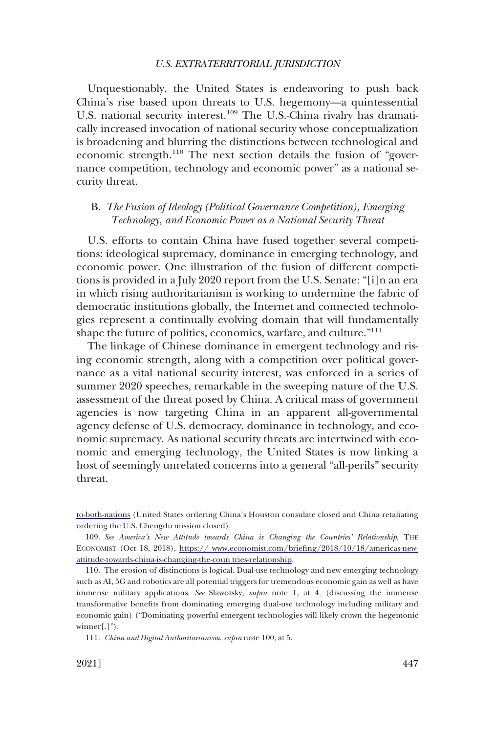Unquestionably, the United States is endeavoring to push back China's rise based upon threats to U.S. hegemony—a quintessential U.S. national security interest.[109] The U.S.-China rivalry has dramatically increased invocation of national security whose conceptualization is broadening and blurring the distinctions between technological and economic strength.[110] The next section details the fusion of "governance competition, technology and economic power" as a national security threat.

### B. *The Fusion of Ideology (Political Governance Competition), Emerging Technology, and Economic Power as a National Security Threat*

U.S. efforts to contain China have fused together several competitions: ideological supremacy, dominance in emerging technology, and economic power. One illustration of the fusion of different competitions is provided in a July 2020 report from the U.S. Senate: "[i]n an era in which rising authoritarianism is working to undermine the fabric of democratic institutions globally, the Internet and connected technologies represent a continually evolving domain that will fundamentally shape the future of politics, economics, warfare, and culture."[111]

The linkage of Chinese dominance in emergent technology and rising economic strength, along with a competition over political governance as a vital national security interest, was enforced in a series of summer 2020 speeches, remarkable in the sweeping nature of the U.S. assessment of the threat posed by China. A critical mass of government agencies is now targeting China in an apparent all-governmental agency defense of U.S. democracy, dominance in technology, and economic supremacy. As national security threats are intertwined with economic and emerging technology, the United States is now linking a host of seemingly unrelated concerns into a general "all-perils" security threat.

---

to-both-nations (United States ordering China's Houston consulate closed and China retaliating ordering the U.S. Chengdu mission closed).

109. *See America's New Attitude towards China is Changing the Countries' Relationship*, THE ECONOMIST (Oct 18, 2018), https:// www.economist.com/briefing/2018/10/18/americas-new-attitude-towards-china-is-changing-the-coun tries-relationship.

110. The erosion of distinctions is logical. Dual-use technology and new emerging technology such as AI, 5G and robotics are all potential triggers for tremendous economic gain as well as have immense military applications. *See* Slawotsky, *supra* note 1, at 4. (discussing the immense transformative benefits from dominating emerging dual-use technology including military and economic gain) ("Dominating powerful emergent technologies will likely crown the hegemonic winner[.]").

111. *China and Digital Authoritarianism*, *supra* note 100, at 5.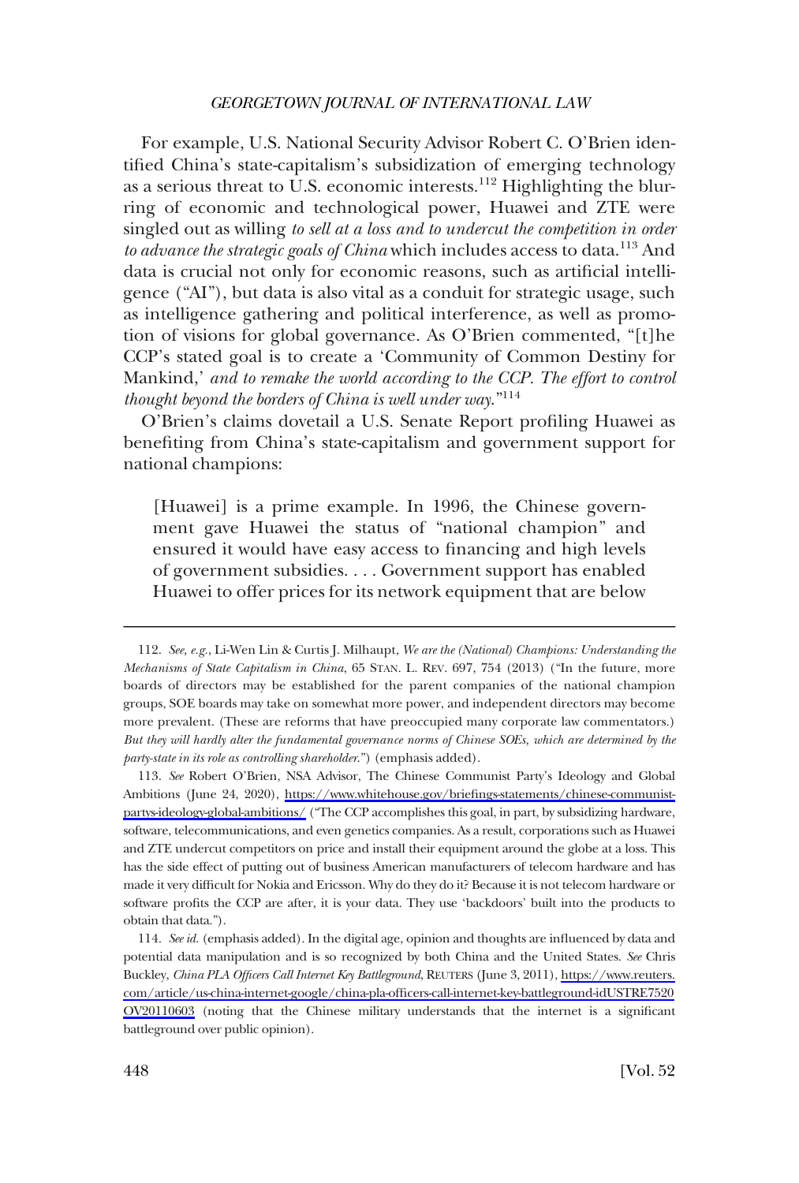For example, U.S. National Security Advisor Robert C. O'Brien identified China's state-capitalism's subsidization of emerging technology as a serious threat to U.S. economic interests.[112] Highlighting the blurring of economic and technological power, Huawei and ZTE were singled out as willing *to sell at a loss and to undercut the competition in order to advance the strategic goals of China* which includes access to data.[113] And data is crucial not only for economic reasons, such as artificial intelligence ("AI"), but data is also vital as a conduit for strategic usage, such as intelligence gathering and political interference, as well as promotion of visions for global governance. As O'Brien commented, "[t]he CCP's stated goal is to create a 'Community of Common Destiny for Mankind,' *and to remake the world according to the CCP. The effort to control thought beyond the borders of China is well under way.*"[114]

O'Brien's claims dovetail a U.S. Senate Report profiling Huawei as benefiting from China's state-capitalism and government support for national champions:

> [Huawei] is a prime example. In 1996, the Chinese government gave Huawei the status of "national champion" and ensured it would have easy access to financing and high levels of government subsidies. . . . Government support has enabled Huawei to offer prices for its network equipment that are below

---

112. *See, e.g.*, Li-Wen Lin & Curtis J. Milhaupt, *We are the (National) Champions: Understanding the Mechanisms of State Capitalism in China*, 65 STAN. L. REV. 697, 754 (2013) ("In the future, more boards of directors may be established for the parent companies of the national champion groups, SOE boards may take on somewhat more power, and independent directors may become more prevalent. (These are reforms that have preoccupied many corporate law commentators.) *But they will hardly alter the fundamental governance norms of Chinese SOEs, which are determined by the party-state in its role as controlling shareholder.*") (emphasis added).

113. *See* Robert O'Brien, NSA Advisor, The Chinese Communist Party's Ideology and Global Ambitions (June 24, 2020), https://www.whitehouse.gov/briefings-statements/chinese-communist-partys-ideology-global-ambitions/ ("The CCP accomplishes this goal, in part, by subsidizing hardware, software, telecommunications, and even genetics companies. As a result, corporations such as Huawei and ZTE undercut competitors on price and install their equipment around the globe at a loss. This has the side effect of putting out of business American manufacturers of telecom hardware and has made it very difficult for Nokia and Ericsson. Why do they do it? Because it is not telecom hardware or software profits the CCP are after, it is your data. They use 'backdoors' built into the products to obtain that data.").

114. *See id.* (emphasis added). In the digital age, opinion and thoughts are influenced by data and potential data manipulation and is so recognized by both China and the United States. *See* Chris Buckley, *China PLA Officers Call Internet Key Battleground*, REUTERS (June 3, 2011), https://www.reuters.com/article/us-china-internet-google/china-pla-officers-call-internet-key-battleground-idUSTRE7520OV20110603 (noting that the Chinese military understands that the internet is a significant battleground over public opinion).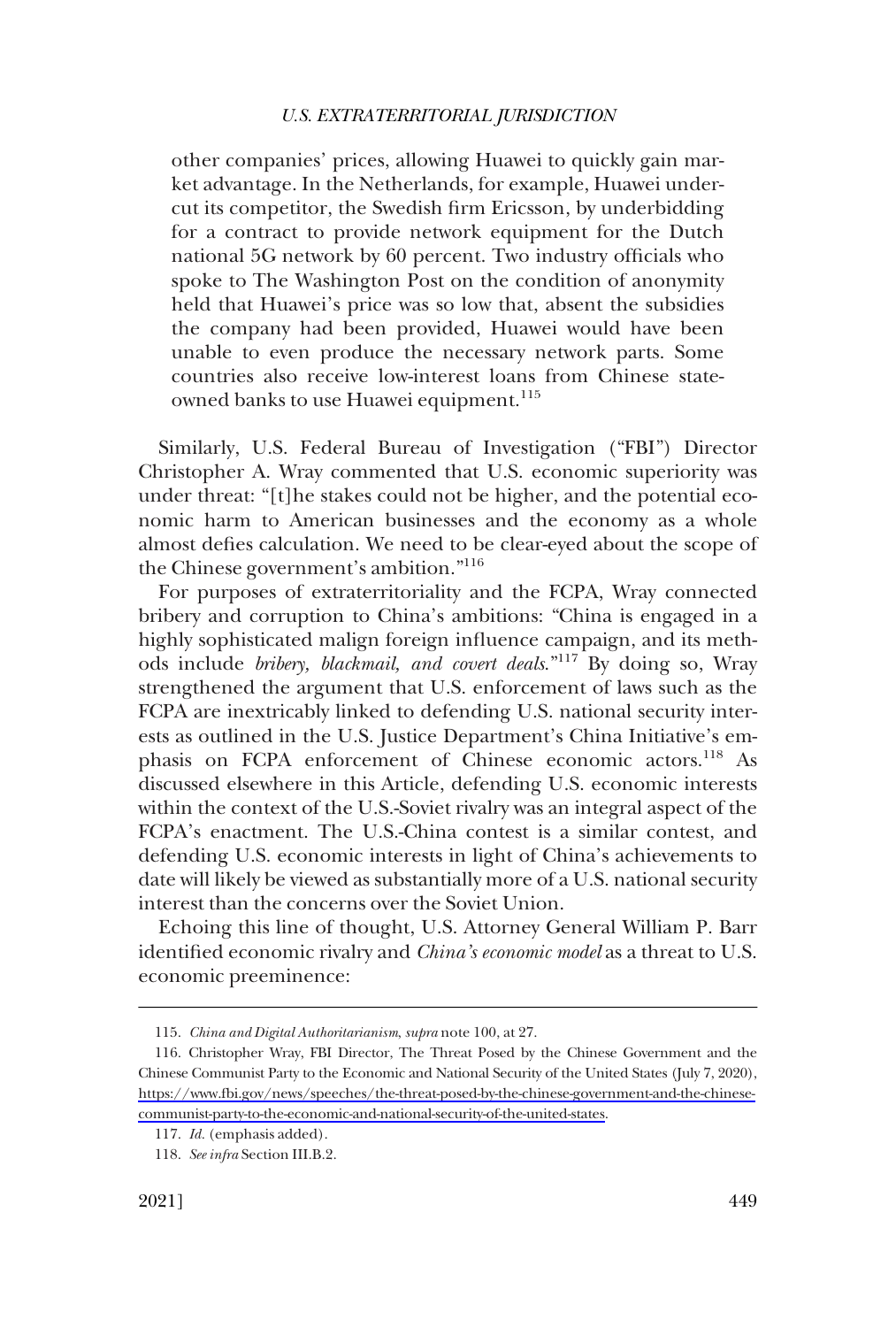> other companies' prices, allowing Huawei to quickly gain market advantage. In the Netherlands, for example, Huawei undercut its competitor, the Swedish firm Ericsson, by underbidding for a contract to provide network equipment for the Dutch national 5G network by 60 percent. Two industry officials who spoke to The Washington Post on the condition of anonymity held that Huawei's price was so low that, absent the subsidies the company had been provided, Huawei would have been unable to even produce the necessary network parts. Some countries also receive low-interest loans from Chinese state-owned banks to use Huawei equipment.[115]

Similarly, U.S. Federal Bureau of Investigation ("FBI") Director Christopher A. Wray commented that U.S. economic superiority was under threat: "[t]he stakes could not be higher, and the potential economic harm to American businesses and the economy as a whole almost defies calculation. We need to be clear-eyed about the scope of the Chinese government's ambition."[116]

For purposes of extraterritoriality and the FCPA, Wray connected bribery and corruption to China's ambitions: "China is engaged in a highly sophisticated malign foreign influence campaign, and its methods include *bribery, blackmail, and covert deals*."[117] By doing so, Wray strengthened the argument that U.S. enforcement of laws such as the FCPA are inextricably linked to defending U.S. national security interests as outlined in the U.S. Justice Department's China Initiative's emphasis on FCPA enforcement of Chinese economic actors.[118] As discussed elsewhere in this Article, defending U.S. economic interests within the context of the U.S.-Soviet rivalry was an integral aspect of the FCPA's enactment. The U.S.-China contest is a similar contest, and defending U.S. economic interests in light of China's achievements to date will likely be viewed as substantially more of a U.S. national security interest than the concerns over the Soviet Union.

Echoing this line of thought, U.S. Attorney General William P. Barr identified economic rivalry and *China's economic model* as a threat to U.S. economic preeminence:

---

115. *China and Digital Authoritarianism*, *supra* note 100, at 27.

116. Christopher Wray, FBI Director, The Threat Posed by the Chinese Government and the Chinese Communist Party to the Economic and National Security of the United States (July 7, 2020), https://www.fbi.gov/news/speeches/the-threat-posed-by-the-chinese-government-and-the-chinese-communist-party-to-the-economic-and-national-security-of-the-united-states.

117. *Id.* (emphasis added).

118. *See infra* Section III.B.2.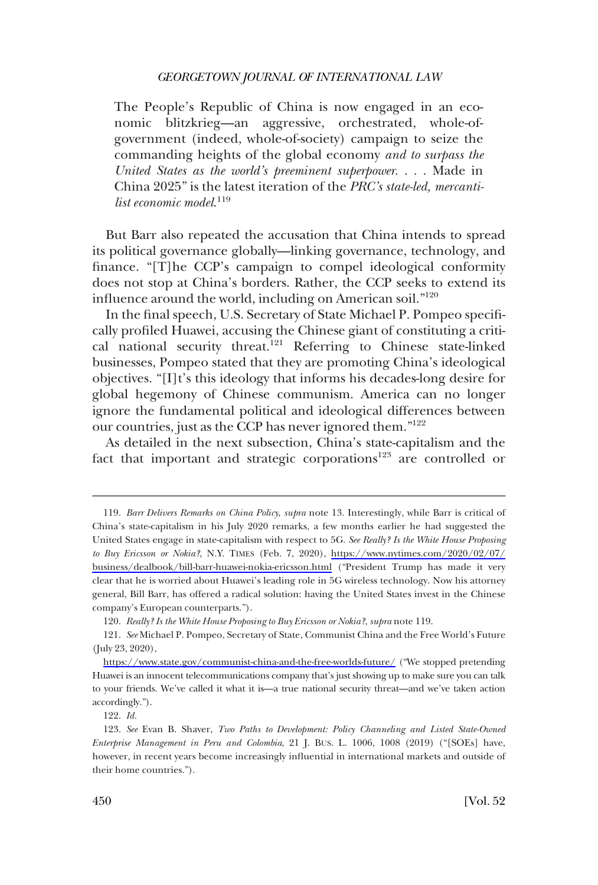The People's Republic of China is now engaged in an economic blitzkrieg—an aggressive, orchestrated, whole-of-government (indeed, whole-of-society) campaign to seize the commanding heights of the global economy *and to surpass the United States as the world's preeminent superpower*. . . . Made in China 2025" is the latest iteration of the *PRC's state-led, mercantilist economic model*.[119]

But Barr also repeated the accusation that China intends to spread its political governance globally—linking governance, technology, and finance. "[T]he CCP's campaign to compel ideological conformity does not stop at China's borders. Rather, the CCP seeks to extend its influence around the world, including on American soil."[120]

In the final speech, U.S. Secretary of State Michael P. Pompeo specifically profiled Huawei, accusing the Chinese giant of constituting a critical national security threat.[121] Referring to Chinese state-linked businesses, Pompeo stated that they are promoting China's ideological objectives. "[I]t's this ideology that informs his decades-long desire for global hegemony of Chinese communism. America can no longer ignore the fundamental political and ideological differences between our countries, just as the CCP has never ignored them."[122]

As detailed in the next subsection, China's state-capitalism and the fact that important and strategic corporations[123] are controlled or

---

119. *Barr Delivers Remarks on China Policy*, *supra* note 13. Interestingly, while Barr is critical of China's state-capitalism in his July 2020 remarks, a few months earlier he had suggested the United States engage in state-capitalism with respect to 5G. *See Really? Is the White House Proposing to Buy Ericsson or Nokia?*, N.Y. TIMES (Feb. 7, 2020), https://www.nytimes.com/2020/02/07/business/dealbook/bill-barr-huawei-nokia-ericsson.html ("President Trump has made it very clear that he is worried about Huawei's leading role in 5G wireless technology. Now his attorney general, Bill Barr, has offered a radical solution: having the United States invest in the Chinese company's European counterparts.").

120. *Really? Is the White House Proposing to Buy Ericsson or Nokia?*, *supra* note 119.

121. *See* Michael P. Pompeo, Secretary of State, Communist China and the Free World's Future (July 23, 2020),
https://www.state.gov/communist-china-and-the-free-worlds-future/ ("We stopped pretending Huawei is an innocent telecommunications company that's just showing up to make sure you can talk to your friends. We've called it what it is—a true national security threat—and we've taken action accordingly.").

122. *Id.*

123. *See* Evan B. Shaver, *Two Paths to Development: Policy Channeling and Listed State-Owned Enterprise Management in Peru and Colombia*, 21 J. BUS. L. 1006, 1008 (2019) ("[SOEs] have, however, in recent years become increasingly influential in international markets and outside of their home countries.").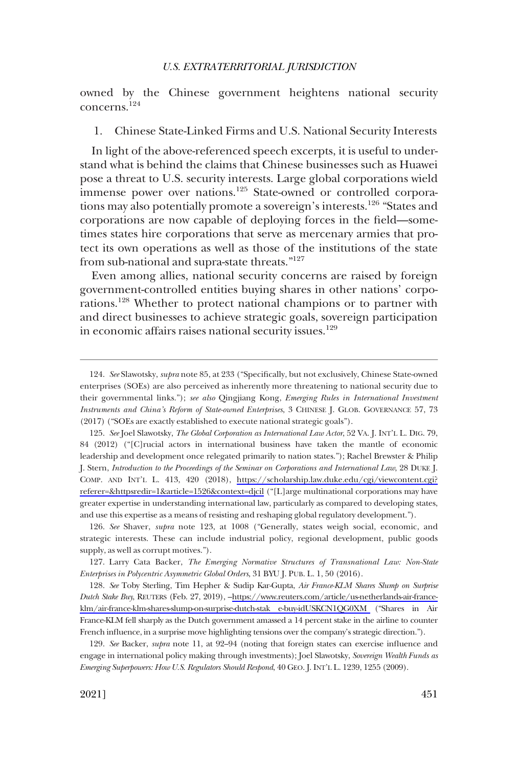owned by the Chinese government heightens national security concerns.[124]

### 1. Chinese State-Linked Firms and U.S. National Security Interests

In light of the above-referenced speech excerpts, it is useful to understand what is behind the claims that Chinese businesses such as Huawei pose a threat to U.S. security interests. Large global corporations wield immense power over nations.[125] State-owned or controlled corporations may also potentially promote a sovereign's interests.[126] "States and corporations are now capable of deploying forces in the field—sometimes states hire corporations that serve as mercenary armies that protect its own operations as well as those of the institutions of the state from sub-national and supra-state threats."[127]

Even among allies, national security concerns are raised by foreign government-controlled entities buying shares in other nations' corporations.[128] Whether to protect national champions or to partner with and direct businesses to achieve strategic goals, sovereign participation in economic affairs raises national security issues.[129]

---

124. *See* Slawotsky, *supra* note 85, at 233 ("Specifically, but not exclusively, Chinese State-owned enterprises (SOEs) are also perceived as inherently more threatening to national security due to their governmental links."); *see also* Qingjiang Kong, *Emerging Rules in International Investment Instruments and China's Reform of State-owned Enterprises*, 3 CHINESE J. GLOB. GOVERNANCE 57, 73 (2017) ("SOEs are exactly established to execute national strategic goals").

125. *See* Joel Slawotsky, *The Global Corporation as International Law Actor*, 52 VA. J. INT'L L. DIG. 79, 84 (2012) ("[C]rucial actors in international business have taken the mantle of economic leadership and development once relegated primarily to nation states."); Rachel Brewster & Philip J. Stern, *Introduction to the Proceedings of the Seminar on Corporations and International Law*, 28 DUKE J. COMP. AND INT'L L. 413, 420 (2018), https://scholarship.law.duke.edu/cgi/viewcontent.cgi?referer=&httpsredir=1&article=1526&context=djcil ("[L]arge multinational corporations may have greater expertise in understanding international law, particularly as compared to developing states, and use this expertise as a means of resisting and reshaping global regulatory development.").

126. *See* Shaver, *supra* note 123, at 1008 ("Generally, states weigh social, economic, and strategic interests. These can include industrial policy, regional development, public goods supply, as well as corrupt motives.").

127. Larry Cata Backer, *The Emerging Normative Structures of Transnational Law: Non-State Enterprises in Polycentric Asymmetric Global Orders*, 31 BYU J. PUB. L. 1, 50 (2016).

128. *See* Toby Sterling, Tim Hepher & Sudip Kar-Gupta, *Air France-KLM Shares Slump on Surprise Dutch Stake Buy*, REUTERS (Feb. 27, 2019), https://www.reuters.com/article/us-netherlands-air-france-klm/air-france-klm-shares-slump-on-surprise-dutch-stake-buy-idUSKCN1QG0XM ("Shares in Air France-KLM fell sharply as the Dutch government amassed a 14 percent stake in the airline to counter French influence, in a surprise move highlighting tensions over the company's strategic direction.").

129. *See* Backer, *supra* note 11, at 92–94 (noting that foreign states can exercise influence and engage in international policy making through investments); Joel Slawotsky, *Sovereign Wealth Funds as Emerging Superpowers: How U.S. Regulators Should Respond*, 40 GEO. J. INT'L L. 1239, 1255 (2009).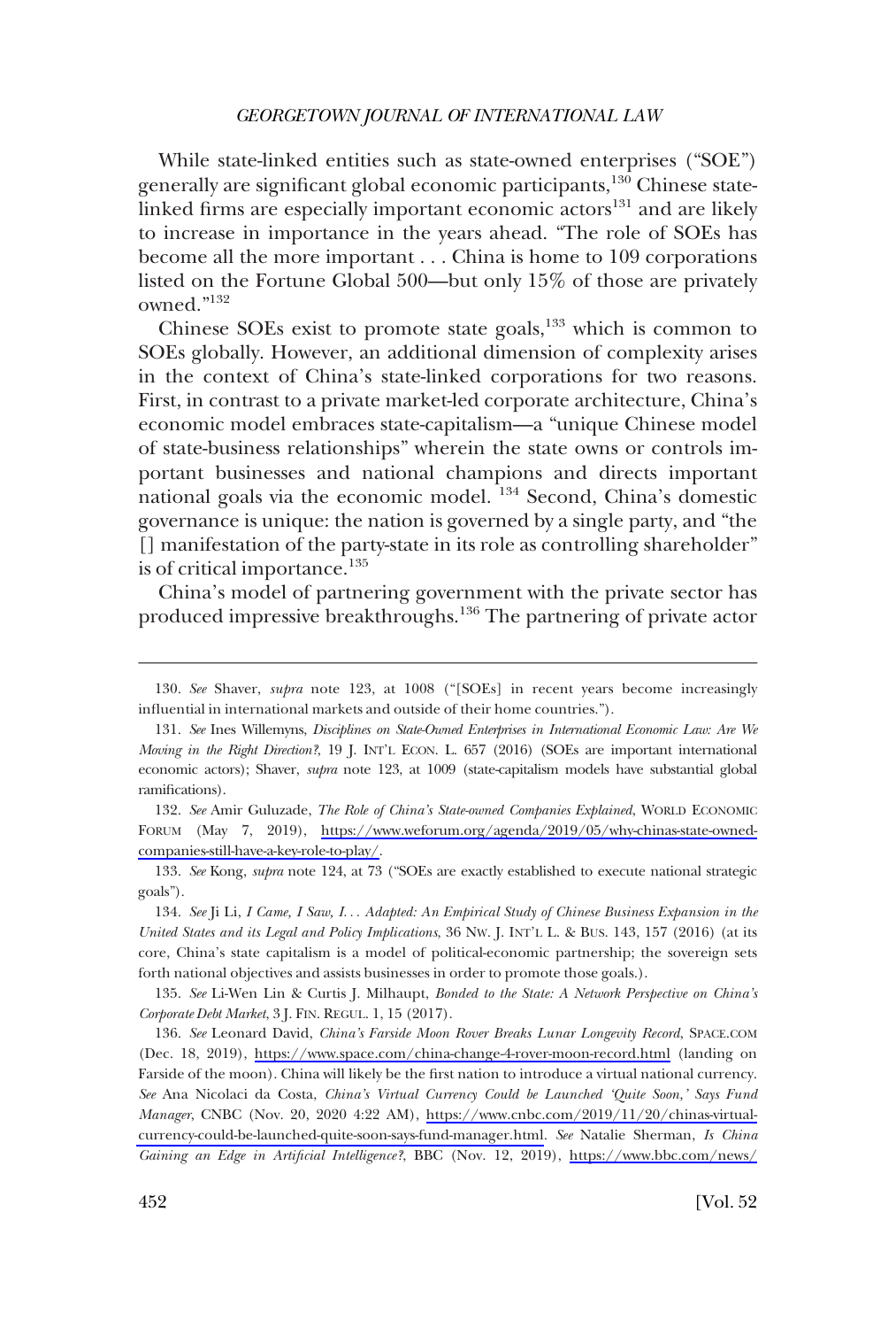While state-linked entities such as state-owned enterprises ("SOE") generally are significant global economic participants,[130] Chinese state-linked firms are especially important economic actors[131] and are likely to increase in importance in the years ahead. "The role of SOEs has become all the more important . . . China is home to 109 corporations listed on the Fortune Global 500—but only 15% of those are privately owned."[132]

Chinese SOEs exist to promote state goals,[133] which is common to SOEs globally. However, an additional dimension of complexity arises in the context of China's state-linked corporations for two reasons. First, in contrast to a private market-led corporate architecture, China's economic model embraces state-capitalism—a "unique Chinese model of state-business relationships" wherein the state owns or controls important businesses and national champions and directs important national goals via the economic model. [134] Second, China's domestic governance is unique: the nation is governed by a single party, and "the [] manifestation of the party-state in its role as controlling shareholder" is of critical importance.[135]

China's model of partnering government with the private sector has produced impressive breakthroughs.[136] The partnering of private actor

---

130. *See* Shaver, *supra* note 123, at 1008 ("[SOEs] in recent years become increasingly influential in international markets and outside of their home countries.").

131. *See* Ines Willemyns, *Disciplines on State-Owned Enterprises in International Economic Law: Are We Moving in the Right Direction?*, 19 J. INT'L ECON. L. 657 (2016) (SOEs are important international economic actors); Shaver, *supra* note 123, at 1009 (state-capitalism models have substantial global ramifications).

132. *See* Amir Guluzade, *The Role of China's State-owned Companies Explained*, WORLD ECONOMIC FORUM (May 7, 2019), https://www.weforum.org/agenda/2019/05/why-chinas-state-owned-companies-still-have-a-key-role-to-play/.

133. *See* Kong, *supra* note 124, at 73 ("SOEs are exactly established to execute national strategic goals").

134. *See* Ji Li, *I Came, I Saw, I. . . Adapted: An Empirical Study of Chinese Business Expansion in the United States and its Legal and Policy Implications*, 36 NW. J. INT'L L. & BUS. 143, 157 (2016) (at its core, China's state capitalism is a model of political-economic partnership; the sovereign sets forth national objectives and assists businesses in order to promote those goals.).

135. *See* Li-Wen Lin & Curtis J. Milhaupt, *Bonded to the State: A Network Perspective on China's Corporate Debt Market*, 3 J. FIN. REGUL. 1, 15 (2017).

136. *See* Leonard David, *China's Farside Moon Rover Breaks Lunar Longevity Record*, SPACE.COM (Dec. 18, 2019), https://www.space.com/china-change-4-rover-moon-record.html (landing on Farside of the moon). China will likely be the first nation to introduce a virtual national currency. *See* Ana Nicolaci da Costa, *China's Virtual Currency Could be Launched 'Quite Soon,' Says Fund Manager*, CNBC (Nov. 20, 2020 4:22 AM), https://www.cnbc.com/2019/11/20/chinas-virtual-currency-could-be-launched-quite-soon-says-fund-manager.html. *See* Natalie Sherman, *Is China Gaining an Edge in Artificial Intelligence?*, BBC (Nov. 12, 2019), https://www.bbc.com/news/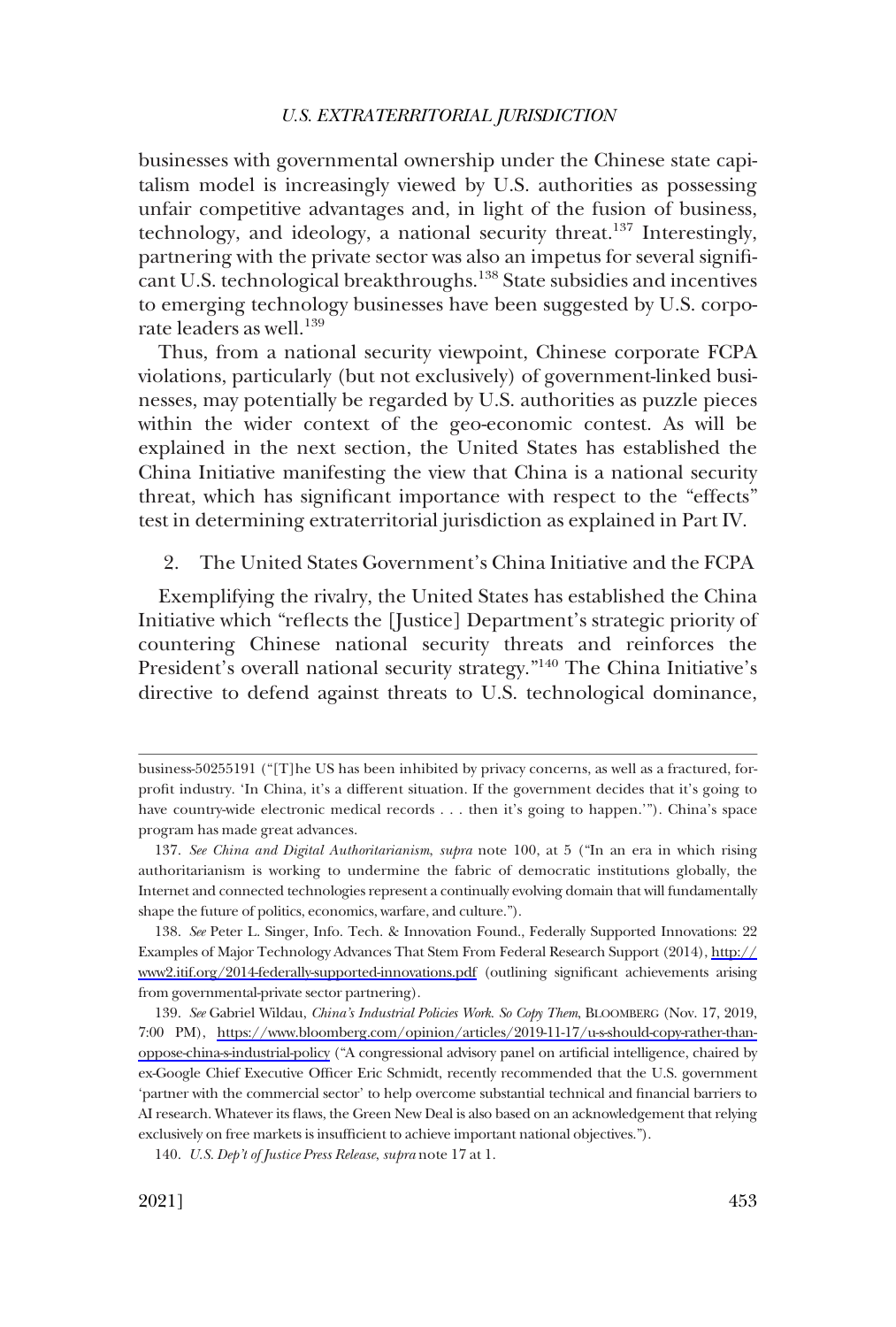businesses with governmental ownership under the Chinese state capitalism model is increasingly viewed by U.S. authorities as possessing unfair competitive advantages and, in light of the fusion of business, technology, and ideology, a national security threat.[137] Interestingly, partnering with the private sector was also an impetus for several significant U.S. technological breakthroughs.[138] State subsidies and incentives to emerging technology businesses have been suggested by U.S. corporate leaders as well.[139]

Thus, from a national security viewpoint, Chinese corporate FCPA violations, particularly (but not exclusively) of government-linked businesses, may potentially be regarded by U.S. authorities as puzzle pieces within the wider context of the geo-economic contest. As will be explained in the next section, the United States has established the China Initiative manifesting the view that China is a national security threat, which has significant importance with respect to the "effects" test in determining extraterritorial jurisdiction as explained in Part IV.

### 2. The United States Government's China Initiative and the FCPA

Exemplifying the rivalry, the United States has established the China Initiative which "reflects the [Justice] Department's strategic priority of countering Chinese national security threats and reinforces the President's overall national security strategy."[140] The China Initiative's directive to defend against threats to U.S. technological dominance,

---

business-50255191 ("[T]he US has been inhibited by privacy concerns, as well as a fractured, for-profit industry. 'In China, it's a different situation. If the government decides that it's going to have country-wide electronic medical records . . . then it's going to happen.'"). China's space program has made great advances.

137. *See China and Digital Authoritarianism*, *supra* note 100, at 5 ("In an era in which rising authoritarianism is working to undermine the fabric of democratic institutions globally, the Internet and connected technologies represent a continually evolving domain that will fundamentally shape the future of politics, economics, warfare, and culture.").

138. *See* Peter L. Singer, Info. Tech. & Innovation Found., Federally Supported Innovations: 22 Examples of Major Technology Advances That Stem From Federal Research Support (2014), http://www2.itif.org/2014-federally-supported-innovations.pdf (outlining significant achievements arising from governmental-private sector partnering).

139. *See* Gabriel Wildau, *China's Industrial Policies Work. So Copy Them*, BLOOMBERG (Nov. 17, 2019, 7:00 PM), https://www.bloomberg.com/opinion/articles/2019-11-17/u-s-should-copy-rather-than-oppose-china-s-industrial-policy ("A congressional advisory panel on artificial intelligence, chaired by ex-Google Chief Executive Officer Eric Schmidt, recently recommended that the U.S. government 'partner with the commercial sector' to help overcome substantial technical and financial barriers to AI research. Whatever its flaws, the Green New Deal is also based on an acknowledgement that relying exclusively on free markets is insufficient to achieve important national objectives.").

140. *U.S. Dep't of Justice Press Release*, *supra* note 17 at 1.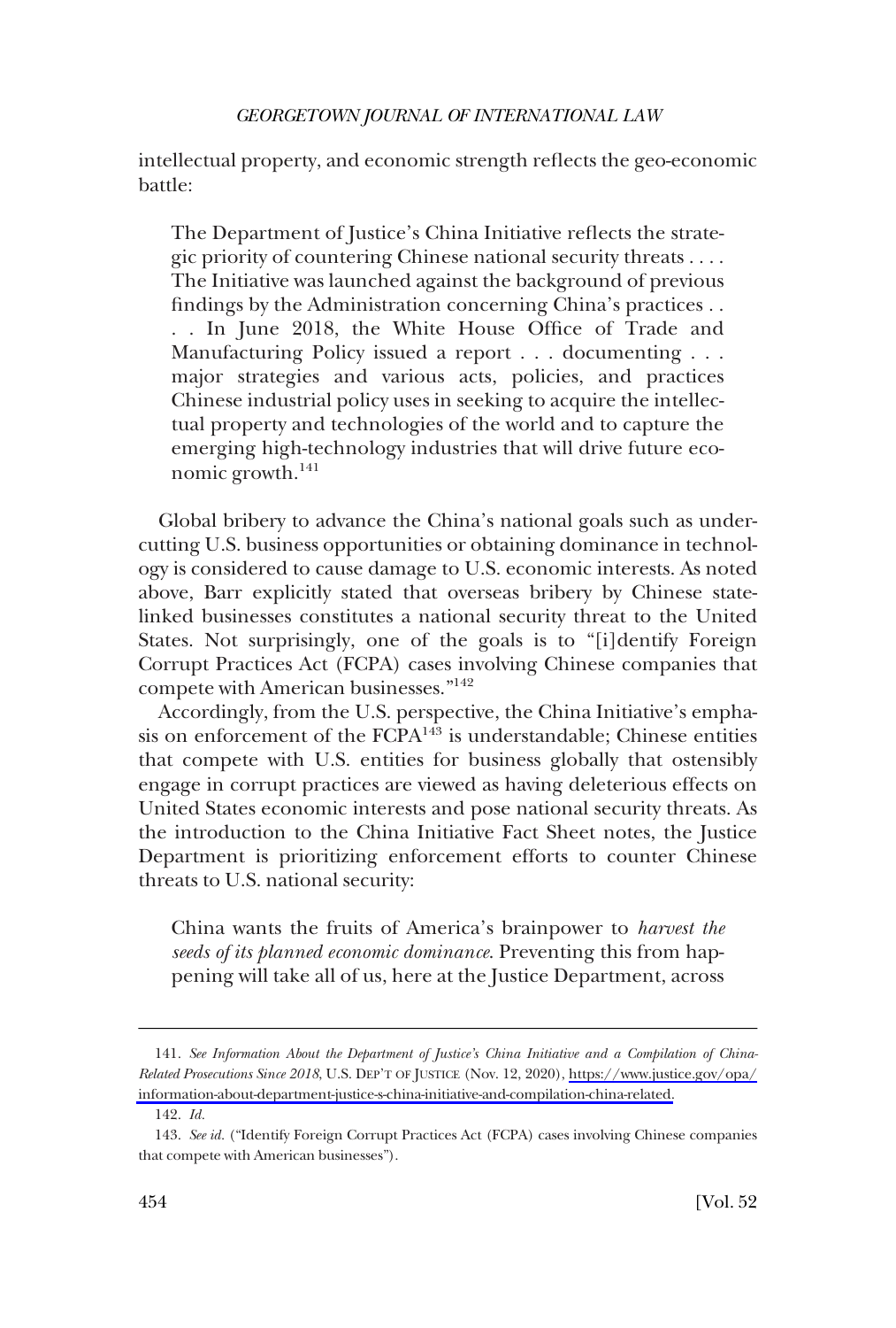intellectual property, and economic strength reflects the geo-economic battle:

> The Department of Justice's China Initiative reflects the strategic priority of countering Chinese national security threats . . . . The Initiative was launched against the background of previous findings by the Administration concerning China's practices . . . . In June 2018, the White House Office of Trade and Manufacturing Policy issued a report . . . documenting . . . major strategies and various acts, policies, and practices Chinese industrial policy uses in seeking to acquire the intellectual property and technologies of the world and to capture the emerging high-technology industries that will drive future economic growth.[141]

Global bribery to advance the China's national goals such as undercutting U.S. business opportunities or obtaining dominance in technology is considered to cause damage to U.S. economic interests. As noted above, Barr explicitly stated that overseas bribery by Chinese state-linked businesses constitutes a national security threat to the United States. Not surprisingly, one of the goals is to "[i]dentify Foreign Corrupt Practices Act (FCPA) cases involving Chinese companies that compete with American businesses."[142]

Accordingly, from the U.S. perspective, the China Initiative's emphasis on enforcement of the FCPA[143] is understandable; Chinese entities that compete with U.S. entities for business globally that ostensibly engage in corrupt practices are viewed as having deleterious effects on United States economic interests and pose national security threats. As the introduction to the China Initiative Fact Sheet notes, the Justice Department is prioritizing enforcement efforts to counter Chinese threats to U.S. national security:

> China wants the fruits of America's brainpower to *harvest the seeds of its planned economic dominance*. Preventing this from happening will take all of us, here at the Justice Department, across

---

141. *See Information About the Department of Justice's China Initiative and a Compilation of China-Related Prosecutions Since 2018*, U.S. DEP'T OF JUSTICE (Nov. 12, 2020), https://www.justice.gov/opa/information-about-department-justice-s-china-initiative-and-compilation-china-related.

142. *Id.*

143. *See id.* ("Identify Foreign Corrupt Practices Act (FCPA) cases involving Chinese companies that compete with American businesses").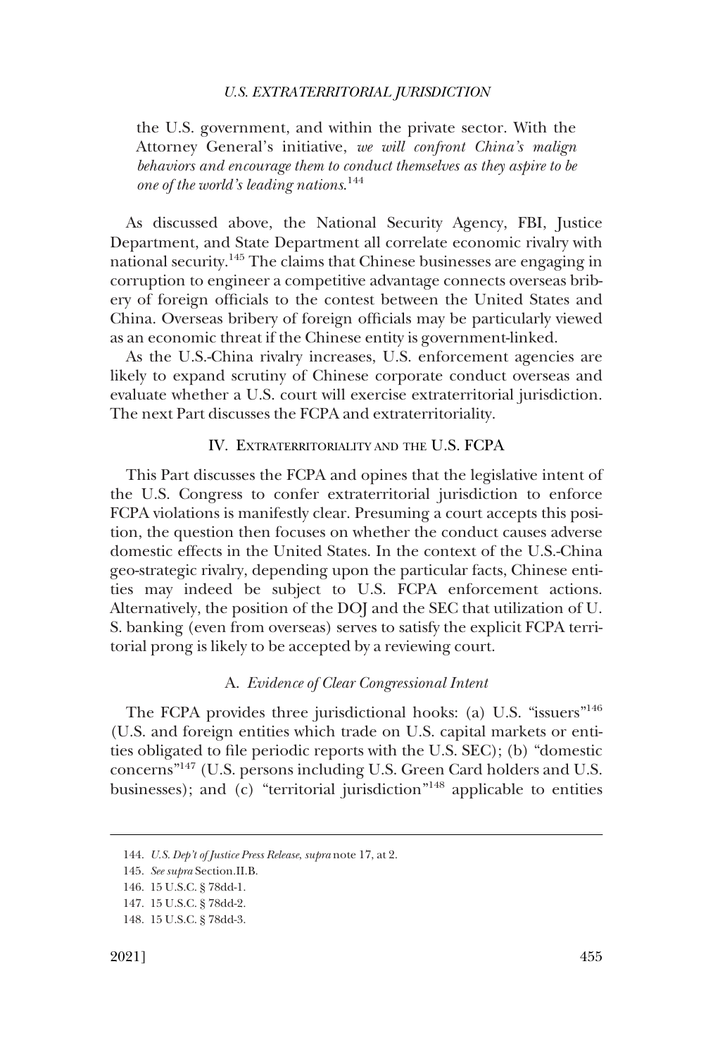the U.S. government, and within the private sector. With the Attorney General's initiative, *we will confront China's malign behaviors and encourage them to conduct themselves as they aspire to be one of the world's leading nations.*[144]

As discussed above, the National Security Agency, FBI, Justice Department, and State Department all correlate economic rivalry with national security.[145] The claims that Chinese businesses are engaging in corruption to engineer a competitive advantage connects overseas bribery of foreign officials to the contest between the United States and China. Overseas bribery of foreign officials may be particularly viewed as an economic threat if the Chinese entity is government-linked.

As the U.S.-China rivalry increases, U.S. enforcement agencies are likely to expand scrutiny of Chinese corporate conduct overseas and evaluate whether a U.S. court will exercise extraterritorial jurisdiction. The next Part discusses the FCPA and extraterritoriality.

## IV. EXTRATERRITORIALITY AND THE U.S. FCPA

This Part discusses the FCPA and opines that the legislative intent of the U.S. Congress to confer extraterritorial jurisdiction to enforce FCPA violations is manifestly clear. Presuming a court accepts this position, the question then focuses on whether the conduct causes adverse domestic effects in the United States. In the context of the U.S.-China geo-strategic rivalry, depending upon the particular facts, Chinese entities may indeed be subject to U.S. FCPA enforcement actions. Alternatively, the position of the DOJ and the SEC that utilization of U.S. banking (even from overseas) serves to satisfy the explicit FCPA territorial prong is likely to be accepted by a reviewing court.

### A. *Evidence of Clear Congressional Intent*

The FCPA provides three jurisdictional hooks: (a) U.S. "issuers"[146] (U.S. and foreign entities which trade on U.S. capital markets or entities obligated to file periodic reports with the U.S. SEC); (b) "domestic concerns"[147] (U.S. persons including U.S. Green Card holders and U.S. businesses); and (c) "territorial jurisdiction"[148] applicable to entities

---

144. *U.S. Dep't of Justice Press Release*, *supra* note 17, at 2.

145. *See supra* Section.II.B.

146. 15 U.S.C. § 78dd-1.

147. 15 U.S.C. § 78dd-2.

148. 15 U.S.C. § 78dd-3.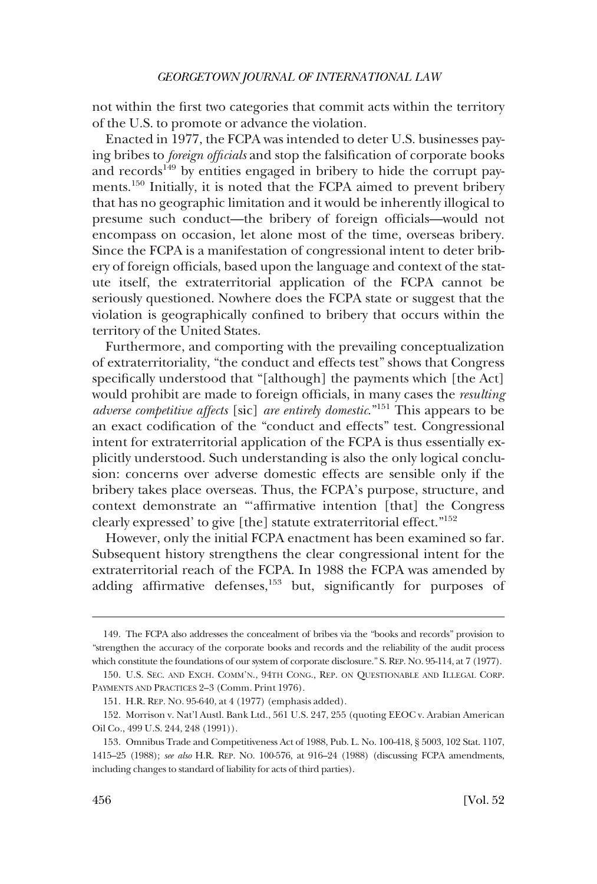not within the first two categories that commit acts within the territory of the U.S. to promote or advance the violation.

Enacted in 1977, the FCPA was intended to deter U.S. businesses paying bribes to *foreign officials* and stop the falsification of corporate books and records[149] by entities engaged in bribery to hide the corrupt payments.[150] Initially, it is noted that the FCPA aimed to prevent bribery that has no geographic limitation and it would be inherently illogical to presume such conduct—the bribery of foreign officials—would not encompass on occasion, let alone most of the time, overseas bribery. Since the FCPA is a manifestation of congressional intent to deter bribery of foreign officials, based upon the language and context of the statute itself, the extraterritorial application of the FCPA cannot be seriously questioned. Nowhere does the FCPA state or suggest that the violation is geographically confined to bribery that occurs within the territory of the United States.

Furthermore, and comporting with the prevailing conceptualization of extraterritoriality, "the conduct and effects test" shows that Congress specifically understood that "[although] the payments which [the Act] would prohibit are made to foreign officials, in many cases the *resulting adverse competitive affects* [sic] *are entirely domestic*."[151] This appears to be an exact codification of the "conduct and effects" test. Congressional intent for extraterritorial application of the FCPA is thus essentially explicitly understood. Such understanding is also the only logical conclusion: concerns over adverse domestic effects are sensible only if the bribery takes place overseas. Thus, the FCPA's purpose, structure, and context demonstrate an "'affirmative intention [that] the Congress clearly expressed' to give [the] statute extraterritorial effect."[152]

However, only the initial FCPA enactment has been examined so far. Subsequent history strengthens the clear congressional intent for the extraterritorial reach of the FCPA. In 1988 the FCPA was amended by adding affirmative defenses,[153] but, significantly for purposes of

---

149. The FCPA also addresses the concealment of bribes via the "books and records" provision to "strengthen the accuracy of the corporate books and records and the reliability of the audit process which constitute the foundations of our system of corporate disclosure." S. REP. NO. 95-114, at 7 (1977).

150. U.S. SEC. AND EXCH. COMM'N., 94TH CONG., REP. ON QUESTIONABLE AND ILLEGAL CORP. PAYMENTS AND PRACTICES 2–3 (Comm. Print 1976).

151. H.R. REP. NO. 95-640, at 4 (1977) (emphasis added).

152. Morrison v. Nat'l Austl. Bank Ltd., 561 U.S. 247, 255 (quoting EEOC v. Arabian American Oil Co., 499 U.S. 244, 248 (1991)).

153. Omnibus Trade and Competitiveness Act of 1988, Pub. L. No. 100-418, § 5003, 102 Stat. 1107, 1415–25 (1988); *see also* H.R. REP. NO. 100-576, at 916–24 (1988) (discussing FCPA amendments, including changes to standard of liability for acts of third parties).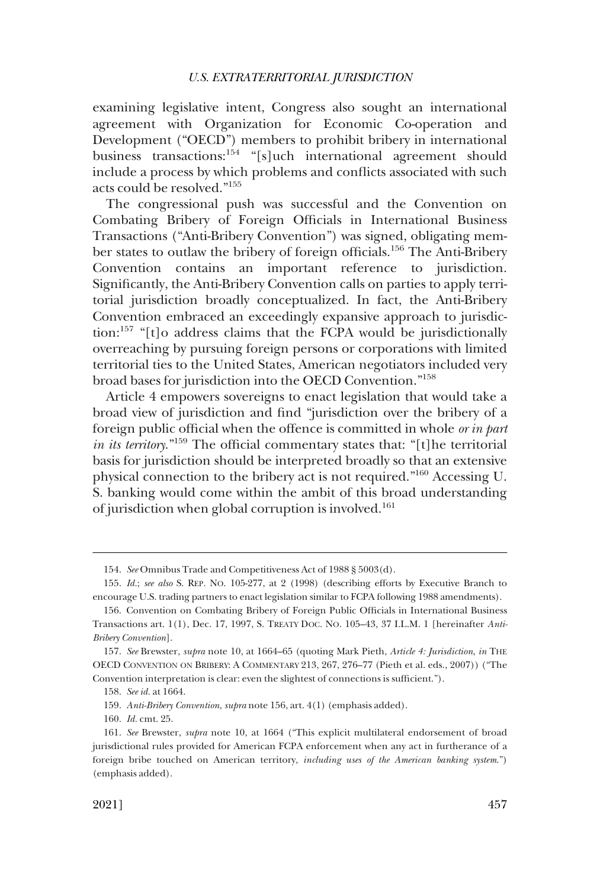examining legislative intent, Congress also sought an international agreement with Organization for Economic Co-operation and Development ("OECD") members to prohibit bribery in international business transactions:[154] "[s]uch international agreement should include a process by which problems and conflicts associated with such acts could be resolved."[155]

The congressional push was successful and the Convention on Combating Bribery of Foreign Officials in International Business Transactions ("Anti-Bribery Convention") was signed, obligating member states to outlaw the bribery of foreign officials.[156] The Anti-Bribery Convention contains an important reference to jurisdiction. Significantly, the Anti-Bribery Convention calls on parties to apply territorial jurisdiction broadly conceptualized. In fact, the Anti-Bribery Convention embraced an exceedingly expansive approach to jurisdiction:[157] "[t]o address claims that the FCPA would be jurisdictionally overreaching by pursuing foreign persons or corporations with limited territorial ties to the United States, American negotiators included very broad bases for jurisdiction into the OECD Convention."[158]

Article 4 empowers sovereigns to enact legislation that would take a broad view of jurisdiction and find "jurisdiction over the bribery of a foreign public official when the offence is committed in whole *or in part in its territory*."[159] The official commentary states that: "[t]he territorial basis for jurisdiction should be interpreted broadly so that an extensive physical connection to the bribery act is not required."[160] Accessing U. S. banking would come within the ambit of this broad understanding of jurisdiction when global corruption is involved.[161]

---

154. *See* Omnibus Trade and Competitiveness Act of 1988 § 5003(d).

155. *Id.*; *see also* S. REP. NO. 105-277, at 2 (1998) (describing efforts by Executive Branch to encourage U.S. trading partners to enact legislation similar to FCPA following 1988 amendments).

156. Convention on Combating Bribery of Foreign Public Officials in International Business Transactions art. 1(1), Dec. 17, 1997, S. TREATY DOC. NO. 105–43, 37 I.L.M. 1 [hereinafter *Anti-Bribery Convention*].

157. *See* Brewster, *supra* note 10, at 1664–65 (quoting Mark Pieth, *Article 4: Jurisdiction*, *in* THE OECD CONVENTION ON BRIBERY: A COMMENTARY 213, 267, 276–77 (Pieth et al. eds., 2007)) ("The Convention interpretation is clear: even the slightest of connections is sufficient.").

158. *See id.* at 1664.

159. *Anti-Bribery Convention*, *supra* note 156, art. 4(1) (emphasis added).

160. *Id.* cmt. 25.

161. *See* Brewster, *supra* note 10, at 1664 ("This explicit multilateral endorsement of broad jurisdictional rules provided for American FCPA enforcement when any act in furtherance of a foreign bribe touched on American territory, *including uses of the American banking system*.") (emphasis added).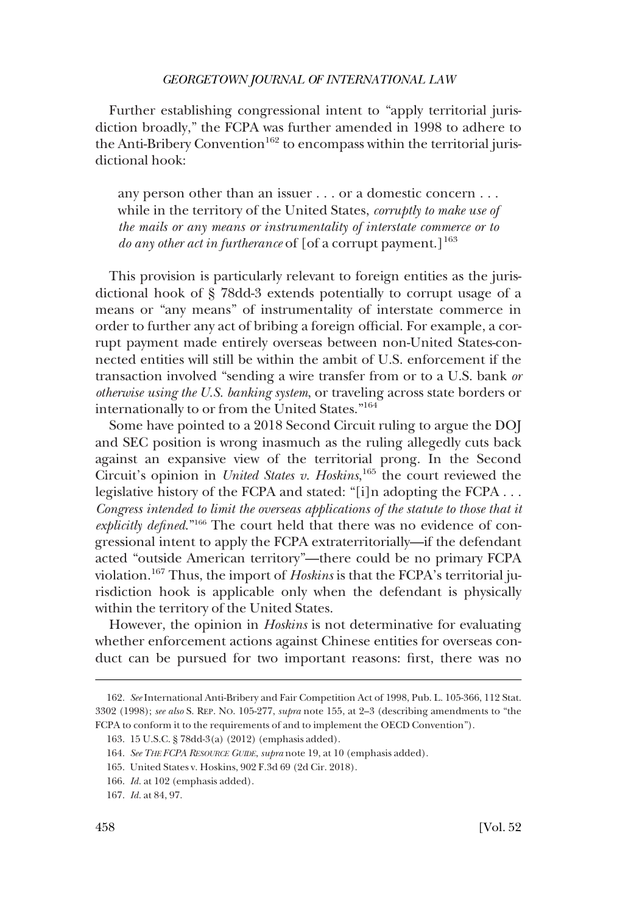Further establishing congressional intent to "apply territorial jurisdiction broadly," the FCPA was further amended in 1998 to adhere to the Anti-Bribery Convention[162] to encompass within the territorial jurisdictional hook:

> any person other than an issuer . . . or a domestic concern . . . while in the territory of the United States, *corruptly to make use of the mails or any means or instrumentality of interstate commerce or to do any other act in furtherance* of [of a corrupt payment.][163]

This provision is particularly relevant to foreign entities as the jurisdictional hook of § 78dd-3 extends potentially to corrupt usage of a means or "any means" of instrumentality of interstate commerce in order to further any act of bribing a foreign official. For example, a corrupt payment made entirely overseas between non-United States-connected entities will still be within the ambit of U.S. enforcement if the transaction involved "sending a wire transfer from or to a U.S. bank *or otherwise using the U.S. banking system*, or traveling across state borders or internationally to or from the United States."[164]

Some have pointed to a 2018 Second Circuit ruling to argue the DOJ and SEC position is wrong inasmuch as the ruling allegedly cuts back against an expansive view of the territorial prong. In the Second Circuit's opinion in *United States v. Hoskins*,[165] the court reviewed the legislative history of the FCPA and stated: "[i]n adopting the FCPA . . . *Congress intended to limit the overseas applications of the statute to those that it explicitly defined*."[166] The court held that there was no evidence of congressional intent to apply the FCPA extraterritorially—if the defendant acted "outside American territory"—there could be no primary FCPA violation.[167] Thus, the import of *Hoskins* is that the FCPA's territorial jurisdiction hook is applicable only when the defendant is physically within the territory of the United States.

However, the opinion in *Hoskins* is not determinative for evaluating whether enforcement actions against Chinese entities for overseas conduct can be pursued for two important reasons: first, there was no

---

162. *See* International Anti-Bribery and Fair Competition Act of 1998, Pub. L. 105-366, 112 Stat. 3302 (1998); *see also* S. REP. NO. 105-277, *supra* note 155, at 2–3 (describing amendments to "the FCPA to conform it to the requirements of and to implement the OECD Convention").

163. 15 U.S.C. § 78dd-3(a) (2012) (emphasis added).

164. *See THE FCPA RESOURCE GUIDE*, *supra* note 19, at 10 (emphasis added).

165. United States v. Hoskins, 902 F.3d 69 (2d Cir. 2018).

166. *Id.* at 102 (emphasis added).

167. *Id.* at 84, 97.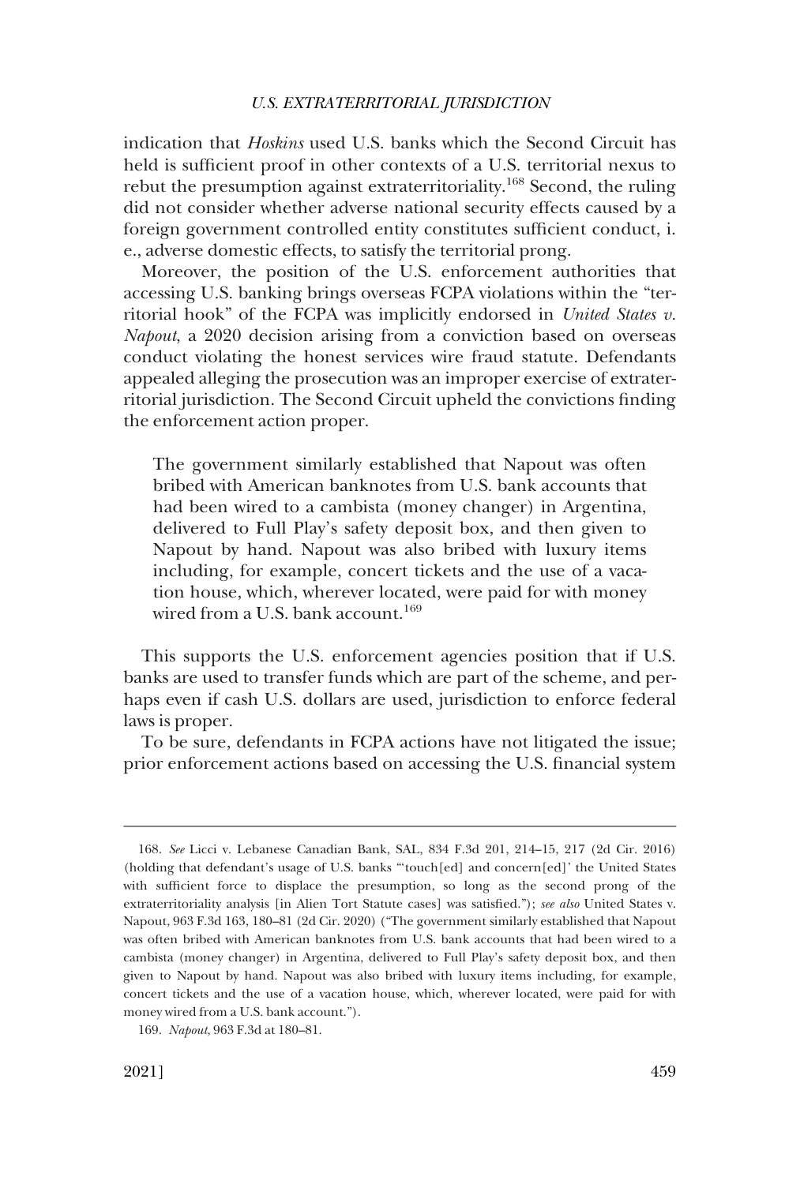indication that *Hoskins* used U.S. banks which the Second Circuit has held is sufficient proof in other contexts of a U.S. territorial nexus to rebut the presumption against extraterritoriality.[168] Second, the ruling did not consider whether adverse national security effects caused by a foreign government controlled entity constitutes sufficient conduct, i.e., adverse domestic effects, to satisfy the territorial prong.

Moreover, the position of the U.S. enforcement authorities that accessing U.S. banking brings overseas FCPA violations within the "territorial hook" of the FCPA was implicitly endorsed in *United States v. Napout*, a 2020 decision arising from a conviction based on overseas conduct violating the honest services wire fraud statute. Defendants appealed alleging the prosecution was an improper exercise of extraterritorial jurisdiction. The Second Circuit upheld the convictions finding the enforcement action proper.

> The government similarly established that Napout was often bribed with American banknotes from U.S. bank accounts that had been wired to a cambista (money changer) in Argentina, delivered to Full Play's safety deposit box, and then given to Napout by hand. Napout was also bribed with luxury items including, for example, concert tickets and the use of a vacation house, which, wherever located, were paid for with money wired from a U.S. bank account.[169]

This supports the U.S. enforcement agencies position that if U.S. banks are used to transfer funds which are part of the scheme, and perhaps even if cash U.S. dollars are used, jurisdiction to enforce federal laws is proper.

To be sure, defendants in FCPA actions have not litigated the issue; prior enforcement actions based on accessing the U.S. financial system

---

168. *See* Licci v. Lebanese Canadian Bank, SAL, 834 F.3d 201, 214–15, 217 (2d Cir. 2016) (holding that defendant's usage of U.S. banks "'touch[ed] and concern[ed]' the United States with sufficient force to displace the presumption, so long as the second prong of the extraterritoriality analysis [in Alien Tort Statute cases] was satisfied."); *see also* United States v. Napout, 963 F.3d 163, 180–81 (2d Cir. 2020) ("The government similarly established that Napout was often bribed with American banknotes from U.S. bank accounts that had been wired to a cambista (money changer) in Argentina, delivered to Full Play's safety deposit box, and then given to Napout by hand. Napout was also bribed with luxury items including, for example, concert tickets and the use of a vacation house, which, wherever located, were paid for with money wired from a U.S. bank account.").

169. *Napout*, 963 F.3d at 180–81.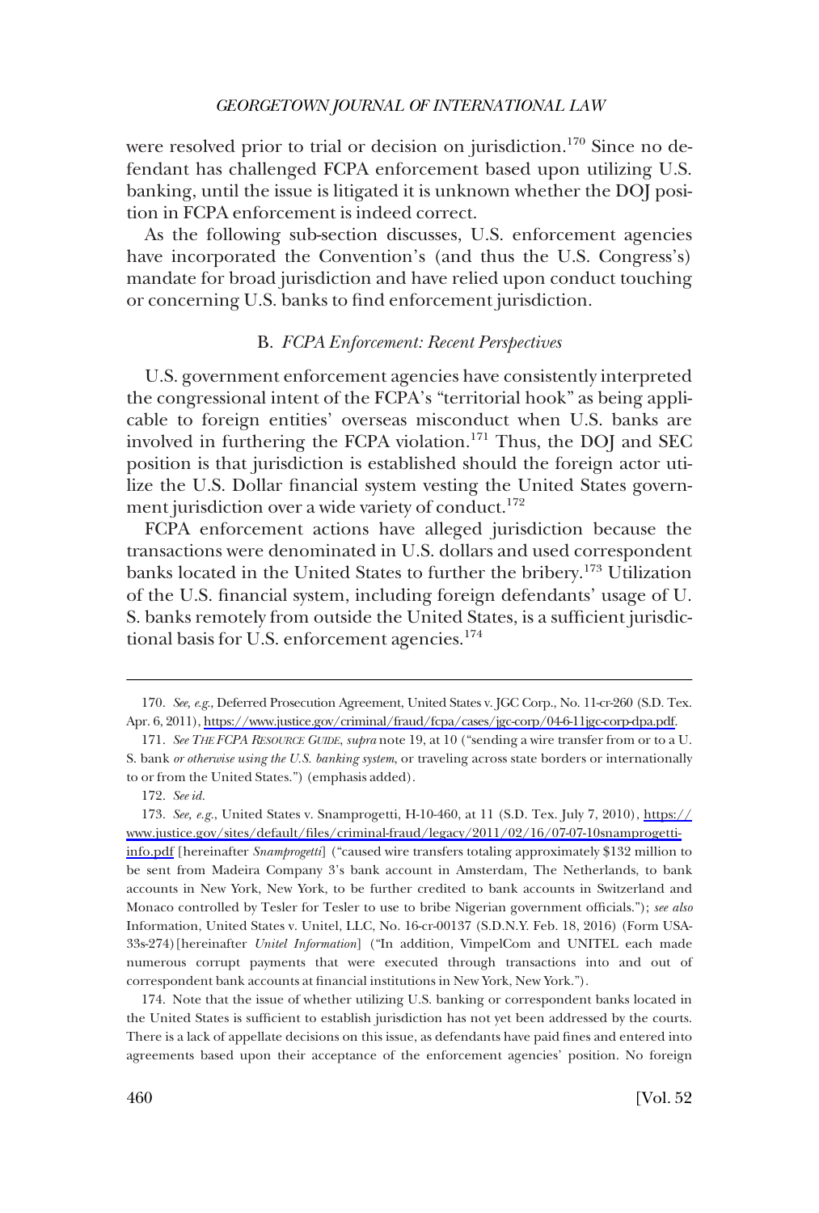were resolved prior to trial or decision on jurisdiction.[170] Since no defendant has challenged FCPA enforcement based upon utilizing U.S. banking, until the issue is litigated it is unknown whether the DOJ position in FCPA enforcement is indeed correct.

As the following sub-section discusses, U.S. enforcement agencies have incorporated the Convention's (and thus the U.S. Congress's) mandate for broad jurisdiction and have relied upon conduct touching or concerning U.S. banks to find enforcement jurisdiction.

### B. *FCPA Enforcement: Recent Perspectives*

U.S. government enforcement agencies have consistently interpreted the congressional intent of the FCPA's "territorial hook" as being applicable to foreign entities' overseas misconduct when U.S. banks are involved in furthering the FCPA violation.[171] Thus, the DOJ and SEC position is that jurisdiction is established should the foreign actor utilize the U.S. Dollar financial system vesting the United States government jurisdiction over a wide variety of conduct.[172]

FCPA enforcement actions have alleged jurisdiction because the transactions were denominated in U.S. dollars and used correspondent banks located in the United States to further the bribery.[173] Utilization of the U.S. financial system, including foreign defendants' usage of U.S. banks remotely from outside the United States, is a sufficient jurisdictional basis for U.S. enforcement agencies.[174]

---

170. *See, e.g.*, Deferred Prosecution Agreement, United States v. JGC Corp., No. 11-cr-260 (S.D. Tex. Apr. 6, 2011), https://www.justice.gov/criminal/fraud/fcpa/cases/jgc-corp/04-6-11jgc-corp-dpa.pdf.

171. *See THE FCPA RESOURCE GUIDE*, *supra* note 19, at 10 ("sending a wire transfer from or to a U.S. bank *or otherwise using the U.S. banking system*, or traveling across state borders or internationally to or from the United States.") (emphasis added).

172. *See id.*

173. *See, e.g.*, United States v. Snamprogetti, H-10-460, at 11 (S.D. Tex. July 7, 2010), https://www.justice.gov/sites/default/files/criminal-fraud/legacy/2011/02/16/07-07-10snamprogetti-info.pdf [hereinafter *Snamprogetti*] ("caused wire transfers totaling approximately $132 million to be sent from Madeira Company 3's bank account in Amsterdam, The Netherlands, to bank accounts in New York, New York, to be further credited to bank accounts in Switzerland and Monaco controlled by Tesler for Tesler to use to bribe Nigerian government officials."); *see also* Information, United States v. Unitel, LLC, No. 16-cr-00137 (S.D.N.Y. Feb. 18, 2016) (Form USA-33s-274) [hereinafter *Unitel Information*] ("In addition, VimpelCom and UNITEL each made numerous corrupt payments that were executed through transactions into and out of correspondent bank accounts at financial institutions in New York, New York.").

174. Note that the issue of whether utilizing U.S. banking or correspondent banks located in the United States is sufficient to establish jurisdiction has not yet been addressed by the courts. There is a lack of appellate decisions on this issue, as defendants have paid fines and entered into agreements based upon their acceptance of the enforcement agencies' position. No foreign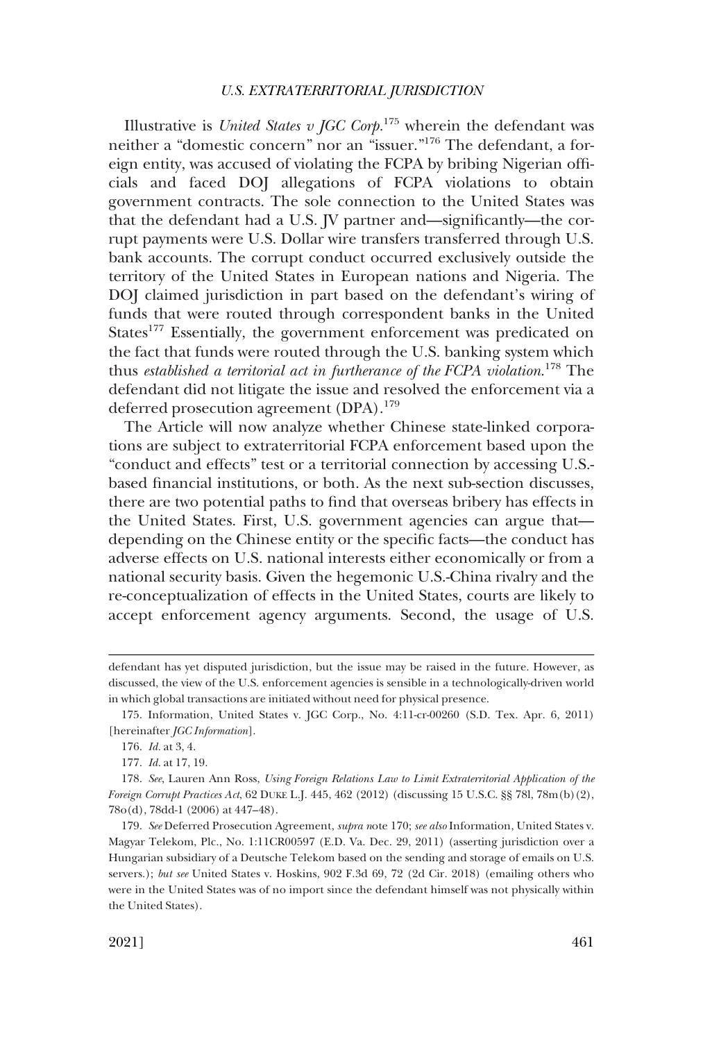Illustrative is *United States v JGC Corp.*[175] wherein the defendant was neither a "domestic concern" nor an "issuer."[176] The defendant, a foreign entity, was accused of violating the FCPA by bribing Nigerian officials and faced DOJ allegations of FCPA violations to obtain government contracts. The sole connection to the United States was that the defendant had a U.S. JV partner and—significantly—the corrupt payments were U.S. Dollar wire transfers transferred through U.S. bank accounts. The corrupt conduct occurred exclusively outside the territory of the United States in European nations and Nigeria. The DOJ claimed jurisdiction in part based on the defendant's wiring of funds that were routed through correspondent banks in the United States[177] Essentially, the government enforcement was predicated on the fact that funds were routed through the U.S. banking system which thus *established a territorial act in furtherance of the FCPA violation.*[178] The defendant did not litigate the issue and resolved the enforcement via a deferred prosecution agreement (DPA).[179]

The Article will now analyze whether Chinese state-linked corporations are subject to extraterritorial FCPA enforcement based upon the "conduct and effects" test or a territorial connection by accessing U.S.-based financial institutions, or both. As the next sub-section discusses, there are two potential paths to find that overseas bribery has effects in the United States. First, U.S. government agencies can argue that—depending on the Chinese entity or the specific facts—the conduct has adverse effects on U.S. national interests either economically or from a national security basis. Given the hegemonic U.S.-China rivalry and the re-conceptualization of effects in the United States, courts are likely to accept enforcement agency arguments. Second, the usage of U.S.

---

defendant has yet disputed jurisdiction, but the issue may be raised in the future. However, as discussed, the view of the U.S. enforcement agencies is sensible in a technologically-driven world in which global transactions are initiated without need for physical presence.

175. Information, United States v. JGC Corp., No. 4:11-cr-00260 (S.D. Tex. Apr. 6, 2011) [hereinafter *JGC Information*].

176. *Id.* at 3, 4.

177. *Id.* at 17, 19.

178. *See*, Lauren Ann Ross, *Using Foreign Relations Law to Limit Extraterritorial Application of the Foreign Corrupt Practices Act*, 62 DUKE L.J. 445, 462 (2012) (discussing 15 U.S.C. §§ 78l, 78m(b)(2), 78o(d), 78dd-1 (2006) at 447–48).

179. *See* Deferred Prosecution Agreement, *supra n*ote 170; *see also* Information, United States v. Magyar Telekom, Plc., No. 1:11CR00597 (E.D. Va. Dec. 29, 2011) (asserting jurisdiction over a Hungarian subsidiary of a Deutsche Telekom based on the sending and storage of emails on U.S. servers.); *but see* United States v. Hoskins, 902 F.3d 69, 72 (2d Cir. 2018) (emailing others who were in the United States was of no import since the defendant himself was not physically within the United States).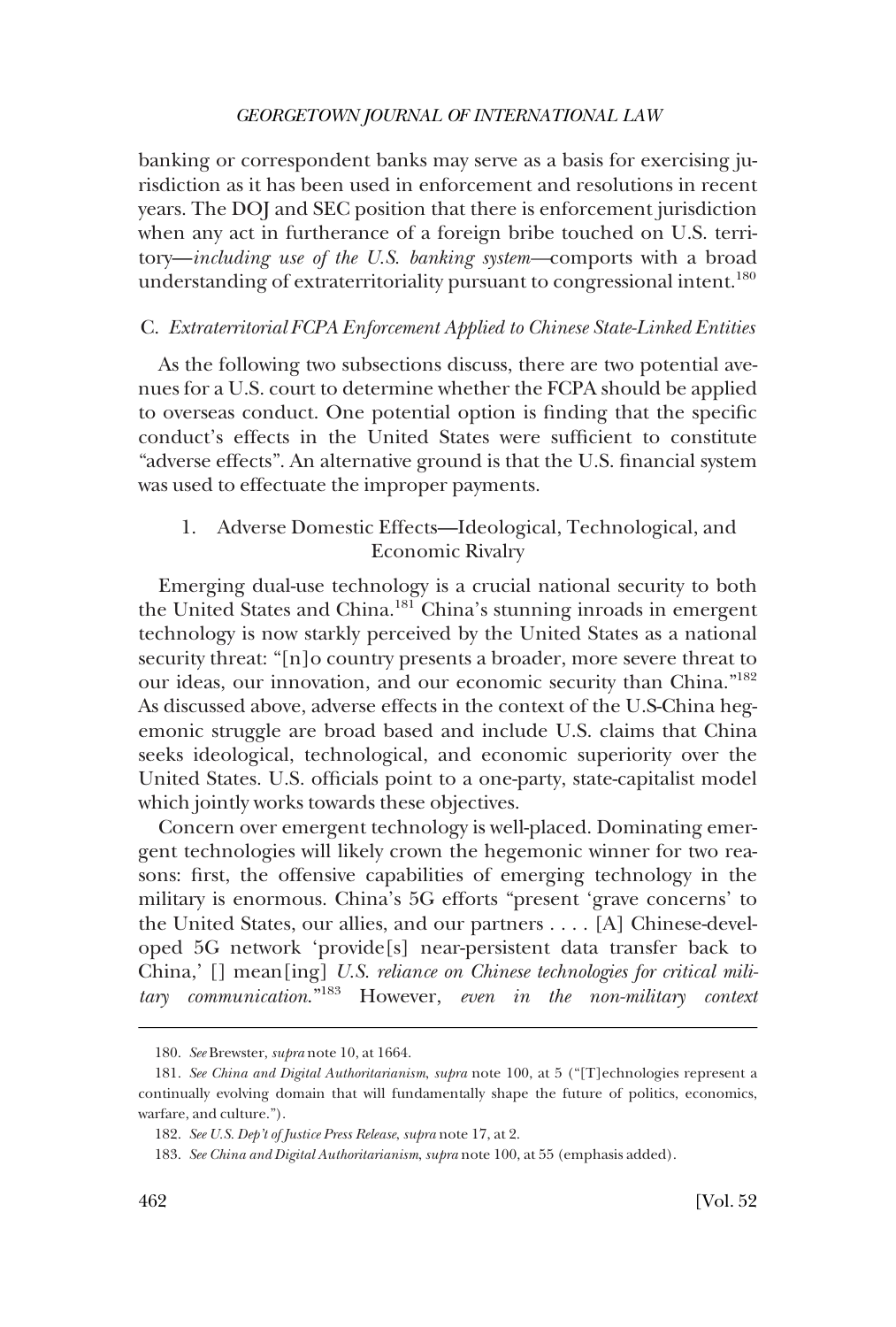banking or correspondent banks may serve as a basis for exercising jurisdiction as it has been used in enforcement and resolutions in recent years. The DOJ and SEC position that there is enforcement jurisdiction when any act in furtherance of a foreign bribe touched on U.S. territory—*including use of the U.S. banking system*—comports with a broad understanding of extraterritoriality pursuant to congressional intent.[180]

### C. *Extraterritorial FCPA Enforcement Applied to Chinese State-Linked Entities*

As the following two subsections discuss, there are two potential avenues for a U.S. court to determine whether the FCPA should be applied to overseas conduct. One potential option is finding that the specific conduct's effects in the United States were sufficient to constitute "adverse effects". An alternative ground is that the U.S. financial system was used to effectuate the improper payments.

#### 1. Adverse Domestic Effects—Ideological, Technological, and Economic Rivalry

Emerging dual-use technology is a crucial national security to both the United States and China.[181] China's stunning inroads in emergent technology is now starkly perceived by the United States as a national security threat: "[n]o country presents a broader, more severe threat to our ideas, our innovation, and our economic security than China."[182] As discussed above, adverse effects in the context of the U.S-China hegemonic struggle are broad based and include U.S. claims that China seeks ideological, technological, and economic superiority over the United States. U.S. officials point to a one-party, state-capitalist model which jointly works towards these objectives.

Concern over emergent technology is well-placed. Dominating emergent technologies will likely crown the hegemonic winner for two reasons: first, the offensive capabilities of emerging technology in the military is enormous. China's 5G efforts "present 'grave concerns' to the United States, our allies, and our partners . . . . [A] Chinese-developed 5G network 'provide[s] near-persistent data transfer back to China,' [] mean[ing] *U.S. reliance on Chinese technologies for critical military communication.*"[183] However, *even in the non-military context*

---

180. *See* Brewster, *supra* note 10, at 1664.

181. *See China and Digital Authoritarianism*, *supra* note 100, at 5 ("[T]echnologies represent a continually evolving domain that will fundamentally shape the future of politics, economics, warfare, and culture.").

182. *See U.S. Dep't of Justice Press Release*, *supra* note 17, at 2.

183. *See China and Digital Authoritarianism*, *supra* note 100, at 55 (emphasis added).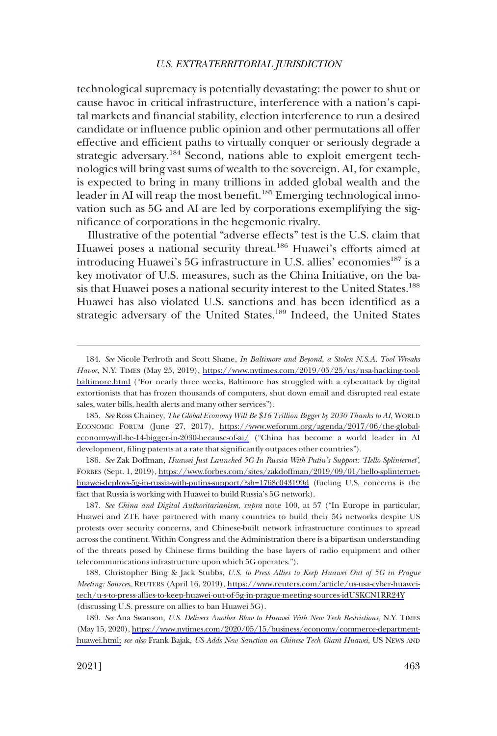technological supremacy is potentially devastating: the power to shut or cause havoc in critical infrastructure, interference with a nation's capital markets and financial stability, election interference to run a desired candidate or influence public opinion and other permutations all offer effective and efficient paths to virtually conquer or seriously degrade a strategic adversary.[184] Second, nations able to exploit emergent technologies will bring vast sums of wealth to the sovereign. AI, for example, is expected to bring in many trillions in added global wealth and the leader in AI will reap the most benefit.[185] Emerging technological innovation such as 5G and AI are led by corporations exemplifying the significance of corporations in the hegemonic rivalry.

Illustrative of the potential "adverse effects" test is the U.S. claim that Huawei poses a national security threat.[186] Huawei's efforts aimed at introducing Huawei's 5G infrastructure in U.S. allies' economies[187] is a key motivator of U.S. measures, such as the China Initiative, on the basis that Huawei poses a national security interest to the United States.[188] Huawei has also violated U.S. sanctions and has been identified as a strategic adversary of the United States.[189] Indeed, the United States

---

184. *See* Nicole Perlroth and Scott Shane, *In Baltimore and Beyond, a Stolen N.S.A. Tool Wreaks Havoc*, N.Y. TIMES (May 25, 2019), https://www.nytimes.com/2019/05/25/us/nsa-hacking-tool-baltimore.html ("For nearly three weeks, Baltimore has struggled with a cyberattack by digital extortionists that has frozen thousands of computers, shut down email and disrupted real estate sales, water bills, health alerts and many other services").

185. *See* Ross Chainey, *The Global Economy Will Be $16 Trillion Bigger by 2030 Thanks to AI*, WORLD ECONOMIC FORUM (June 27, 2017), https://www.weforum.org/agenda/2017/06/the-global-economy-will-be-14-bigger-in-2030-because-of-ai/ ("China has become a world leader in AI development, filing patents at a rate that significantly outpaces other countries").

186. *See* Zak Doffman, *Huawei Just Launched 5G In Russia With Putin's Support: 'Hello Splinternet'*, FORBES (Sept. 1, 2019), https://www.forbes.com/sites/zakdoffman/2019/09/01/hello-splinternet-huawei-deploys-5g-in-russia-with-putins-support/?sh=1768c043199d (fueling U.S. concerns is the fact that Russia is working with Huawei to build Russia's 5G network).

187. *See China and Digital Authoritarianism*, *supra* note 100, at 57 ("In Europe in particular, Huawei and ZTE have partnered with many countries to build their 5G networks despite US protests over security concerns, and Chinese-built network infrastructure continues to spread across the continent. Within Congress and the Administration there is a bipartisan understanding of the threats posed by Chinese firms building the base layers of radio equipment and other telecommunications infrastructure upon which 5G operates.").

188. Christopher Bing & Jack Stubbs, *U.S. to Press Allies to Keep Huawei Out of 5G in Prague Meeting: Sources*, REUTERS (April 16, 2019), https://www.reuters.com/article/us-usa-cyber-huawei-tech/u-s-to-press-allies-to-keep-huawei-out-of-5g-in-prague-meeting-sources-idUSKCN1RR24Y (discussing U.S. pressure on allies to ban Huawei 5G).

189. *See* Ana Swanson, *U.S. Delivers Another Blow to Huawei With New Tech Restrictions*, N.Y. TIMES (May 15, 2020), https://www.nytimes.com/2020/05/15/business/economy/commerce-department-huawei.html; *see also* Frank Bajak, *US Adds New Sanction on Chinese Tech Giant Huawei*, US NEWS AND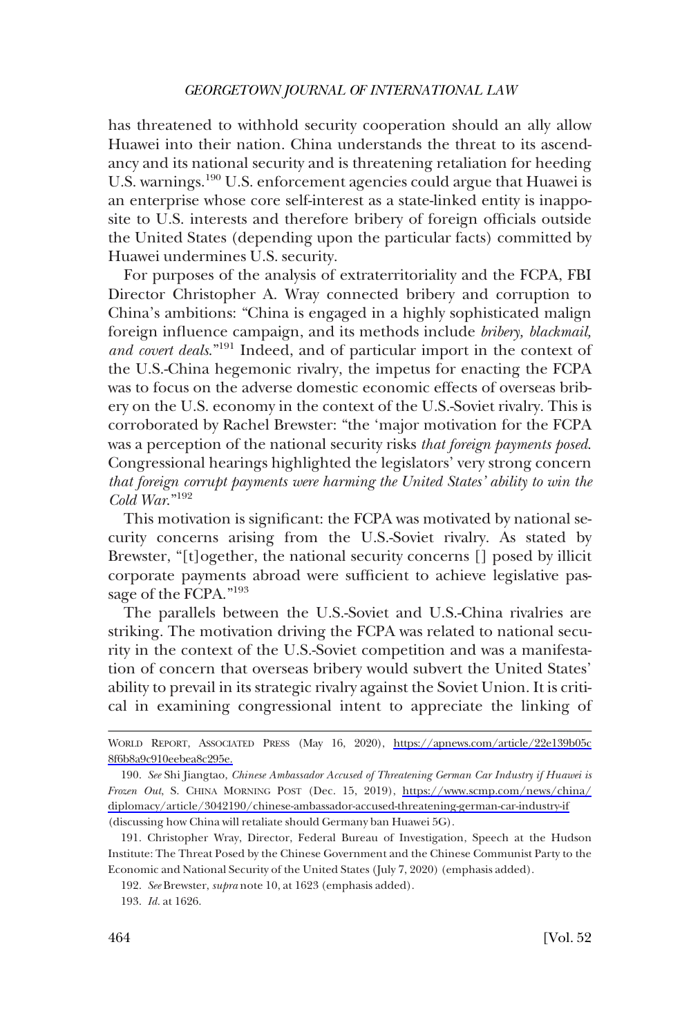has threatened to withhold security cooperation should an ally allow Huawei into their nation. China understands the threat to its ascendancy and its national security and is threatening retaliation for heeding U.S. warnings.[190] U.S. enforcement agencies could argue that Huawei is an enterprise whose core self-interest as a state-linked entity is inapposite to U.S. interests and therefore bribery of foreign officials outside the United States (depending upon the particular facts) committed by Huawei undermines U.S. security.

For purposes of the analysis of extraterritoriality and the FCPA, FBI Director Christopher A. Wray connected bribery and corruption to China's ambitions: "China is engaged in a highly sophisticated malign foreign influence campaign, and its methods include *bribery, blackmail, and covert deals*."[191] Indeed, and of particular import in the context of the U.S.-China hegemonic rivalry, the impetus for enacting the FCPA was to focus on the adverse domestic economic effects of overseas bribery on the U.S. economy in the context of the U.S.-Soviet rivalry. This is corroborated by Rachel Brewster: "the 'major motivation for the FCPA was a perception of the national security risks *that foreign payments posed*. Congressional hearings highlighted the legislators' very strong concern *that foreign corrupt payments were harming the United States' ability to win the Cold War*."[192]

This motivation is significant: the FCPA was motivated by national security concerns arising from the U.S.-Soviet rivalry. As stated by Brewster, "[t]ogether, the national security concerns [] posed by illicit corporate payments abroad were sufficient to achieve legislative passage of the FCPA."[193]

The parallels between the U.S.-Soviet and U.S.-China rivalries are striking. The motivation driving the FCPA was related to national security in the context of the U.S.-Soviet competition and was a manifestation of concern that overseas bribery would subvert the United States' ability to prevail in its strategic rivalry against the Soviet Union. It is critical in examining congressional intent to appreciate the linking of

---

WORLD REPORT, ASSOCIATED PRESS (May 16, 2020), https://apnews.com/article/22e139b05c8f6b8a9c910eebea8c295e.

190. *See* Shi Jiangtao, *Chinese Ambassador Accused of Threatening German Car Industry if Huawei is Frozen Out*, S. CHINA MORNING POST (Dec. 15, 2019), https://www.scmp.com/news/china/diplomacy/article/3042190/chinese-ambassador-accused-threatening-german-car-industry-if (discussing how China will retaliate should Germany ban Huawei 5G).

191. Christopher Wray, Director, Federal Bureau of Investigation, Speech at the Hudson Institute: The Threat Posed by the Chinese Government and the Chinese Communist Party to the Economic and National Security of the United States (July 7, 2020) (emphasis added).

192. *See* Brewster, *supra* note 10, at 1623 (emphasis added).

193. *Id.* at 1626.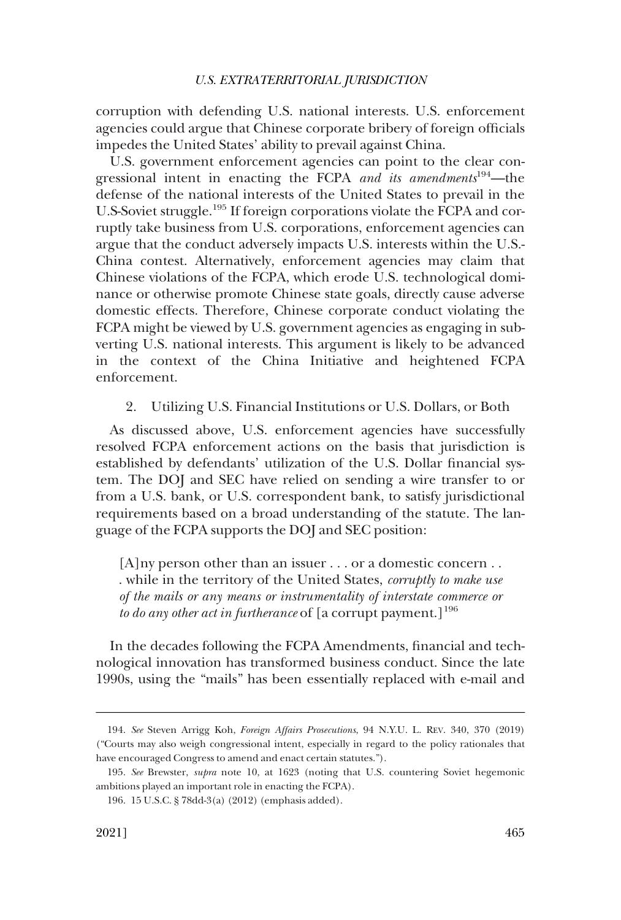corruption with defending U.S. national interests. U.S. enforcement agencies could argue that Chinese corporate bribery of foreign officials impedes the United States' ability to prevail against China.

U.S. government enforcement agencies can point to the clear congressional intent in enacting the FCPA *and its amendments*[194]—the defense of the national interests of the United States to prevail in the U.S-Soviet struggle.[195] If foreign corporations violate the FCPA and corruptly take business from U.S. corporations, enforcement agencies can argue that the conduct adversely impacts U.S. interests within the U.S.-China contest. Alternatively, enforcement agencies may claim that Chinese violations of the FCPA, which erode U.S. technological dominance or otherwise promote Chinese state goals, directly cause adverse domestic effects. Therefore, Chinese corporate conduct violating the FCPA might be viewed by U.S. government agencies as engaging in subverting U.S. national interests. This argument is likely to be advanced in the context of the China Initiative and heightened FCPA enforcement.

2. Utilizing U.S. Financial Institutions or U.S. Dollars, or Both

As discussed above, U.S. enforcement agencies have successfully resolved FCPA enforcement actions on the basis that jurisdiction is established by defendants' utilization of the U.S. Dollar financial system. The DOJ and SEC have relied on sending a wire transfer to or from a U.S. bank, or U.S. correspondent bank, to satisfy jurisdictional requirements based on a broad understanding of the statute. The language of the FCPA supports the DOJ and SEC position:

> [A]ny person other than an issuer . . . or a domestic concern . . . while in the territory of the United States, *corruptly to make use of the mails or any means or instrumentality of interstate commerce or to do any other act in furtherance* of [a corrupt payment.][196]

In the decades following the FCPA Amendments, financial and technological innovation has transformed business conduct. Since the late 1990s, using the "mails" has been essentially replaced with e-mail and

---

194. *See* Steven Arrigg Koh, *Foreign Affairs Prosecutions*, 94 N.Y.U. L. REV. 340, 370 (2019) ("Courts may also weigh congressional intent, especially in regard to the policy rationales that have encouraged Congress to amend and enact certain statutes.").

195. *See* Brewster, *supra* note 10, at 1623 (noting that U.S. countering Soviet hegemonic ambitions played an important role in enacting the FCPA).

196. 15 U.S.C. § 78dd-3(a) (2012) (emphasis added).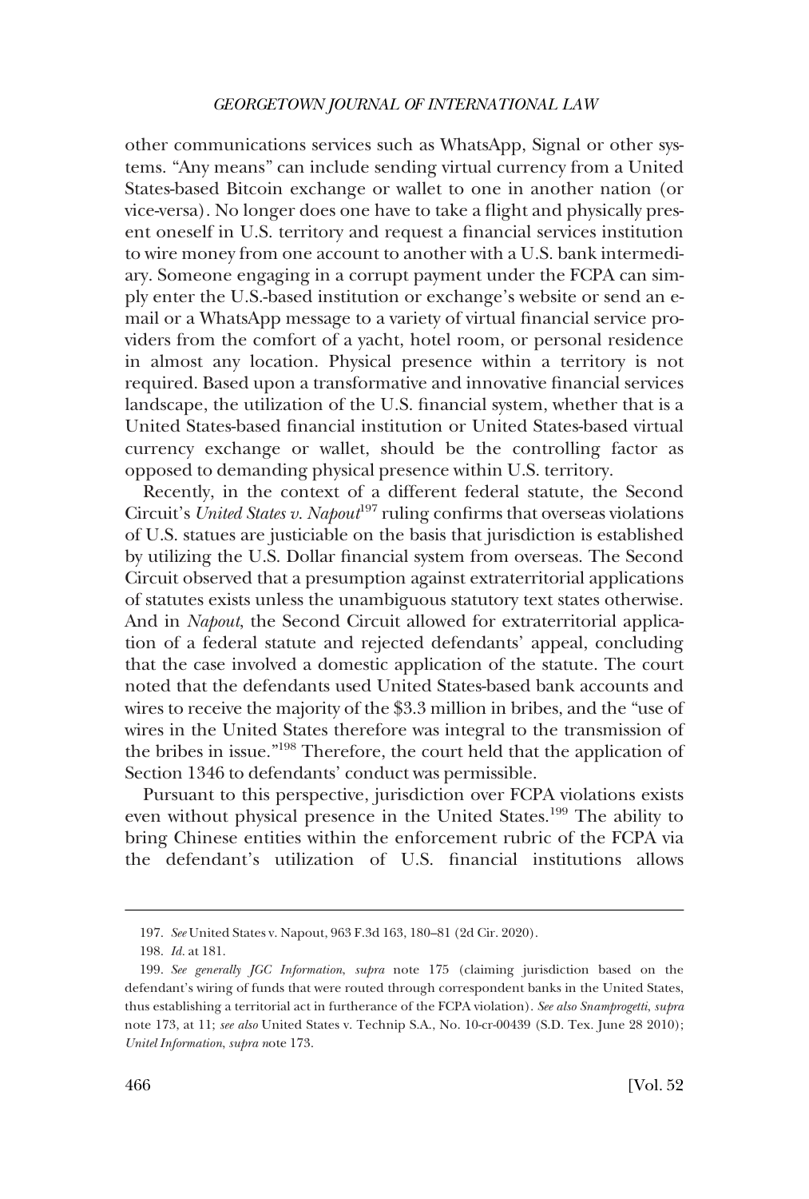other communications services such as WhatsApp, Signal or other systems. "Any means" can include sending virtual currency from a United States-based Bitcoin exchange or wallet to one in another nation (or vice-versa). No longer does one have to take a flight and physically present oneself in U.S. territory and request a financial services institution to wire money from one account to another with a U.S. bank intermediary. Someone engaging in a corrupt payment under the FCPA can simply enter the U.S.-based institution or exchange's website or send an e-mail or a WhatsApp message to a variety of virtual financial service providers from the comfort of a yacht, hotel room, or personal residence in almost any location. Physical presence within a territory is not required. Based upon a transformative and innovative financial services landscape, the utilization of the U.S. financial system, whether that is a United States-based financial institution or United States-based virtual currency exchange or wallet, should be the controlling factor as opposed to demanding physical presence within U.S. territory.

Recently, in the context of a different federal statute, the Second Circuit's *United States v. Napout*[197] ruling confirms that overseas violations of U.S. statues are justiciable on the basis that jurisdiction is established by utilizing the U.S. Dollar financial system from overseas. The Second Circuit observed that a presumption against extraterritorial applications of statutes exists unless the unambiguous statutory text states otherwise. And in *Napout*, the Second Circuit allowed for extraterritorial application of a federal statute and rejected defendants' appeal, concluding that the case involved a domestic application of the statute. The court noted that the defendants used United States-based bank accounts and wires to receive the majority of the $3.3 million in bribes, and the "use of wires in the United States therefore was integral to the transmission of the bribes in issue."[198] Therefore, the court held that the application of Section 1346 to defendants' conduct was permissible.

Pursuant to this perspective, jurisdiction over FCPA violations exists even without physical presence in the United States.[199] The ability to bring Chinese entities within the enforcement rubric of the FCPA via the defendant's utilization of U.S. financial institutions allows

---

197. *See* United States v. Napout, 963 F.3d 163, 180–81 (2d Cir. 2020).

198. *Id.* at 181.

199. *See generally JGC Information*, *supra* note 175 (claiming jurisdiction based on the defendant's wiring of funds that were routed through correspondent banks in the United States, thus establishing a territorial act in furtherance of the FCPA violation). *See also Snamprogetti*, *supra* note 173, at 11; *see also* United States v. Technip S.A., No. 10-cr-00439 (S.D. Tex. June 28 2010); *Unitel Information*, *supra* note 173.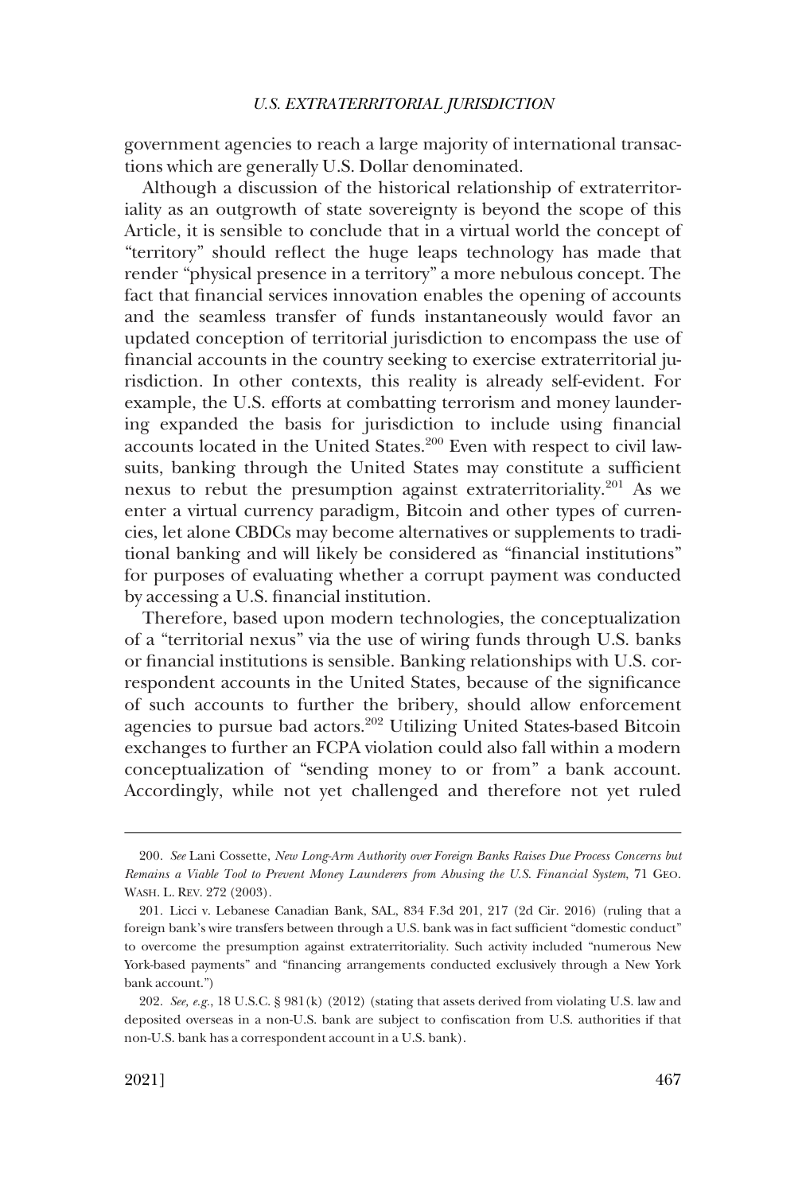government agencies to reach a large majority of international transactions which are generally U.S. Dollar denominated.

Although a discussion of the historical relationship of extraterritoriality as an outgrowth of state sovereignty is beyond the scope of this Article, it is sensible to conclude that in a virtual world the concept of "territory" should reflect the huge leaps technology has made that render "physical presence in a territory" a more nebulous concept. The fact that financial services innovation enables the opening of accounts and the seamless transfer of funds instantaneously would favor an updated conception of territorial jurisdiction to encompass the use of financial accounts in the country seeking to exercise extraterritorial jurisdiction. In other contexts, this reality is already self-evident. For example, the U.S. efforts at combatting terrorism and money laundering expanded the basis for jurisdiction to include using financial accounts located in the United States.[200] Even with respect to civil lawsuits, banking through the United States may constitute a sufficient nexus to rebut the presumption against extraterritoriality.[201] As we enter a virtual currency paradigm, Bitcoin and other types of currencies, let alone CBDCs may become alternatives or supplements to traditional banking and will likely be considered as "financial institutions" for purposes of evaluating whether a corrupt payment was conducted by accessing a U.S. financial institution.

Therefore, based upon modern technologies, the conceptualization of a "territorial nexus" via the use of wiring funds through U.S. banks or financial institutions is sensible. Banking relationships with U.S. correspondent accounts in the United States, because of the significance of such accounts to further the bribery, should allow enforcement agencies to pursue bad actors.[202] Utilizing United States-based Bitcoin exchanges to further an FCPA violation could also fall within a modern conceptualization of "sending money to or from" a bank account. Accordingly, while not yet challenged and therefore not yet ruled

---

200. *See* Lani Cossette, *New Long-Arm Authority over Foreign Banks Raises Due Process Concerns but Remains a Viable Tool to Prevent Money Launderers from Abusing the U.S. Financial System*, 71 GEO. WASH. L. REV. 272 (2003).

201. Licci v. Lebanese Canadian Bank, SAL, 834 F.3d 201, 217 (2d Cir. 2016) (ruling that a foreign bank's wire transfers between through a U.S. bank was in fact sufficient "domestic conduct" to overcome the presumption against extraterritoriality. Such activity included "numerous New York-based payments" and "financing arrangements conducted exclusively through a New York bank account.")

202. *See, e.g.*, 18 U.S.C. § 981(k) (2012) (stating that assets derived from violating U.S. law and deposited overseas in a non-U.S. bank are subject to confiscation from U.S. authorities if that non-U.S. bank has a correspondent account in a U.S. bank).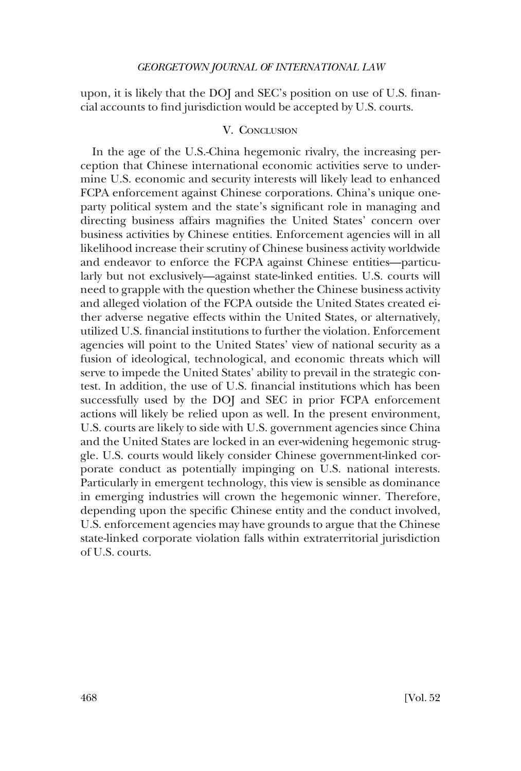upon, it is likely that the DOJ and SEC's position on use of U.S. financial accounts to find jurisdiction would be accepted by U.S. courts.

## V. Conclusion

In the age of the U.S.-China hegemonic rivalry, the increasing perception that Chinese international economic activities serve to undermine U.S. economic and security interests will likely lead to enhanced FCPA enforcement against Chinese corporations. China's unique one-party political system and the state's significant role in managing and directing business affairs magnifies the United States' concern over business activities by Chinese entities. Enforcement agencies will in all likelihood increase their scrutiny of Chinese business activity worldwide and endeavor to enforce the FCPA against Chinese entities—particularly but not exclusively—against state-linked entities. U.S. courts will need to grapple with the question whether the Chinese business activity and alleged violation of the FCPA outside the United States created either adverse negative effects within the United States, or alternatively, utilized U.S. financial institutions to further the violation. Enforcement agencies will point to the United States' view of national security as a fusion of ideological, technological, and economic threats which will serve to impede the United States' ability to prevail in the strategic contest. In addition, the use of U.S. financial institutions which has been successfully used by the DOJ and SEC in prior FCPA enforcement actions will likely be relied upon as well. In the present environment, U.S. courts are likely to side with U.S. government agencies since China and the United States are locked in an ever-widening hegemonic struggle. U.S. courts would likely consider Chinese government-linked corporate conduct as potentially impinging on U.S. national interests. Particularly in emergent technology, this view is sensible as dominance in emerging industries will crown the hegemonic winner. Therefore, depending upon the specific Chinese entity and the conduct involved, U.S. enforcement agencies may have grounds to argue that the Chinese state-linked corporate violation falls within extraterritorial jurisdiction of U.S. courts.